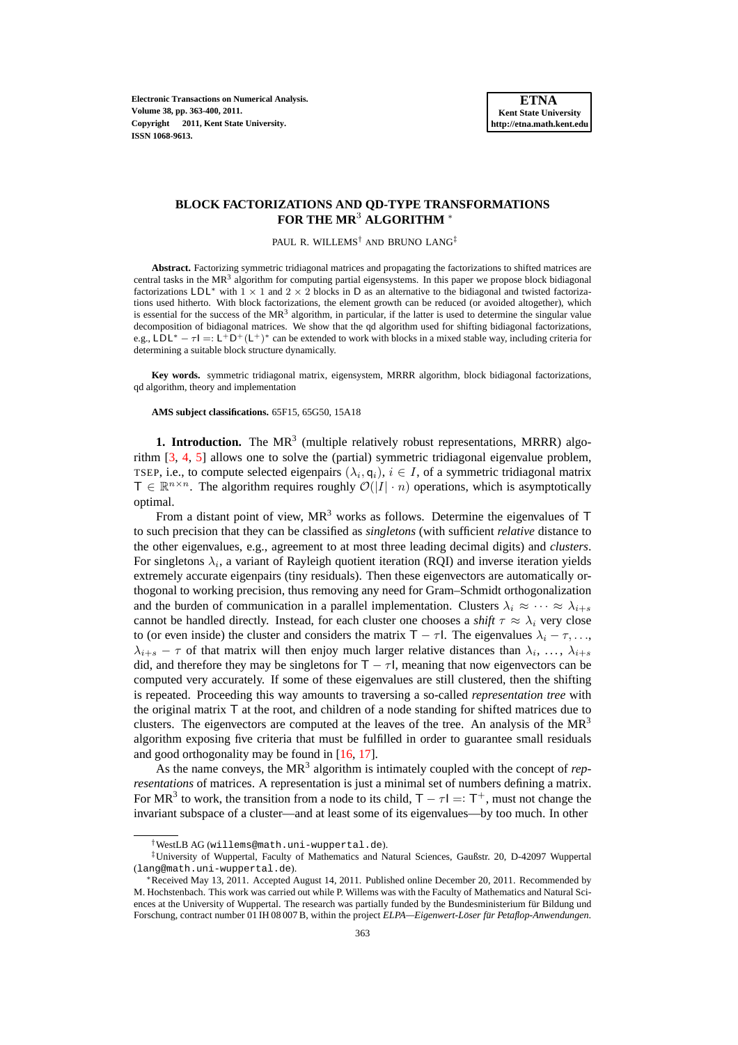# BLOCK FACTORIZATIONS AND QD-TYPE TRANSFORMATIONS FOR THE MR$^3$ ALGORITHM [*]

PAUL R. WILLEMS[†] AND BRUNO LANG[‡]

**Abstract.** Factorizing symmetric tridiagonal matrices and propagating the factorizations to shifted matrices are central tasks in the MR$^3$ algorithm for computing partial eigensystems. In this paper we propose block bidiagonal factorizations $\mathsf{LDL}^*$ with $1 \times 1$ and $2 \times 2$ blocks in $\mathsf{D}$ as an alternative to the bidiagonal and twisted factorizations used hitherto. With block factorizations, the element growth can be reduced (or avoided altogether), which is essential for the success of the MR$^3$ algorithm, in particular, if the latter is used to determine the singular value decomposition of bidiagonal matrices. We show that the qd algorithm used for shifting bidiagonal factorizations, e.g., $\mathsf{LDL}^* - \tau\mathsf{I} =: \mathsf{L}^+\mathsf{D}^+(\mathsf{L}^+)^*$ can be extended to work with blocks in a mixed stable way, including criteria for determining a suitable block structure dynamically.

**Key words.** symmetric tridiagonal matrix, eigensystem, MRRR algorithm, block bidiagonal factorizations, qd algorithm, theory and implementation

**AMS subject classifications.** 65F15, 65G50, 15A18

**1. Introduction.** The MR$^3$ (multiple relatively robust representations, MRRR) algorithm [3, 4, 5] allows one to solve the (partial) symmetric tridiagonal eigenvalue problem, TSEP, i.e., to compute selected eigenpairs $(\lambda_i, \mathsf{q}_i)$, $i \in I$, of a symmetric tridiagonal matrix $\mathsf{T} \in \mathbb{R}^{n \times n}$. The algorithm requires roughly $\mathcal{O}(|I| \cdot n)$ operations, which is asymptotically optimal.

From a distant point of view, MR$^3$ works as follows. Determine the eigenvalues of $\mathsf{T}$ to such precision that they can be classified as *singletons* (with sufficient *relative* distance to the other eigenvalues, e.g., agreement to at most three leading decimal digits) and *clusters*. For singletons $\lambda_i$, a variant of Rayleigh quotient iteration (RQI) and inverse iteration yields extremely accurate eigenpairs (tiny residuals). Then these eigenvectors are automatically orthogonal to working precision, thus removing any need for Gram–Schmidt orthogonalization and the burden of communication in a parallel implementation. Clusters $\lambda_i \approx \cdots \approx \lambda_{i+s}$ cannot be handled directly. Instead, for each cluster one chooses a *shift* $\tau \approx \lambda_i$ very close to (or even inside) the cluster and considers the matrix $\mathsf{T} - \tau\mathsf{I}$. The eigenvalues $\lambda_i - \tau, \ldots, \lambda_{i+s} - \tau$ of that matrix will then enjoy much larger relative distances than $\lambda_i, \ldots, \lambda_{i+s}$ did, and therefore they may be singletons for $\mathsf{T} - \tau\mathsf{I}$, meaning that now eigenvectors can be computed very accurately. If some of these eigenvalues are still clustered, then the shifting is repeated. Proceeding this way amounts to traversing a so-called *representation tree* with the original matrix $\mathsf{T}$ at the root, and children of a node standing for shifted matrices due to clusters. The eigenvectors are computed at the leaves of the tree. An analysis of the MR$^3$ algorithm exposing five criteria that must be fulfilled in order to guarantee small residuals and good orthogonality may be found in [16, 17].

As the name conveys, the MR$^3$ algorithm is intimately coupled with the concept of *representations* of matrices. A representation is just a minimal set of numbers defining a matrix. For MR$^3$ to work, the transition from a node to its child, $\mathsf{T} - \tau\mathsf{I} =: \mathsf{T}^+$, must not change the invariant subspace of a cluster—and at least some of its eigenvalues—by too much. In other

---

[†] WestLB AG (willems@math.uni-wuppertal.de).

[‡] University of Wuppertal, Faculty of Mathematics and Natural Sciences, Gaußstr. 20, D-42097 Wuppertal (lang@math.uni-wuppertal.de).

[*] Received May 13, 2011. Accepted August 14, 2011. Published online December 20, 2011. Recommended by M. Hochstenbach. This work was carried out while P. Willems was with the Faculty of Mathematics and Natural Sciences at the University of Wuppertal. The research was partially funded by the Bundesministerium für Bildung und Forschung, contract number 01 IH 08 007 B, within the project *ELPA—Eigenwert-Löser für Petaflop-Anwendungen*.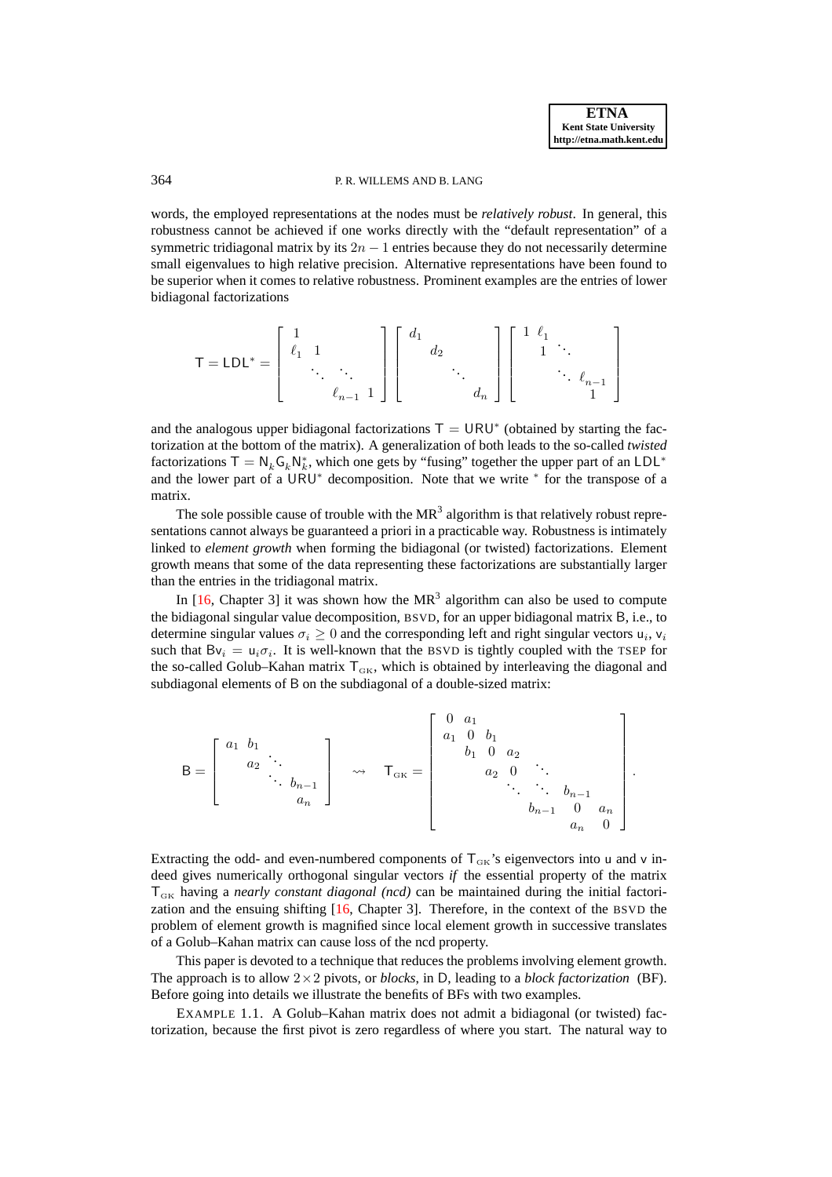words, the employed representations at the nodes must be *relatively robust*. In general, this robustness cannot be achieved if one works directly with the "default representation" of a symmetric tridiagonal matrix by its $2n-1$ entries because they do not necessarily determine small eigenvalues to high relative precision. Alternative representations have been found to be superior when it comes to relative robustness. Prominent examples are the entries of lower bidiagonal factorizations

$$
\mathsf{T} = \mathsf{LDL}^* = \begin{bmatrix} 1 & & & \\ \ell_1 & 1 & & \\ & \ddots & \ddots & \\ & & \ell_{n-1} & 1 \end{bmatrix} \begin{bmatrix} d_1 & & & \\ & d_2 & & \\ & & \ddots & \\ & & & d_n \end{bmatrix} \begin{bmatrix} 1 & \ell_1 & & \\ & 1 & \ddots & \\ & & \ddots & \ell_{n-1} \\ & & & 1 \end{bmatrix}
$$

and the analogous upper bidiagonal factorizations $\mathsf{T} = \mathsf{URU}^*$ (obtained by starting the factorization at the bottom of the matrix). A generalization of both leads to the so-called *twisted* factorizations $\mathsf{T} = \mathsf{N}_k \mathsf{G}_k \mathsf{N}_k^*$, which one gets by "fusing" together the upper part of an $\mathsf{LDL}^*$ and the lower part of a $\mathsf{URU}^*$ decomposition. Note that we write $^*$ for the transpose of a matrix.

The sole possible cause of trouble with the MR$^3$ algorithm is that relatively robust representations cannot always be guaranteed a priori in a practicable way. Robustness is intimately linked to *element growth* when forming the bidiagonal (or twisted) factorizations. Element growth means that some of the data representing these factorizations are substantially larger than the entries in the tridiagonal matrix.

In [16, Chapter 3] it was shown how the MR$^3$ algorithm can also be used to compute the bidiagonal singular value decomposition, BSVD, for an upper bidiagonal matrix $\mathsf{B}$, i.e., to determine singular values $\sigma_i \geq 0$ and the corresponding left and right singular vectors $\mathsf{u}_i$, $\mathsf{v}_i$ such that $\mathsf{B}\mathsf{v}_i = \mathsf{u}_i \sigma_i$. It is well-known that the BSVD is tightly coupled with the TSEP for the so-called Golub–Kahan matrix $\mathsf{T}_{\mathrm{GK}}$, which is obtained by interleaving the diagonal and subdiagonal elements of $\mathsf{B}$ on the subdiagonal of a double-sized matrix:

$$
\mathsf{B} = \begin{bmatrix} a_1 & b_1 & & \\ & a_2 & \ddots & \\ & & \ddots & b_{n-1} \\ & & & a_n \end{bmatrix} \quad \rightsquigarrow \quad \mathsf{T}_{\mathrm{GK}} = \begin{bmatrix} 0 & a_1 & & & & & \\ a_1 & 0 & b_1 & & & & \\ & b_1 & 0 & a_2 & & & \\ & & a_2 & 0 & \ddots & & \\ & & & \ddots & \ddots & b_{n-1} & \\ & & & & b_{n-1} & 0 & a_n \\ & & & & & a_n & 0 \end{bmatrix}.
$$

Extracting the odd- and even-numbered components of $\mathsf{T}_{\mathrm{GK}}$'s eigenvectors into $\mathsf{u}$ and $\mathsf{v}$ indeed gives numerically orthogonal singular vectors *if* the essential property of the matrix $\mathsf{T}_{\mathrm{GK}}$ having a *nearly constant diagonal (ncd)* can be maintained during the initial factorization and the ensuing shifting [16, Chapter 3]. Therefore, in the context of the BSVD the problem of element growth is magnified since local element growth in successive translates of a Golub–Kahan matrix can cause loss of the ncd property.

This paper is devoted to a technique that reduces the problems involving element growth. The approach is to allow $2 \times 2$ pivots, or *blocks*, in $\mathsf{D}$, leading to a *block factorization* (BF). Before going into details we illustrate the benefits of BFs with two examples.

EXAMPLE 1.1. A Golub–Kahan matrix does not admit a bidiagonal (or twisted) factorization, because the first pivot is zero regardless of where you start. The natural way to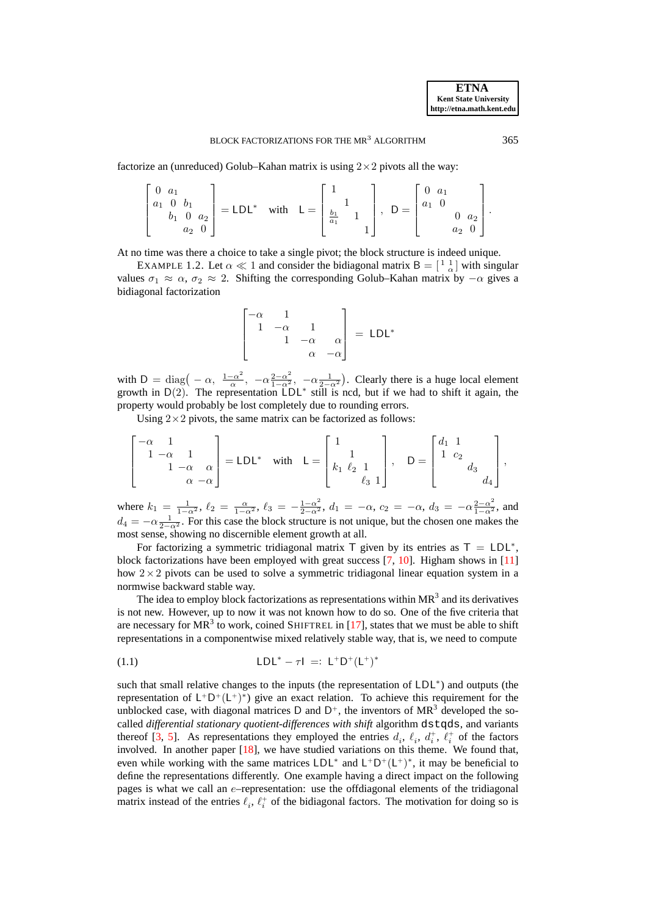factorize an (unreduced) Golub–Kahan matrix is using $2\times 2$ pivots all the way:

$$\begin{bmatrix} 0 & a_1 & & \\ a_1 & 0 & b_1 & \\ & b_1 & 0 & a_2 \\ & & a_2 & 0 \end{bmatrix} = \mathsf{LDL}^* \quad \text{with} \quad \mathsf{L} = \begin{bmatrix} 1 & & & \\ & 1 & & \\ \frac{b_1}{a_1} & & 1 & \\ & & & 1 \end{bmatrix}, \quad \mathsf{D} = \begin{bmatrix} 0 & a_1 & & \\ a_1 & 0 & & \\ & & 0 & a_2 \\ & & a_2 & 0 \end{bmatrix}.$$

At no time was there a choice to take a single pivot; the block structure is indeed unique.

EXAMPLE 1.2. Let $\alpha \ll 1$ and consider the bidiagonal matrix $\mathsf{B} = \left[\begin{smallmatrix} 1 & 1 \\ & \alpha \end{smallmatrix}\right]$ with singular values $\sigma_1 \approx \alpha$, $\sigma_2 \approx 2$. Shifting the corresponding Golub–Kahan matrix by $-\alpha$ gives a bidiagonal factorization

$$\begin{bmatrix} -\alpha & 1 & & \\ 1 & -\alpha & 1 & \\ & 1 & -\alpha & \alpha \\ & & \alpha & -\alpha \end{bmatrix} = \mathsf{LDL}^*$$

with $\mathsf{D} = \mathrm{diag}\big(-\alpha,\ \frac{1-\alpha^2}{\alpha},\ -\alpha\frac{2-\alpha^2}{1-\alpha^2},\ -\alpha\frac{1}{2-\alpha^2}\big)$. Clearly there is a huge local element growth in $\mathsf{D}(2)$. The representation $\mathsf{LDL}^*$ still is ncd, but if we had to shift it again, the property would probably be lost completely due to rounding errors.

Using $2\times 2$ pivots, the same matrix can be factorized as follows:

$$\begin{bmatrix} -\alpha & 1 & & \\ 1 & -\alpha & 1 & \\ & 1 & -\alpha & \alpha \\ & & \alpha & -\alpha \end{bmatrix} = \mathsf{LDL}^* \quad \text{with} \quad \mathsf{L} = \begin{bmatrix} 1 & & & \\ & 1 & & \\ k_1 & \ell_2 & 1 & \\ & & \ell_3 & 1 \end{bmatrix}, \quad \mathsf{D} = \begin{bmatrix} d_1 & 1 & & \\ 1 & c_2 & & \\ & & d_3 & \\ & & & d_4 \end{bmatrix},$$

where $k_1 = \frac{1}{1-\alpha^2}$, $\ell_2 = \frac{\alpha}{1-\alpha^2}$, $\ell_3 = -\frac{1-\alpha^2}{2-\alpha^2}$, $d_1 = -\alpha$, $c_2 = -\alpha$, $d_3 = -\alpha\frac{2-\alpha^2}{1-\alpha^2}$, and $d_4 = -\alpha\frac{1}{2-\alpha^2}$. For this case the block structure is not unique, but the chosen one makes the most sense, showing no discernible element growth at all.

For factorizing a symmetric tridiagonal matrix $\mathsf{T}$ given by its entries as $\mathsf{T} = \mathsf{LDL}^*$, block factorizations have been employed with great success [7, 10]. Higham shows in [11] how $2\times 2$ pivots can be used to solve a symmetric tridiagonal linear equation system in a normwise backward stable way.

The idea to employ block factorizations as representations within MR$^3$ and its derivatives is not new. However, up to now it was not known how to do so. One of the five criteria that are necessary for MR$^3$ to work, coined SHIFTREL in [17], states that we must be able to shift representations in a componentwise mixed relatively stable way, that is, we need to compute

$$\mathsf{LDL}^* - \tau\mathsf{I} \ =:\ \mathsf{L}^+\mathsf{D}^+(\mathsf{L}^+)^* \tag{1.1}$$

such that small relative changes to the inputs (the representation of $\mathsf{LDL}^*$) and outputs (the representation of $\mathsf{L}^+\mathsf{D}^+(\mathsf{L}^+)^*$) give an exact relation. To achieve this requirement for the unblocked case, with diagonal matrices $\mathsf{D}$ and $\mathsf{D}^+$, the inventors of MR$^3$ developed the so-called *differential stationary quotient-differences with shift* algorithm `dstqds`, and variants thereof [3, 5]. As representations they employed the entries $d_i$, $\ell_i$, $d_i^+$, $\ell_i^+$ of the factors involved. In another paper [18], we have studied variations on this theme. We found that, even while working with the same matrices $\mathsf{LDL}^*$ and $\mathsf{L}^+\mathsf{D}^+(\mathsf{L}^+)^*$, it may be beneficial to define the representations differently. One example having a direct impact on the following pages is what we call an $e$–representation: use the offdiagonal elements of the tridiagonal matrix instead of the entries $\ell_i$, $\ell_i^+$ of the bidiagonal factors. The motivation for doing so is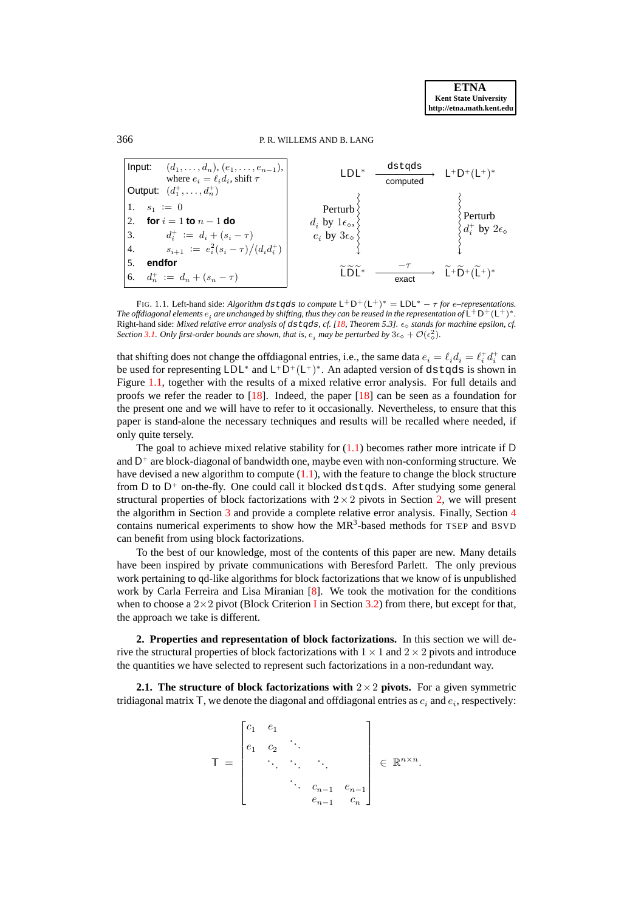Input: $(d_1, \ldots, d_n)$, $(e_1, \ldots, e_{n-1})$, where $e_i = \ell_i d_i$, shift $\tau$

Output: $(d_1^+, \ldots, d_n^+)$

```
1.  s_1 := 0
2.  for i = 1 to n − 1 do
3.      d_i^+ := d_i + (s_i − τ)
4.      s_{i+1} := e_i^2 (s_i − τ)/(d_i d_i^+)
5.  endfor
6.  d_n^+ := d_n + (s_n − τ)
```

$$
\begin{array}{ccc}
\mathsf{LDL}^* & \xrightarrow[\text{computed}]{\texttt{dstqds}} & \mathsf{L}^+\mathsf{D}^+(\mathsf{L}^+)^* \\
\text{Perturb } d_i \text{ by } 1\epsilon_\diamond,\ e_i \text{ by } 3\epsilon_\diamond \Big\downarrow & & \Big\downarrow \text{Perturb } d_i^+ \text{ by } 2\epsilon_\diamond \\
\widetilde{\mathsf{L}}\widetilde{\mathsf{D}}\widetilde{\mathsf{L}}^* & \xrightarrow[\text{exact}]{-\tau} & \widetilde{\mathsf{L}}^+\widetilde{\mathsf{D}}^+(\widetilde{\mathsf{L}}^+)^*
\end{array}
$$

FIG. 1.1. Left-hand side: *Algorithm* `dstqds` *to compute* $\mathsf{L}^+\mathsf{D}^+(\mathsf{L}^+)^* = \mathsf{LDL}^* - \tau$ *for e–representations. The offdiagonal elements* $e_i$ *are unchanged by shifting, thus they can be reused in the representation of* $\mathsf{L}^+\mathsf{D}^+(\mathsf{L}^+)^*$. Right-hand side: *Mixed relative error analysis of* `dstqds`*, cf. [18, Theorem 5.3].* $\epsilon_\diamond$ *stands for machine epsilon, cf. Section 3.1. Only first-order bounds are shown, that is,* $e_i$ *may be perturbed by* $3\epsilon_\diamond + \mathcal{O}(\epsilon_\diamond^2)$.

that shifting does not change the offdiagonal entries, i.e., the same data $e_i = \ell_i d_i = \ell_i^+ d_i^+$ can be used for representing $\mathsf{LDL}^*$ and $\mathsf{L}^+\mathsf{D}^+(\mathsf{L}^+)^*$. An adapted version of `dstqds` is shown in Figure 1.1, together with the results of a mixed relative error analysis. For full details and proofs we refer the reader to [18]. Indeed, the paper [18] can be seen as a foundation for the present one and we will have to refer to it occasionally. Nevertheless, to ensure that this paper is stand-alone the necessary techniques and results will be recalled where needed, if only quite tersely.

The goal to achieve mixed relative stability for (1.1) becomes rather more intricate if $\mathsf{D}$ and $\mathsf{D}^+$ are block-diagonal of bandwidth one, maybe even with non-conforming structure. We have devised a new algorithm to compute (1.1), with the feature to change the block structure from $\mathsf{D}$ to $\mathsf{D}^+$ on-the-fly. One could call it blocked `dstqds`. After studying some general structural properties of block factorizations with $2 \times 2$ pivots in Section 2, we will present the algorithm in Section 3 and provide a complete relative error analysis. Finally, Section 4 contains numerical experiments to show how the MR$^3$-based methods for TSEP and BSVD can benefit from using block factorizations.

To the best of our knowledge, most of the contents of this paper are new. Many details have been inspired by private communications with Beresford Parlett. The only previous work pertaining to qd-like algorithms for block factorizations that we know of is unpublished work by Carla Ferreira and Lisa Miranian [8]. We took the motivation for the conditions when to choose a $2\times 2$ pivot (Block Criterion I in Section 3.2) from there, but except for that, the approach we take is different.

## 2. Properties and representation of block factorizations.

In this section we will derive the structural properties of block factorizations with $1 \times 1$ and $2 \times 2$ pivots and introduce the quantities we have selected to represent such factorizations in a non-redundant way.

### 2.1. The structure of block factorizations with $2 \times 2$ pivots.

For a given symmetric tridiagonal matrix $\mathsf{T}$, we denote the diagonal and offdiagonal entries as $c_i$ and $e_i$, respectively:

$$
\mathsf{T} = \begin{bmatrix} c_1 & e_1 & & & \\ e_1 & c_2 & \ddots & & \\ & \ddots & \ddots & \ddots & \\ & & \ddots & c_{n-1} & e_{n-1} \\ & & & e_{n-1} & c_n \end{bmatrix} \in \mathbb{R}^{n\times n}.
$$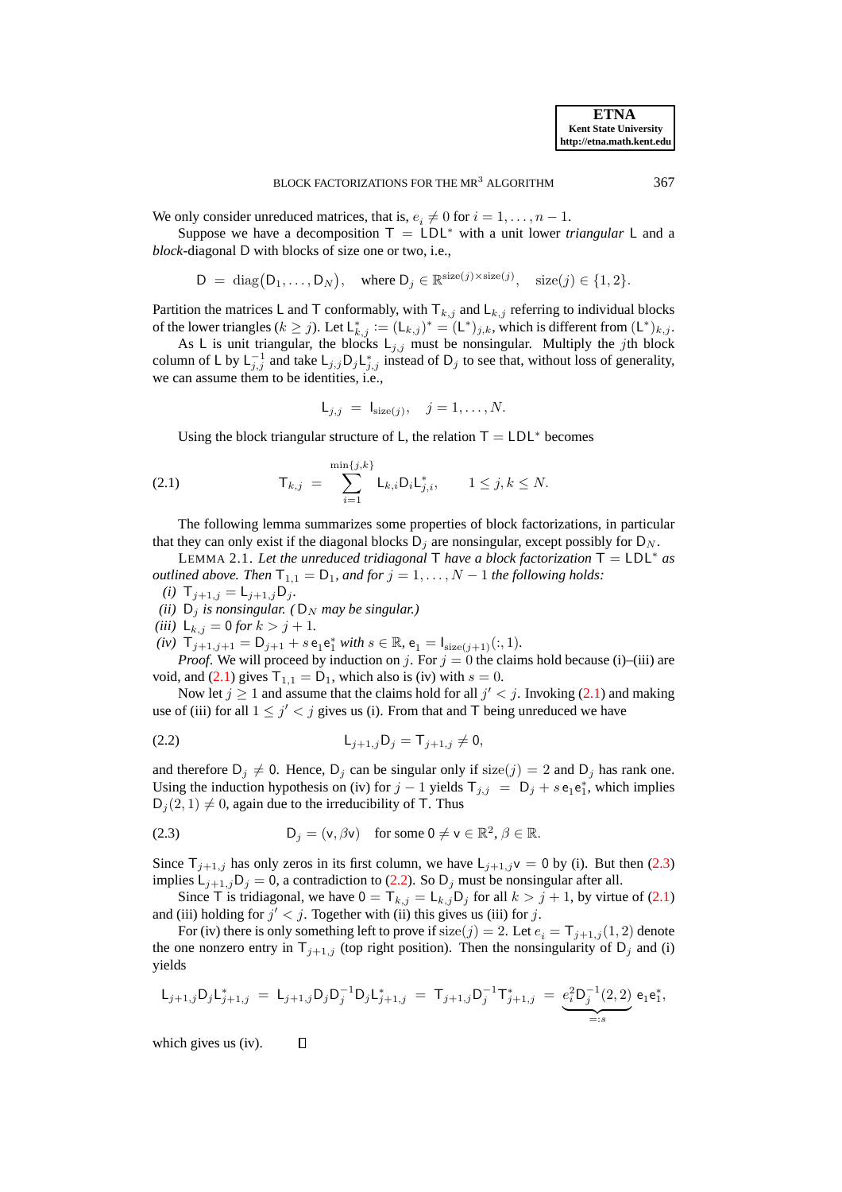We only consider unreduced matrices, that is, $e_i \neq 0$ for $i = 1, \ldots, n-1$.

Suppose we have a decomposition $\mathsf{T} = \mathsf{LDL}^*$ with a unit lower *triangular* $\mathsf{L}$ and a *block*-diagonal $\mathsf{D}$ with blocks of size one or two, i.e.,

$$\mathsf{D} \;=\; \operatorname{diag}\bigl(\mathsf{D}_1, \ldots, \mathsf{D}_N\bigr), \quad \text{where } \mathsf{D}_j \in \mathbb{R}^{\operatorname{size}(j)\times\operatorname{size}(j)}, \quad \operatorname{size}(j) \in \{1, 2\}.$$

Partition the matrices $\mathsf{L}$ and $\mathsf{T}$ conformably, with $\mathsf{T}_{k,j}$ and $\mathsf{L}_{k,j}$ referring to individual blocks of the lower triangles ($k \geq j$). Let $\mathsf{L}_{k,j}^* := (\mathsf{L}_{k,j})^* = (\mathsf{L}^*)_{j,k}$, which is different from $(\mathsf{L}^*)_{k,j}$.

As $\mathsf{L}$ is unit triangular, the blocks $\mathsf{L}_{j,j}$ must be nonsingular. Multiply the $j$th block column of $\mathsf{L}$ by $\mathsf{L}_{j,j}^{-1}$ and take $\mathsf{L}_{j,j}\mathsf{D}_j\mathsf{L}_{j,j}^*$ instead of $\mathsf{D}_j$ to see that, without loss of generality, we can assume them to be identities, i.e.,

$$\mathsf{L}_{j,j} \;=\; \mathsf{I}_{\operatorname{size}(j)}, \quad j = 1, \ldots, N.$$

Using the block triangular structure of $\mathsf{L}$, the relation $\mathsf{T} = \mathsf{LDL}^*$ becomes

$$\mathsf{T}_{k,j} \;=\; \sum_{i=1}^{\min\{j,k\}} \mathsf{L}_{k,i}\mathsf{D}_i\mathsf{L}_{j,i}^*, \qquad 1 \leq j, k \leq N. \tag{2.1}$$

The following lemma summarizes some properties of block factorizations, in particular that they can only exist if the diagonal blocks $\mathsf{D}_j$ are nonsingular, except possibly for $\mathsf{D}_N$.

LEMMA 2.1. *Let the unreduced tridiagonal $\mathsf{T}$ have a block factorization $\mathsf{T} = \mathsf{LDL}^*$ as outlined above. Then $\mathsf{T}_{1,1} = \mathsf{D}_1$, and for $j = 1, \ldots, N-1$ the following holds:*

*(i)* $\mathsf{T}_{j+1,j} = \mathsf{L}_{j+1,j}\mathsf{D}_j$.
*(ii)* $\mathsf{D}_j$ *is nonsingular. (* $\mathsf{D}_N$ *may be singular.)*
*(iii)* $\mathsf{L}_{k,j} = 0$ *for* $k > j+1$.
*(iv)* $\mathsf{T}_{j+1,j+1} = \mathsf{D}_{j+1} + s\,\mathsf{e}_1\mathsf{e}_1^*$ *with* $s \in \mathbb{R}$, $\mathsf{e}_1 = \mathsf{I}_{\operatorname{size}(j+1)}(:,1)$.

*Proof.* We will proceed by induction on $j$. For $j = 0$ the claims hold because (i)–(iii) are void, and (2.1) gives $\mathsf{T}_{1,1} = \mathsf{D}_1$, which also is (iv) with $s = 0$.

Now let $j \geq 1$ and assume that the claims hold for all $j' < j$. Invoking (2.1) and making use of (iii) for all $1 \leq j' < j$ gives us (i). From that and $\mathsf{T}$ being unreduced we have

$$\mathsf{L}_{j+1,j}\mathsf{D}_j = \mathsf{T}_{j+1,j} \neq 0, \tag{2.2}$$

and therefore $\mathsf{D}_j \neq 0$. Hence, $\mathsf{D}_j$ can be singular only if $\operatorname{size}(j) = 2$ and $\mathsf{D}_j$ has rank one. Using the induction hypothesis on (iv) for $j-1$ yields $\mathsf{T}_{j,j} \;=\; \mathsf{D}_j + s\,\mathsf{e}_1\mathsf{e}_1^*$, which implies $\mathsf{D}_j(2,1) \neq 0$, again due to the irreducibility of $\mathsf{T}$. Thus

$$\mathsf{D}_j = (\mathsf{v}, \beta\mathsf{v}) \quad \text{for some } 0 \neq \mathsf{v} \in \mathbb{R}^2, \beta \in \mathbb{R}. \tag{2.3}$$

Since $\mathsf{T}_{j+1,j}$ has only zeros in its first column, we have $\mathsf{L}_{j+1,j}\mathsf{v} = 0$ by (i). But then (2.3) implies $\mathsf{L}_{j+1,j}\mathsf{D}_j = 0$, a contradiction to (2.2). So $\mathsf{D}_j$ must be nonsingular after all.

Since $\mathsf{T}$ is tridiagonal, we have $0 = \mathsf{T}_{k,j} = \mathsf{L}_{k,j}\mathsf{D}_j$ for all $k > j+1$, by virtue of (2.1) and (iii) holding for $j' < j$. Together with (ii) this gives us (iii) for $j$.

For (iv) there is only something left to prove if $\operatorname{size}(j) = 2$. Let $e_i = \mathsf{T}_{j+1,j}(1,2)$ denote the one nonzero entry in $\mathsf{T}_{j+1,j}$ (top right position). Then the nonsingularity of $\mathsf{D}_j$ and (i) yields

$$\mathsf{L}_{j+1,j}\mathsf{D}_j\mathsf{L}_{j+1,j}^* \;=\; \mathsf{L}_{j+1,j}\mathsf{D}_j\mathsf{D}_j^{-1}\mathsf{D}_j\mathsf{L}_{j+1,j}^* \;=\; \mathsf{T}_{j+1,j}\mathsf{D}_j^{-1}\mathsf{T}_{j+1,j}^* \;=\; \underbrace{e_i^2\mathsf{D}_j^{-1}(2,2)}_{=:s}\,\mathsf{e}_1\mathsf{e}_1^*,$$

which gives us (iv). $\square$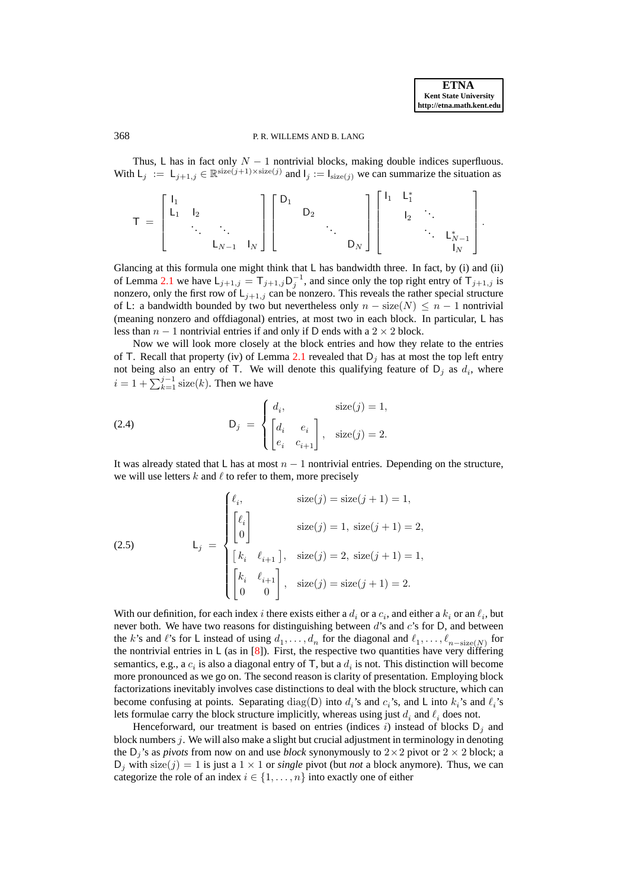Thus, $\mathsf{L}$ has in fact only $N-1$ nontrivial blocks, making double indices superfluous. With $\mathsf{L}_j := \mathsf{L}_{j+1,j} \in \mathbb{R}^{\mathrm{size}(j+1)\times\mathrm{size}(j)}$ and $\mathsf{I}_j := \mathsf{I}_{\mathrm{size}(j)}$ we can summarize the situation as

$$\mathsf{T} = \begin{bmatrix} \mathsf{I}_1 & & & \\ \mathsf{L}_1 & \mathsf{I}_2 & & \\ & \ddots & \ddots & \\ & & \mathsf{L}_{N-1} & \mathsf{I}_N \end{bmatrix} \begin{bmatrix} \mathsf{D}_1 & & & \\ & \mathsf{D}_2 & & \\ & & \ddots & \\ & & & \mathsf{D}_N \end{bmatrix} \begin{bmatrix} \mathsf{I}_1 & \mathsf{L}_1^* & & \\ & \mathsf{I}_2 & \ddots & \\ & & \ddots & \mathsf{L}_{N-1}^* \\ & & & \mathsf{I}_N \end{bmatrix}.$$

Glancing at this formula one might think that $\mathsf{L}$ has bandwidth three. In fact, by (i) and (ii) of Lemma 2.1 we have $\mathsf{L}_{j+1,j} = \mathsf{T}_{j+1,j}\mathsf{D}_j^{-1}$, and since only the top right entry of $\mathsf{T}_{j+1,j}$ is nonzero, only the first row of $\mathsf{L}_{j+1,j}$ can be nonzero. This reveals the rather special structure of $\mathsf{L}$: a bandwidth bounded by two but nevertheless only $n - \mathrm{size}(N) \le n-1$ nontrivial (meaning nonzero and offdiagonal) entries, at most two in each block. In particular, $\mathsf{L}$ has less than $n-1$ nontrivial entries if and only if $\mathsf{D}$ ends with a $2\times 2$ block.

Now we will look more closely at the block entries and how they relate to the entries of $\mathsf{T}$. Recall that property (iv) of Lemma 2.1 revealed that $\mathsf{D}_j$ has at most the top left entry not being also an entry of $\mathsf{T}$. We will denote this qualifying feature of $\mathsf{D}_j$ as $d_i$, where $i = 1 + \sum_{k=1}^{j-1}\mathrm{size}(k)$. Then we have

$$\mathsf{D}_j = \begin{cases} d_i, & \mathrm{size}(j) = 1, \\ \begin{bmatrix} d_i & e_i \\ e_i & c_{i+1} \end{bmatrix}, & \mathrm{size}(j) = 2. \end{cases} \tag{2.4}$$

It was already stated that $\mathsf{L}$ has at most $n-1$ nontrivial entries. Depending on the structure, we will use letters $k$ and $\ell$ to refer to them, more precisely

$$\mathsf{L}_j = \begin{cases} \ell_i, & \mathrm{size}(j) = \mathrm{size}(j+1) = 1, \\ \begin{bmatrix} \ell_i \\ 0 \end{bmatrix} & \mathrm{size}(j) = 1,\ \mathrm{size}(j+1) = 2, \\ \begin{bmatrix} k_i & \ell_{i+1} \end{bmatrix}, & \mathrm{size}(j) = 2,\ \mathrm{size}(j+1) = 1, \\ \begin{bmatrix} k_i & \ell_{i+1} \\ 0 & 0 \end{bmatrix}, & \mathrm{size}(j) = \mathrm{size}(j+1) = 2. \end{cases} \tag{2.5}$$

With our definition, for each index $i$ there exists either a $d_i$ or a $c_i$, and either a $k_i$ or an $\ell_i$, but never both. We have two reasons for distinguishing between $d$'s and $c$'s for $\mathsf{D}$, and between the $k$'s and $\ell$'s for $\mathsf{L}$ instead of using $d_1,\ldots,d_n$ for the diagonal and $\ell_1,\ldots,\ell_{n-\mathrm{size}(N)}$ for the nontrivial entries in $\mathsf{L}$ (as in [8]). First, the respective two quantities have very differing semantics, e.g., a $c_i$ is also a diagonal entry of $\mathsf{T}$, but a $d_i$ is not. This distinction will become more pronounced as we go on. The second reason is clarity of presentation. Employing block factorizations inevitably involves case distinctions to deal with the block structure, which can become confusing at points. Separating $\mathrm{diag}(\mathsf{D})$ into $d_i$'s and $c_i$'s, and $\mathsf{L}$ into $k_i$'s and $\ell_i$'s lets formulae carry the block structure implicitly, whereas using just $d_i$ and $\ell_i$ does not.

Henceforward, our treatment is based on entries (indices $i$) instead of blocks $\mathsf{D}_j$ and block numbers $j$. We will also make a slight but crucial adjustment in terminology in denoting the $\mathsf{D}_j$'s as *pivots* from now on and use *block* synonymously to $2\times 2$ pivot or $2\times 2$ block; a $\mathsf{D}_j$ with $\mathrm{size}(j) = 1$ is just a $1\times 1$ or *single* pivot (but *not* a block anymore). Thus, we can categorize the role of an index $i \in \{1,\ldots,n\}$ into exactly one of either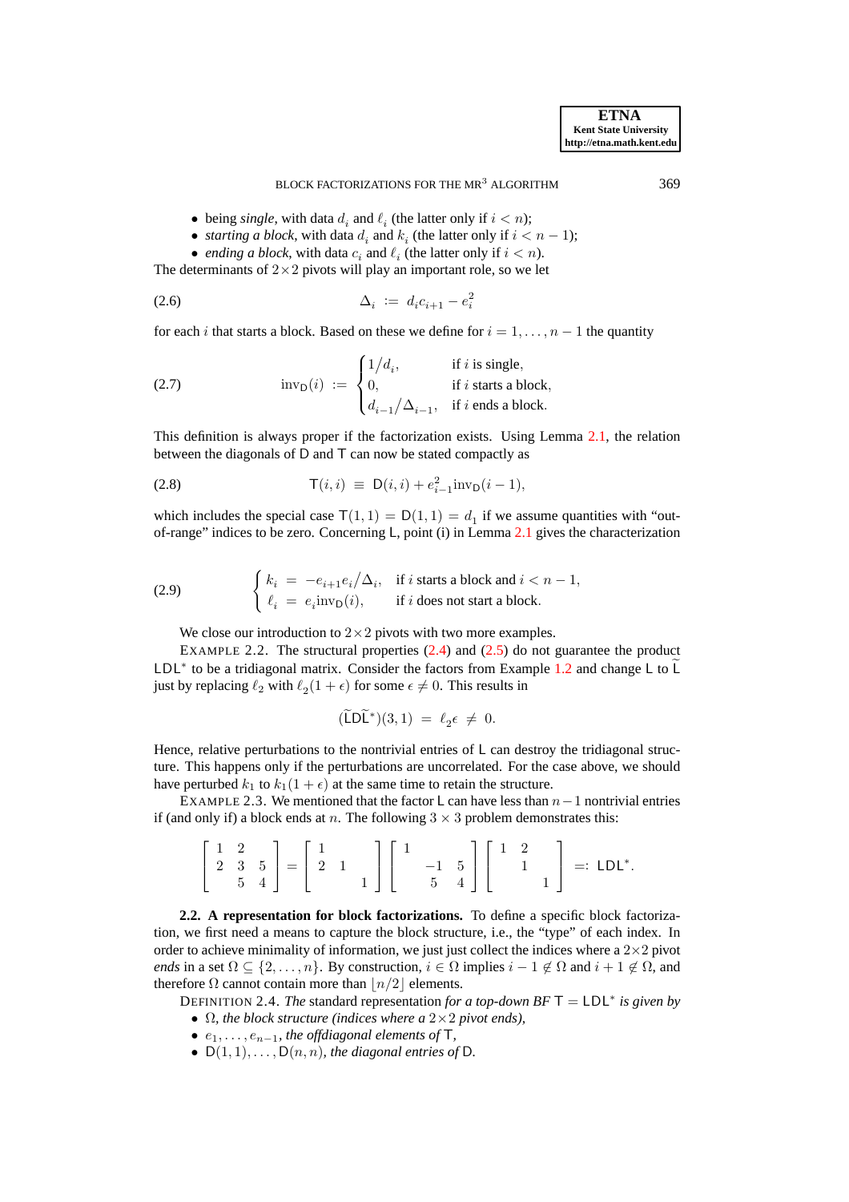- being *single*, with data $d_i$ and $\ell_i$ (the latter only if $i < n$);
- *starting a block*, with data $d_i$ and $k_i$ (the latter only if $i < n-1$);
- *ending a block*, with data $c_i$ and $\ell_i$ (the latter only if $i < n$).

The determinants of $2\times 2$ pivots will play an important role, so we let

$$\Delta_i \;:=\; d_i c_{i+1} - e_i^2 \tag{2.6}$$

for each $i$ that starts a block. Based on these we define for $i = 1, \dots, n-1$ the quantity

$$\operatorname{inv}_{\mathsf{D}}(i) \;:=\; \begin{cases} 1/d_i, & \text{if } i \text{ is single},\\ 0, & \text{if } i \text{ starts a block},\\ d_{i-1}/\Delta_{i-1}, & \text{if } i \text{ ends a block}. \end{cases} \tag{2.7}$$

This definition is always proper if the factorization exists. Using Lemma 2.1, the relation between the diagonals of $\mathsf{D}$ and $\mathsf{T}$ can now be stated compactly as

$$\mathsf{T}(i,i) \;\equiv\; \mathsf{D}(i,i) + e_{i-1}^2 \operatorname{inv}_{\mathsf{D}}(i-1), \tag{2.8}$$

which includes the special case $\mathsf{T}(1,1) = \mathsf{D}(1,1) = d_1$ if we assume quantities with "out-of-range" indices to be zero. Concerning $\mathsf{L}$, point (i) in Lemma 2.1 gives the characterization

$$\begin{cases} k_i \;=\; -e_{i+1}e_i/\Delta_i, & \text{if } i \text{ starts a block and } i < n-1,\\ \ell_i \;=\; e_i \operatorname{inv}_{\mathsf{D}}(i), & \text{if } i \text{ does not start a block}. \end{cases} \tag{2.9}$$

We close our introduction to $2\times 2$ pivots with two more examples.

EXAMPLE 2.2. The structural properties (2.4) and (2.5) do not guarantee the product $\mathsf{LDL}^*$ to be a tridiagonal matrix. Consider the factors from Example 1.2 and change $\mathsf{L}$ to $\widetilde{\mathsf{L}}$ just by replacing $\ell_2$ with $\ell_2(1+\epsilon)$ for some $\epsilon \neq 0$. This results in

$$(\widetilde{\mathsf{L}}\mathsf{D}\widetilde{\mathsf{L}}^*)(3,1) \;=\; \ell_2\epsilon \;\neq\; 0.$$

Hence, relative perturbations to the nontrivial entries of $\mathsf{L}$ can destroy the tridiagonal structure. This happens only if the perturbations are uncorrelated. For the case above, we should have perturbed $k_1$ to $k_1(1+\epsilon)$ at the same time to retain the structure.

EXAMPLE 2.3. We mentioned that the factor $\mathsf{L}$ can have less than $n-1$ nontrivial entries if (and only if) a block ends at $n$. The following $3\times 3$ problem demonstrates this:

$$\begin{bmatrix} 1 & 2 & \\ 2 & 3 & 5 \\ & 5 & 4 \end{bmatrix} = \begin{bmatrix} 1 & & \\ 2 & 1 & \\ & & 1 \end{bmatrix} \begin{bmatrix} 1 & & \\ & -1 & 5 \\ & 5 & 4 \end{bmatrix} \begin{bmatrix} 1 & 2 & \\ & 1 & \\ & & 1 \end{bmatrix} =: \mathsf{LDL}^*.$$

**2.2. A representation for block factorizations.** To define a specific block factorization, we first need a means to capture the block structure, i.e., the "type" of each index. In order to achieve minimality of information, we just just collect the indices where a $2\times 2$ pivot *ends* in a set $\Omega \subseteq \{2, \dots, n\}$. By construction, $i \in \Omega$ implies $i-1 \notin \Omega$ and $i+1 \notin \Omega$, and therefore $\Omega$ cannot contain more than $\lfloor n/2 \rfloor$ elements.

DEFINITION 2.4. *The* standard representation *for a top-down BF* $\mathsf{T} = \mathsf{LDL}^*$ *is given by*

- $\Omega$*, the block structure (indices where a* $2\times 2$ *pivot ends),*
- $e_1, \dots, e_{n-1}$*, the offdiagonal elements of* $\mathsf{T}$*,*
- $\mathsf{D}(1,1), \dots, \mathsf{D}(n,n)$*, the diagonal entries of* $\mathsf{D}$*.*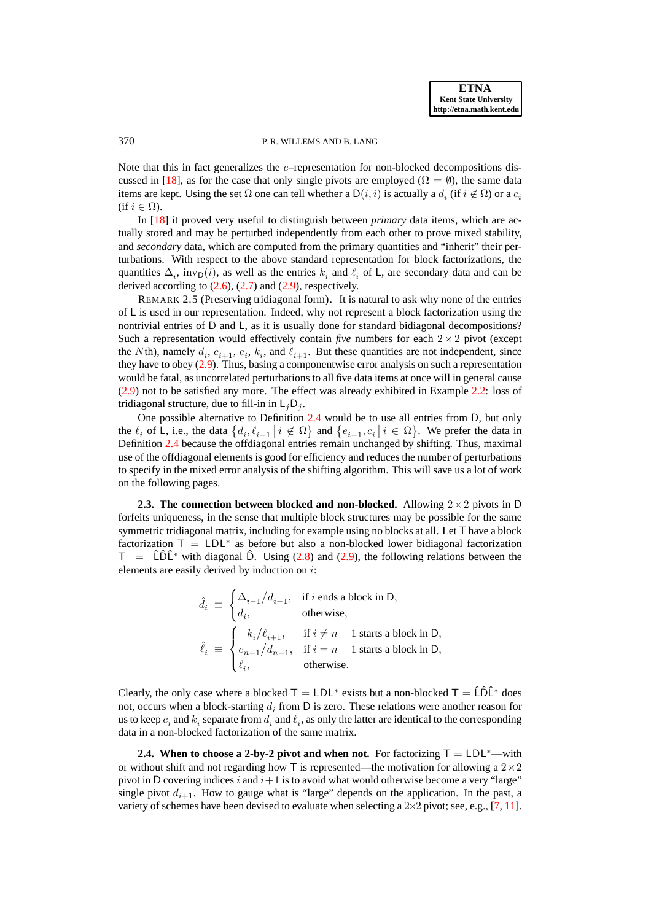Note that this in fact generalizes the $e$–representation for non-blocked decompositions discussed in [18], as for the case that only single pivots are employed ($\Omega = \emptyset$), the same data items are kept. Using the set $\Omega$ one can tell whether a $\mathsf{D}(i,i)$ is actually a $d_i$ (if $i \notin \Omega$) or a $c_i$ (if $i \in \Omega$).

In [18] it proved very useful to distinguish between *primary* data items, which are actually stored and may be perturbed independently from each other to prove mixed stability, and *secondary* data, which are computed from the primary quantities and "inherit" their perturbations. With respect to the above standard representation for block factorizations, the quantities $\Delta_i$, $\mathrm{inv}_{\mathsf{D}}(i)$, as well as the entries $k_i$ and $\ell_i$ of $\mathsf{L}$, are secondary data and can be derived according to (2.6), (2.7) and (2.9), respectively.

REMARK 2.5 (Preserving tridiagonal form). It is natural to ask why none of the entries of $\mathsf{L}$ is used in our representation. Indeed, why not represent a block factorization using the nontrivial entries of $\mathsf{D}$ and $\mathsf{L}$, as it is usually done for standard bidiagonal decompositions? Such a representation would effectively contain *five* numbers for each $2 \times 2$ pivot (except the $N$th), namely $d_i$, $c_{i+1}$, $e_i$, $k_i$, and $\ell_{i+1}$. But these quantities are not independent, since they have to obey (2.9). Thus, basing a componentwise error analysis on such a representation would be fatal, as uncorrelated perturbations to all five data items at once will in general cause (2.9) not to be satisfied any more. The effect was already exhibited in Example 2.2: loss of tridiagonal structure, due to fill-in in $\mathsf{L}_j\mathsf{D}_j$.

One possible alternative to Definition 2.4 would be to use all entries from $\mathsf{D}$, but only the $\ell_i$ of $\mathsf{L}$, i.e., the data $\{d_i, \ell_{i-1} \,|\, i \notin \Omega\}$ and $\{e_{i-1}, c_i \,|\, i \in \Omega\}$. We prefer the data in Definition 2.4 because the offdiagonal entries remain unchanged by shifting. Thus, maximal use of the offdiagonal elements is good for efficiency and reduces the number of perturbations to specify in the mixed error analysis of the shifting algorithm. This will save us a lot of work on the following pages.

**2.3. The connection between blocked and non-blocked.** Allowing $2\times 2$ pivots in $\mathsf{D}$ forfeits uniqueness, in the sense that multiple block structures may be possible for the same symmetric tridiagonal matrix, including for example using no blocks at all. Let $\mathsf{T}$ have a block factorization $\mathsf{T} = \mathsf{L}\mathsf{D}\mathsf{L}^*$ as before but also a non-blocked lower bidiagonal factorization $\mathsf{T} = \hat{\mathsf{L}}\hat{\mathsf{D}}\hat{\mathsf{L}}^*$ with diagonal $\hat{\mathsf{D}}$. Using (2.8) and (2.9), the following relations between the elements are easily derived by induction on $i$:

$$
\hat{d}_i \;\equiv\; \begin{cases} \Delta_{i-1}/d_{i-1}, & \text{if } i \text{ ends a block in } \mathsf{D}, \\ d_i, & \text{otherwise}, \end{cases}
$$

$$
\hat{\ell}_i \;\equiv\; \begin{cases} -k_i/\ell_{i+1}, & \text{if } i \neq n-1 \text{ starts a block in } \mathsf{D}, \\ e_{n-1}/d_{n-1}, & \text{if } i = n-1 \text{ starts a block in } \mathsf{D}, \\ \ell_i, & \text{otherwise}. \end{cases}
$$

Clearly, the only case where a blocked $\mathsf{T} = \mathsf{L}\mathsf{D}\mathsf{L}^*$ exists but a non-blocked $\mathsf{T} = \hat{\mathsf{L}}\hat{\mathsf{D}}\hat{\mathsf{L}}^*$ does not, occurs when a block-starting $d_i$ from $\mathsf{D}$ is zero. These relations were another reason for us to keep $c_i$ and $k_i$ separate from $d_i$ and $\ell_i$, as only the latter are identical to the corresponding data in a non-blocked factorization of the same matrix.

**2.4. When to choose a 2-by-2 pivot and when not.** For factorizing $\mathsf{T} = \mathsf{L}\mathsf{D}\mathsf{L}^*$—with or without shift and not regarding how $\mathsf{T}$ is represented—the motivation for allowing a $2 \times 2$ pivot in $\mathsf{D}$ covering indices $i$ and $i+1$ is to avoid what would otherwise become a very "large" single pivot $d_{i+1}$. How to gauge what is "large" depends on the application. In the past, a variety of schemes have been devised to evaluate when selecting a $2{\times}2$ pivot; see, e.g., [7, 11].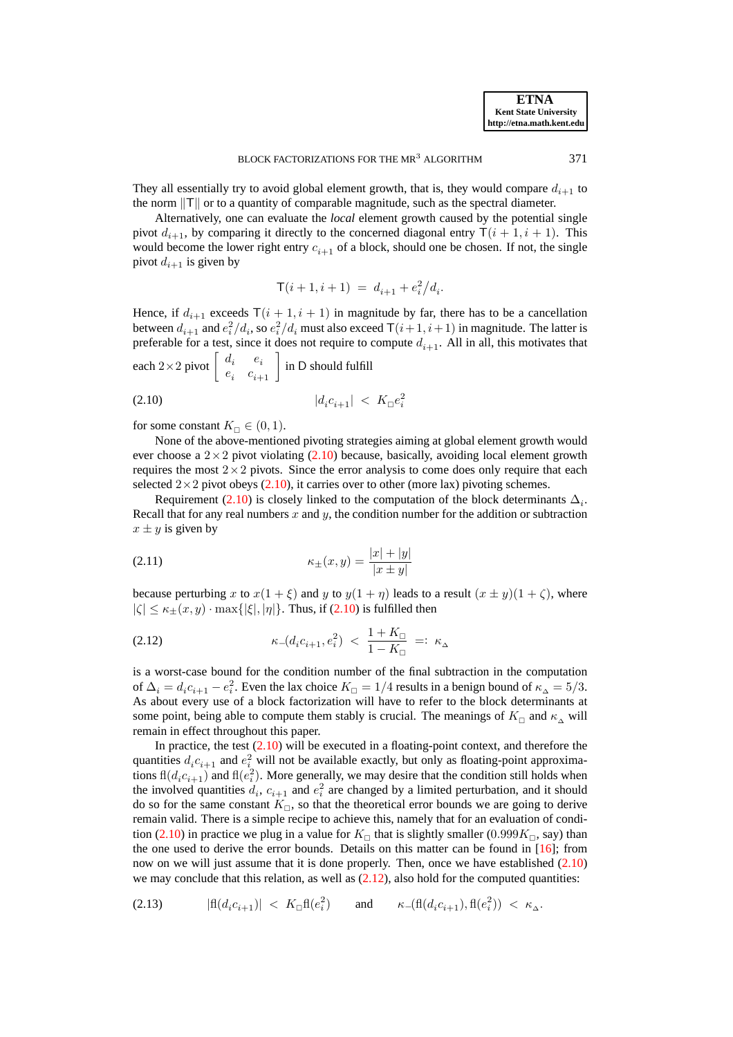They all essentially try to avoid global element growth, that is, they would compare $d_{i+1}$ to the norm $\|\mathsf{T}\|$ or to a quantity of comparable magnitude, such as the spectral diameter.

Alternatively, one can evaluate the *local* element growth caused by the potential single pivot $d_{i+1}$, by comparing it directly to the concerned diagonal entry $\mathsf{T}(i+1, i+1)$. This would become the lower right entry $c_{i+1}$ of a block, should one be chosen. If not, the single pivot $d_{i+1}$ is given by

$$\mathsf{T}(i+1, i+1) \;=\; d_{i+1} + e_i^2/d_i.$$

Hence, if $d_{i+1}$ exceeds $\mathsf{T}(i+1, i+1)$ in magnitude by far, there has to be a cancellation between $d_{i+1}$ and $e_i^2/d_i$, so $e_i^2/d_i$ must also exceed $\mathsf{T}(i+1, i+1)$ in magnitude. The latter is preferable for a test, since it does not require to compute $d_{i+1}$. All in all, this motivates that each $2\times 2$ pivot $\begin{bmatrix} d_i & e_i \\ e_i & c_{i+1} \end{bmatrix}$ in $\mathsf{D}$ should fulfill

$$|d_i c_{i+1}| \;<\; K_{\square} e_i^2 \tag{2.10}$$

for some constant $K_{\square} \in (0, 1)$.

None of the above-mentioned pivoting strategies aiming at global element growth would ever choose a $2\times 2$ pivot violating (2.10) because, basically, avoiding local element growth requires the most $2\times 2$ pivots. Since the error analysis to come does only require that each selected $2\times 2$ pivot obeys (2.10), it carries over to other (more lax) pivoting schemes.

Requirement (2.10) is closely linked to the computation of the block determinants $\Delta_i$. Recall that for any real numbers $x$ and $y$, the condition number for the addition or subtraction $x \pm y$ is given by

$$\kappa_{\pm}(x, y) = \frac{|x| + |y|}{|x \pm y|} \tag{2.11}$$

because perturbing $x$ to $x(1+\xi)$ and $y$ to $y(1+\eta)$ leads to a result $(x \pm y)(1+\zeta)$, where $|\zeta| \le \kappa_{\pm}(x, y) \cdot \max\{|\xi|, |\eta|\}$. Thus, if (2.10) is fulfilled then

$$\kappa_{-}(d_i c_{i+1}, e_i^2) \;<\; \frac{1+K_{\square}}{1-K_{\square}} \;=:\; \kappa_{\Delta} \tag{2.12}$$

is a worst-case bound for the condition number of the final subtraction in the computation of $\Delta_i = d_i c_{i+1} - e_i^2$. Even the lax choice $K_{\square} = 1/4$ results in a benign bound of $\kappa_{\Delta} = 5/3$. As about every use of a block factorization will have to refer to the block determinants at some point, being able to compute them stably is crucial. The meanings of $K_{\square}$ and $\kappa_{\Delta}$ will remain in effect throughout this paper.

In practice, the test (2.10) will be executed in a floating-point context, and therefore the quantities $d_i c_{i+1}$ and $e_i^2$ will not be available exactly, but only as floating-point approximations $\mathrm{fl}(d_i c_{i+1})$ and $\mathrm{fl}(e_i^2)$. More generally, we may desire that the condition still holds when the involved quantities $d_i$, $c_{i+1}$ and $e_i^2$ are changed by a limited perturbation, and it should do so for the same constant $K_{\square}$, so that the theoretical error bounds we are going to derive remain valid. There is a simple recipe to achieve this, namely that for an evaluation of condition (2.10) in practice we plug in a value for $K_{\square}$ that is slightly smaller ($0.999K_{\square}$, say) than the one used to derive the error bounds. Details on this matter can be found in [16]; from now on we will just assume that it is done properly. Then, once we have established (2.10) we may conclude that this relation, as well as (2.12), also hold for the computed quantities:

$$|\mathrm{fl}(d_i c_{i+1})| \;<\; K_{\square}\mathrm{fl}(e_i^2) \qquad \text{and} \qquad \kappa_{-}(\mathrm{fl}(d_i c_{i+1}), \mathrm{fl}(e_i^2)) \;<\; \kappa_{\Delta}. \tag{2.13}$$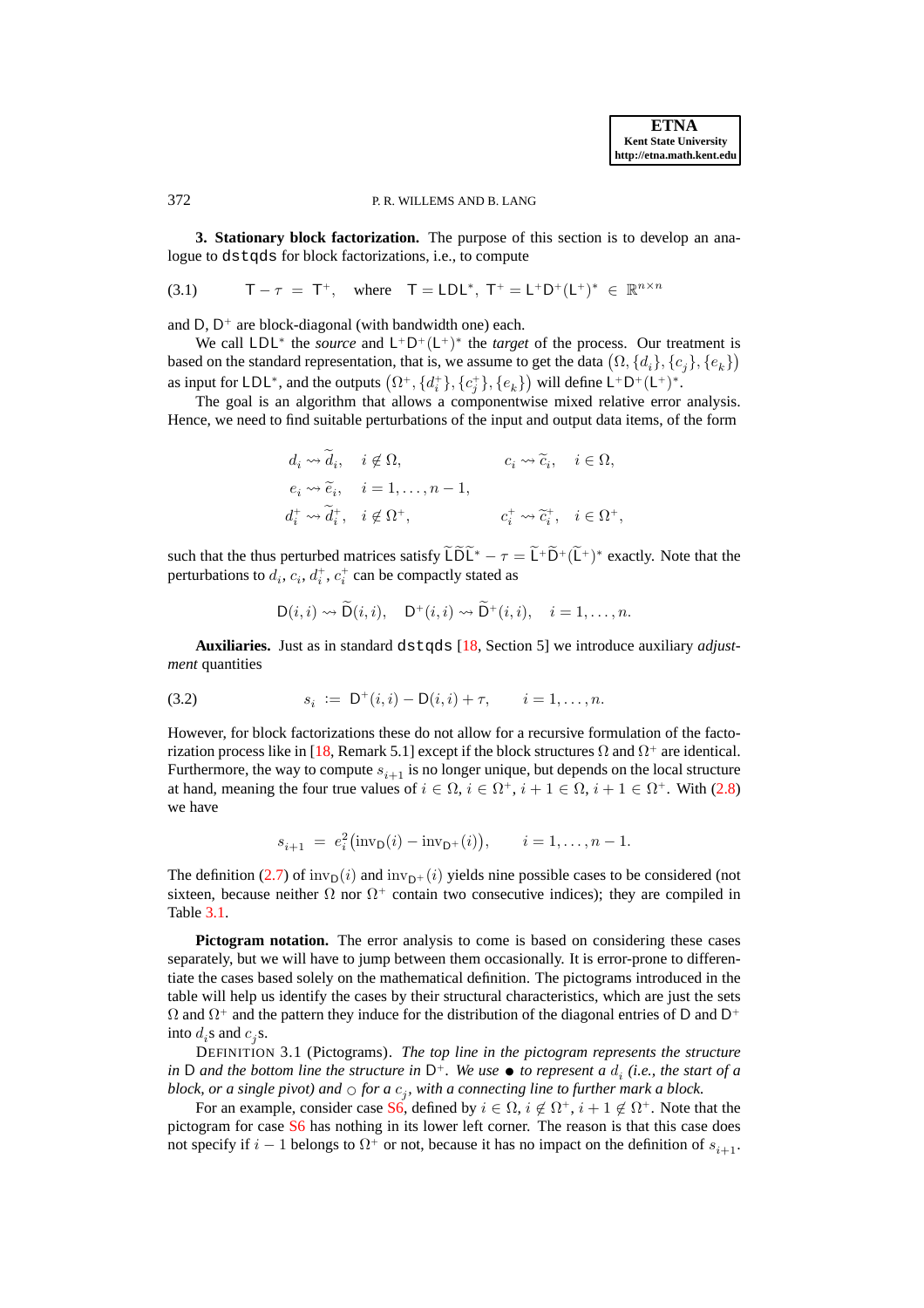**3. Stationary block factorization.** The purpose of this section is to develop an analogue to dstqds for block factorizations, i.e., to compute

$$\mathsf{T} - \tau \;=\; \mathsf{T}^+, \quad \text{where} \quad \mathsf{T} = \mathsf{LDL}^*,\ \mathsf{T}^+ = \mathsf{L}^+\mathsf{D}^+(\mathsf{L}^+)^* \;\in\; \mathbb{R}^{n\times n} \tag{3.1}$$

and $\mathsf{D}$, $\mathsf{D}^+$ are block-diagonal (with bandwidth one) each.

We call $\mathsf{LDL}^*$ the *source* and $\mathsf{L}^+\mathsf{D}^+(\mathsf{L}^+)^*$ the *target* of the process. Our treatment is based on the standard representation, that is, we assume to get the data $\big(\Omega, \{d_i\}, \{c_j\}, \{e_k\}\big)$ as input for $\mathsf{LDL}^*$, and the outputs $\big(\Omega^+, \{d_i^+\}, \{c_j^+\}, \{e_k\}\big)$ will define $\mathsf{L}^+\mathsf{D}^+(\mathsf{L}^+)^*$.

The goal is an algorithm that allows a componentwise mixed relative error analysis. Hence, we need to find suitable perturbations of the input and output data items, of the form

$$\begin{aligned}
&d_i \rightsquigarrow \widetilde{d}_i, \quad i \notin \Omega, && c_i \rightsquigarrow \widetilde{c}_i, \quad i \in \Omega,\\
&e_i \rightsquigarrow \widetilde{e}_i, \quad i = 1,\ldots,n-1, &&\\
&d_i^+ \rightsquigarrow \widetilde{d}_i^+, \quad i \notin \Omega^+, && c_i^+ \rightsquigarrow \widetilde{c}_i^+, \quad i \in \Omega^+,
\end{aligned}$$

such that the thus perturbed matrices satisfy $\widetilde{\mathsf{L}}\widetilde{\mathsf{D}}\widetilde{\mathsf{L}}^* - \tau = \widetilde{\mathsf{L}}^+\widetilde{\mathsf{D}}^+(\widetilde{\mathsf{L}}^+)^*$ exactly. Note that the perturbations to $d_i$, $c_i$, $d_i^+$, $c_i^+$ can be compactly stated as

$$\mathsf{D}(i,i) \rightsquigarrow \widetilde{\mathsf{D}}(i,i), \quad \mathsf{D}^+(i,i) \rightsquigarrow \widetilde{\mathsf{D}}^+(i,i), \quad i = 1,\ldots,n.$$

**Auxiliaries.** Just as in standard dstqds [18, Section 5] we introduce auxiliary *adjustment* quantities

$$s_i \;:=\; \mathsf{D}^+(i,i) - \mathsf{D}(i,i) + \tau, \qquad i = 1,\ldots,n. \tag{3.2}$$

However, for block factorizations these do not allow for a recursive formulation of the factorization process like in [18, Remark 5.1] except if the block structures $\Omega$ and $\Omega^+$ are identical. Furthermore, the way to compute $s_{i+1}$ is no longer unique, but depends on the local structure at hand, meaning the four true values of $i \in \Omega$, $i \in \Omega^+$, $i+1 \in \Omega$, $i+1 \in \Omega^+$. With (2.8) we have

$$s_{i+1} \;=\; e_i^2\big(\mathrm{inv}_{\mathsf{D}}(i) - \mathrm{inv}_{\mathsf{D}^+}(i)\big), \qquad i = 1,\ldots,n-1.$$

The definition (2.7) of $\mathrm{inv}_{\mathsf{D}}(i)$ and $\mathrm{inv}_{\mathsf{D}^+}(i)$ yields nine possible cases to be considered (not sixteen, because neither $\Omega$ nor $\Omega^+$ contain two consecutive indices); they are compiled in Table 3.1.

**Pictogram notation.** The error analysis to come is based on considering these cases separately, but we will have to jump between them occasionally. It is error-prone to differentiate the cases based solely on the mathematical definition. The pictograms introduced in the table will help us identify the cases by their structural characteristics, which are just the sets $\Omega$ and $\Omega^+$ and the pattern they induce for the distribution of the diagonal entries of $\mathsf{D}$ and $\mathsf{D}^+$ into $d_i$s and $c_j$s.

DEFINITION 3.1 (Pictograms). *The top line in the pictogram represents the structure in $\mathsf{D}$ and the bottom line the structure in $\mathsf{D}^+$. We use $\bullet$ to represent a $d_i$ (i.e., the start of a block, or a single pivot) and $\circ$ for a $c_j$, with a connecting line to further mark a block.*

For an example, consider case S6, defined by $i \in \Omega$, $i \notin \Omega^+$, $i+1 \notin \Omega^+$. Note that the pictogram for case S6 has nothing in its lower left corner. The reason is that this case does not specify if $i-1$ belongs to $\Omega^+$ or not, because it has no impact on the definition of $s_{i+1}$.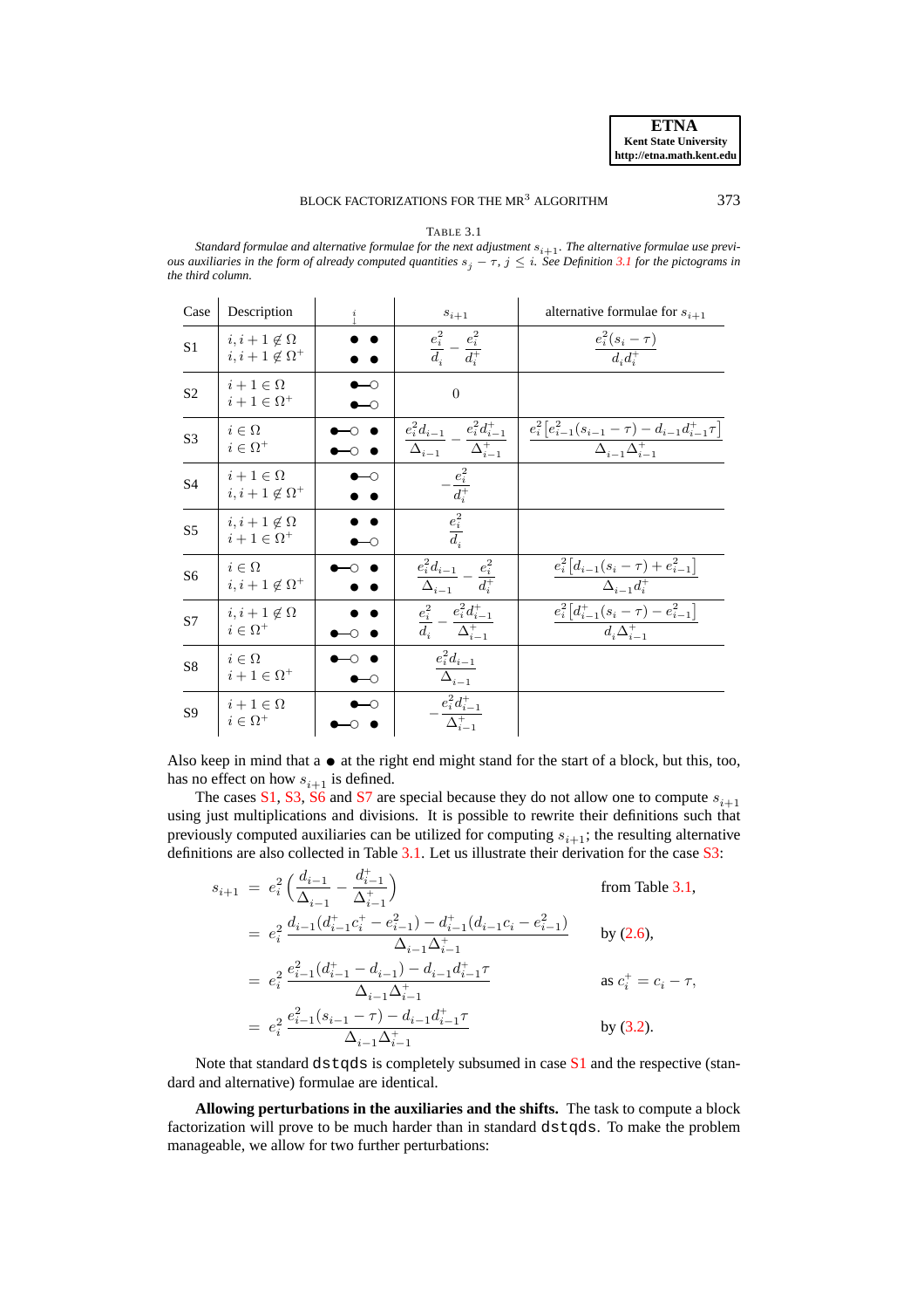TABLE 3.1

*Standard formulae and alternative formulae for the next adjustment $s_{i+1}$. The alternative formulae use previous auxiliaries in the form of already computed quantities $s_j - \tau$, $j \leq i$. See Definition 3.1 for the pictograms in the third column.*

| Case | Description | $\overset{i}{\downarrow}$ | $s_{i+1}$ | alternative formulae for $s_{i+1}$ |
|---|---|---|---|---|
| S1 | $i, i+1 \notin \Omega$ <br> $i, i+1 \notin \Omega^+$ | ● ● <br> ● ● | $\dfrac{e_i^2}{d_i} - \dfrac{e_i^2}{d_i^+}$ | $\dfrac{e_i^2(s_i - \tau)}{d_i d_i^+}$ |
| S2 | $i+1 \in \Omega$ <br> $i+1 \in \Omega^+$ | ●—○ <br> ●—○ | $0$ | |
| S3 | $i \in \Omega$ <br> $i \in \Omega^+$ | ●—○ ● <br> ●—○ ● | $\dfrac{e_i^2 d_{i-1}}{\Delta_{i-1}} - \dfrac{e_i^2 d_{i-1}^+}{\Delta_{i-1}^+}$ | $\dfrac{e_i^2\left[e_{i-1}^2(s_{i-1} - \tau) - d_{i-1}d_{i-1}^+\tau\right]}{\Delta_{i-1}\Delta_{i-1}^+}$ |
| S4 | $i+1 \in \Omega$ <br> $i, i+1 \notin \Omega^+$ | ●—○ <br> ● ● | $-\dfrac{e_i^2}{d_i^+}$ | |
| S5 | $i, i+1 \notin \Omega$ <br> $i+1 \in \Omega^+$ | ● ● <br> ●—○ | $\dfrac{e_i^2}{d_i}$ | |
| S6 | $i \in \Omega$ <br> $i, i+1 \notin \Omega^+$ | ●—○ ● <br> ● ● | $\dfrac{e_i^2 d_{i-1}}{\Delta_{i-1}} - \dfrac{e_i^2}{d_i^+}$ | $\dfrac{e_i^2\left[d_{i-1}(s_i - \tau) + e_{i-1}^2\right]}{\Delta_{i-1}d_i^+}$ |
| S7 | $i, i+1 \notin \Omega$ <br> $i \in \Omega^+$ | ● ● <br> ●—○ ● | $\dfrac{e_i^2}{d_i} - \dfrac{e_i^2 d_{i-1}^+}{\Delta_{i-1}^+}$ | $\dfrac{e_i^2\left[d_{i-1}^+(s_i - \tau) - e_{i-1}^2\right]}{d_i\Delta_{i-1}^+}$ |
| S8 | $i \in \Omega$ <br> $i+1 \in \Omega^+$ | ●—○ ● <br> ●—○ | $\dfrac{e_i^2 d_{i-1}}{\Delta_{i-1}}$ | |
| S9 | $i+1 \in \Omega$ <br> $i \in \Omega^+$ | ●—○ <br> ●—○ ● | $-\dfrac{e_i^2 d_{i-1}^+}{\Delta_{i-1}^+}$ | |

Also keep in mind that a ● at the right end might stand for the start of a block, but this, too, has no effect on how $s_{i+1}$ is defined.

The cases S1, S3, S6 and S7 are special because they do not allow one to compute $s_{i+1}$ using just multiplications and divisions. It is possible to rewrite their definitions such that previously computed auxiliaries can be utilized for computing $s_{i+1}$; the resulting alternative definitions are also collected in Table 3.1. Let us illustrate their derivation for the case S3:

$$
\begin{aligned}
s_{i+1} &= e_i^2\left(\frac{d_{i-1}}{\Delta_{i-1}} - \frac{d_{i-1}^+}{\Delta_{i-1}^+}\right) && \text{from Table 3.1,}\\
&= e_i^2\,\frac{d_{i-1}(d_{i-1}^+c_i^+ - e_{i-1}^2) - d_{i-1}^+(d_{i-1}c_i - e_{i-1}^2)}{\Delta_{i-1}\Delta_{i-1}^+} && \text{by (2.6),}\\
&= e_i^2\,\frac{e_{i-1}^2(d_{i-1}^+ - d_{i-1}) - d_{i-1}d_{i-1}^+\tau}{\Delta_{i-1}\Delta_{i-1}^+} && \text{as } c_i^+ = c_i - \tau,\\
&= e_i^2\,\frac{e_{i-1}^2(s_{i-1} - \tau) - d_{i-1}d_{i-1}^+\tau}{\Delta_{i-1}\Delta_{i-1}^+} && \text{by (3.2).}
\end{aligned}
$$

Note that standard `dstqds` is completely subsumed in case S1 and the respective (standard and alternative) formulae are identical.

**Allowing perturbations in the auxiliaries and the shifts.** The task to compute a block factorization will prove to be much harder than in standard `dstqds`. To make the problem manageable, we allow for two further perturbations: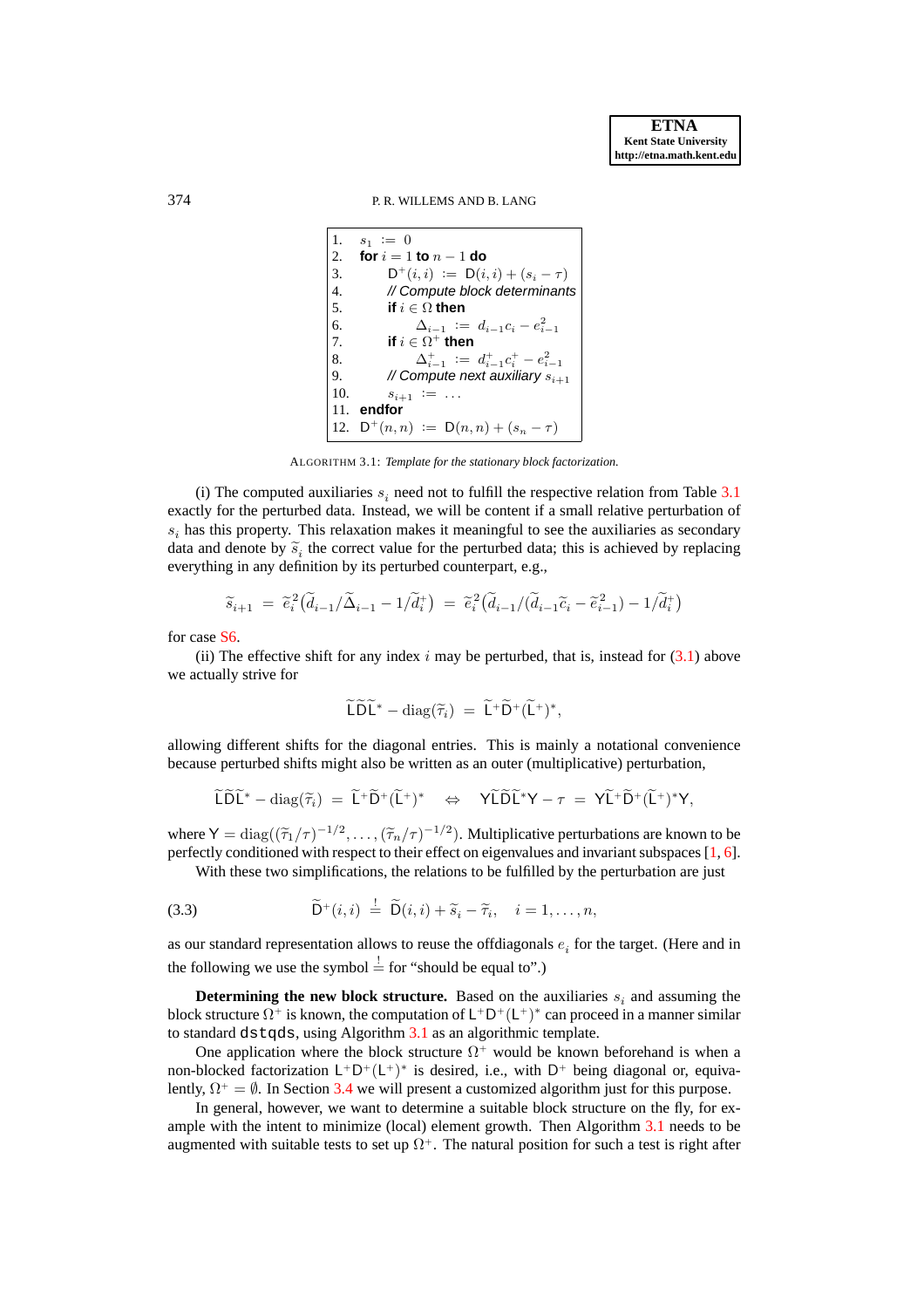```
1.   s_1 := 0
2.   for i = 1 to n − 1 do
3.       D^+(i,i) := D(i,i) + (s_i − τ)
4.       // Compute block determinants
5.       if i ∈ Ω then
6.           Δ_{i−1} := d_{i−1} c_i − e_{i−1}^2
7.       if i ∈ Ω^+ then
8.           Δ^+_{i−1} := d^+_{i−1} c^+_i − e_{i−1}^2
9.       // Compute next auxiliary s_{i+1}
10.      s_{i+1} := ...
11.  endfor
12.  D^+(n,n) := D(n,n) + (s_n − τ)
```

ALGORITHM 3.1: *Template for the stationary block factorization.*

(i) The computed auxiliaries $s_i$ need not to fulfill the respective relation from Table 3.1 exactly for the perturbed data. Instead, we will be content if a small relative perturbation of $s_i$ has this property. This relaxation makes it meaningful to see the auxiliaries as secondary data and denote by $\widetilde{s}_i$ the correct value for the perturbed data; this is achieved by replacing everything in any definition by its perturbed counterpart, e.g.,

$$\widetilde{s}_{i+1} = \widetilde{e}_i^2\big(\widetilde{d}_{i-1}/\widetilde{\Delta}_{i-1} - 1/\widetilde{d}_i^+\big) = \widetilde{e}_i^2\big(\widetilde{d}_{i-1}/(\widetilde{d}_{i-1}\widetilde{c}_i - \widetilde{e}_{i-1}^2) - 1/\widetilde{d}_i^+\big)$$

for case S6.

(ii) The effective shift for any index $i$ may be perturbed, that is, instead for (3.1) above we actually strive for

$$\widetilde{\mathsf{L}}\widetilde{\mathsf{D}}\widetilde{\mathsf{L}}^* - \operatorname{diag}(\widetilde{\tau}_i) = \widetilde{\mathsf{L}}^+\widetilde{\mathsf{D}}^+(\widetilde{\mathsf{L}}^+)^*,$$

allowing different shifts for the diagonal entries. This is mainly a notational convenience because perturbed shifts might also be written as an outer (multiplicative) perturbation,

$$\widetilde{\mathsf{L}}\widetilde{\mathsf{D}}\widetilde{\mathsf{L}}^* - \operatorname{diag}(\widetilde{\tau}_i) = \widetilde{\mathsf{L}}^+\widetilde{\mathsf{D}}^+(\widetilde{\mathsf{L}}^+)^* \quad\Leftrightarrow\quad \mathsf{Y}\widetilde{\mathsf{L}}\widetilde{\mathsf{D}}\widetilde{\mathsf{L}}^*\mathsf{Y} - \tau = \mathsf{Y}\widetilde{\mathsf{L}}^+\widetilde{\mathsf{D}}^+(\widetilde{\mathsf{L}}^+)^*\mathsf{Y},$$

where $\mathsf{Y} = \operatorname{diag}((\widetilde{\tau}_1/\tau)^{-1/2}, \ldots, (\widetilde{\tau}_n/\tau)^{-1/2})$. Multiplicative perturbations are known to be perfectly conditioned with respect to their effect on eigenvalues and invariant subspaces [1, 6].

With these two simplifications, the relations to be fulfilled by the perturbation are just

$$\widetilde{\mathsf{D}}^+(i,i) \stackrel{!}{=} \widetilde{\mathsf{D}}(i,i) + \widetilde{s}_i - \widetilde{\tau}_i, \quad i = 1, \ldots, n, \tag{3.3}$$

as our standard representation allows to reuse the offdiagonals $e_i$ for the target. (Here and in the following we use the symbol $\stackrel{!}{=}$ for "should be equal to".)

**Determining the new block structure.** Based on the auxiliaries $s_i$ and assuming the block structure $\Omega^+$ is known, the computation of $\mathsf{L}^+\mathsf{D}^+(\mathsf{L}^+)^*$ can proceed in a manner similar to standard `dstqds`, using Algorithm 3.1 as an algorithmic template.

One application where the block structure $\Omega^+$ would be known beforehand is when a non-blocked factorization $\mathsf{L}^+\mathsf{D}^+(\mathsf{L}^+)^*$ is desired, i.e., with $\mathsf{D}^+$ being diagonal or, equivalently, $\Omega^+ = \emptyset$. In Section 3.4 we will present a customized algorithm just for this purpose.

In general, however, we want to determine a suitable block structure on the fly, for example with the intent to minimize (local) element growth. Then Algorithm 3.1 needs to be augmented with suitable tests to set up $\Omega^+$. The natural position for such a test is right after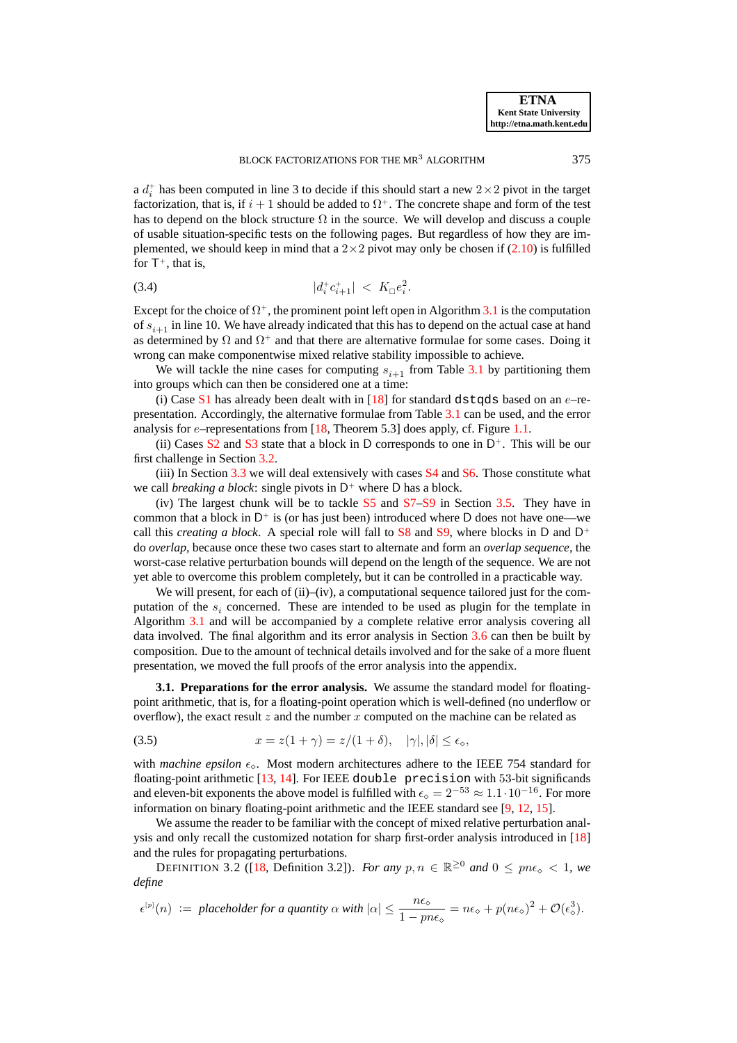a $d_i^+$ has been computed in line 3 to decide if this should start a new $2\times 2$ pivot in the target factorization, that is, if $i+1$ should be added to $\Omega^+$. The concrete shape and form of the test has to depend on the block structure $\Omega$ in the source. We will develop and discuss a couple of usable situation-specific tests on the following pages. But regardless of how they are implemented, we should keep in mind that a $2\times 2$ pivot may only be chosen if (2.10) is fulfilled for $\mathsf{T}^+$, that is,

$$|d_i^+ c_{i+1}^+| \;<\; K_\square e_i^2. \tag{3.4}$$

Except for the choice of $\Omega^+$, the prominent point left open in Algorithm 3.1 is the computation of $s_{i+1}$ in line 10. We have already indicated that this has to depend on the actual case at hand as determined by $\Omega$ and $\Omega^+$ and that there are alternative formulae for some cases. Doing it wrong can make componentwise mixed relative stability impossible to achieve.

We will tackle the nine cases for computing $s_{i+1}$ from Table 3.1 by partitioning them into groups which can then be considered one at a time:

(i) Case S1 has already been dealt with in [18] for standard `dstqds` based on an $e$–representation. Accordingly, the alternative formulae from Table 3.1 can be used, and the error analysis for $e$–representations from [18, Theorem 5.3] does apply, cf. Figure 1.1.

(ii) Cases S2 and S3 state that a block in D corresponds to one in $\mathrm{D}^+$. This will be our first challenge in Section 3.2.

(iii) In Section 3.3 we will deal extensively with cases S4 and S6. Those constitute what we call *breaking a block*: single pivots in $\mathrm{D}^+$ where D has a block.

(iv) The largest chunk will be to tackle S5 and S7–S9 in Section 3.5. They have in common that a block in $\mathrm{D}^+$ is (or has just been) introduced where D does not have one—we call this *creating a block*. A special role will fall to S8 and S9, where blocks in D and $\mathrm{D}^+$ do *overlap*, because once these two cases start to alternate and form an *overlap sequence*, the worst-case relative perturbation bounds will depend on the length of the sequence. We are not yet able to overcome this problem completely, but it can be controlled in a practicable way.

We will present, for each of (ii)–(iv), a computational sequence tailored just for the computation of the $s_i$ concerned. These are intended to be used as plugin for the template in Algorithm 3.1 and will be accompanied by a complete relative error analysis covering all data involved. The final algorithm and its error analysis in Section 3.6 can then be built by composition. Due to the amount of technical details involved and for the sake of a more fluent presentation, we moved the full proofs of the error analysis into the appendix.

**3.1. Preparations for the error analysis.** We assume the standard model for floating-point arithmetic, that is, for a floating-point operation which is well-defined (no underflow or overflow), the exact result $z$ and the number $x$ computed on the machine can be related as

$$x = z(1+\gamma) = z/(1+\delta), \qquad |\gamma|, |\delta| \le \epsilon_\diamond, \tag{3.5}$$

with *machine epsilon* $\epsilon_\diamond$. Most modern architectures adhere to the IEEE 754 standard for floating-point arithmetic [13, 14]. For IEEE `double precision` with 53-bit significands and eleven-bit exponents the above model is fulfilled with $\epsilon_\diamond = 2^{-53} \approx 1.1\cdot 10^{-16}$. For more information on binary floating-point arithmetic and the IEEE standard see [9, 12, 15].

We assume the reader to be familiar with the concept of mixed relative perturbation analysis and only recall the customized notation for sharp first-order analysis introduced in [18] and the rules for propagating perturbations.

DEFINITION 3.2 ([18, Definition 3.2]). *For any $p, n \in \mathbb{R}^{\ge 0}$ and $0 \le pn\epsilon_\diamond < 1$, we define*

$$\epsilon^{[p]}(n) \;:=\; \textit{placeholder for a quantity } \alpha \textit{ with } |\alpha| \le \frac{n\epsilon_\diamond}{1-pn\epsilon_\diamond} = n\epsilon_\diamond + p(n\epsilon_\diamond)^2 + \mathcal{O}(\epsilon_\diamond^3).$$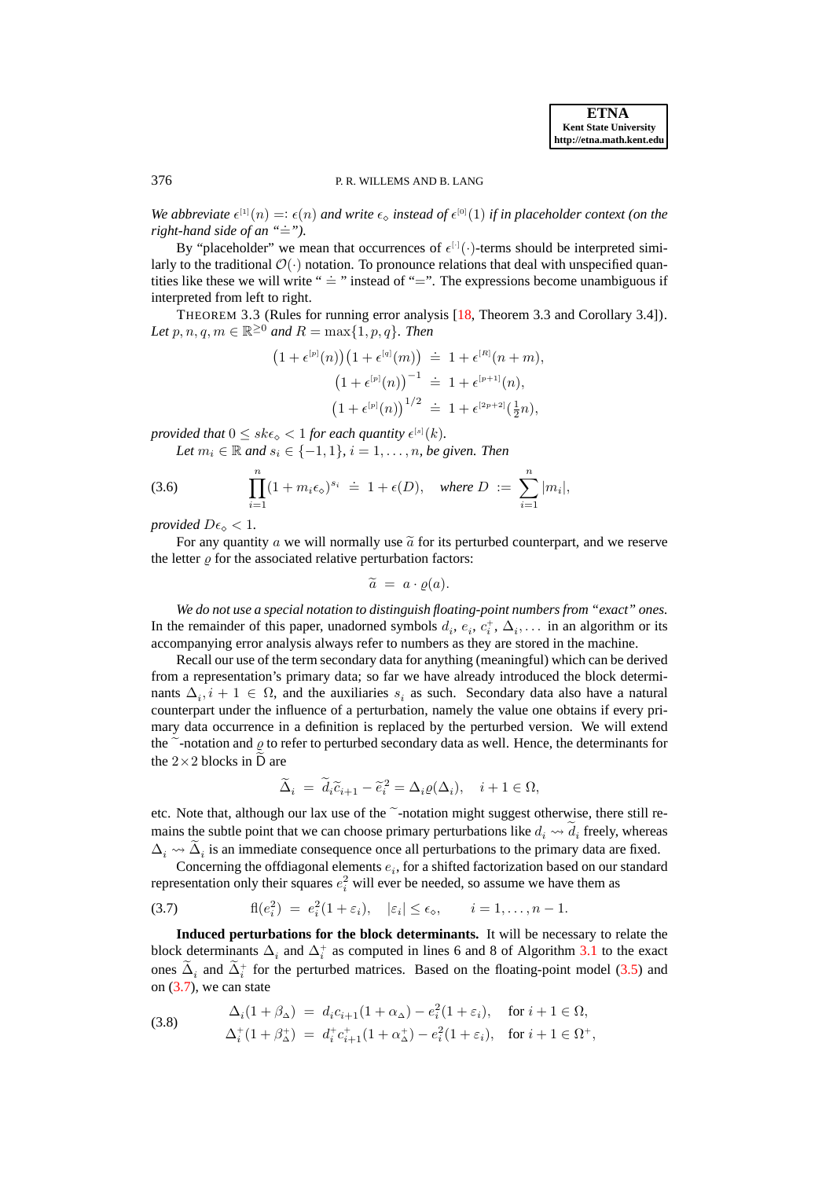*We abbreviate $\epsilon^{[1]}(n) =: \epsilon(n)$ and write $\epsilon_\diamond$ instead of $\epsilon^{[0]}(1)$ if in placeholder context (on the right-hand side of an "$\doteq$").*

By "placeholder" we mean that occurrences of $\epsilon^{[\cdot]}(\cdot)$-terms should be interpreted similarly to the traditional $\mathcal{O}(\cdot)$ notation. To pronounce relations that deal with unspecified quantities like these we will write "$\doteq$" instead of "$=$". The expressions become unambiguous if interpreted from left to right.

THEOREM 3.3 (Rules for running error analysis [18, Theorem 3.3 and Corollary 3.4]). *Let $p, n, q, m \in \mathbb{R}^{\geq 0}$ and $R = \max\{1, p, q\}$. Then*

$$
\begin{aligned}
\big(1 + \epsilon^{[p]}(n)\big)\big(1 + \epsilon^{[q]}(m)\big) \;&\doteq\; 1 + \epsilon^{[R]}(n + m),\\
\big(1 + \epsilon^{[p]}(n)\big)^{-1} \;&\doteq\; 1 + \epsilon^{[p+1]}(n),\\
\big(1 + \epsilon^{[p]}(n)\big)^{1/2} \;&\doteq\; 1 + \epsilon^{[2p+2]}(\tfrac{1}{2}n),
\end{aligned}
$$

*provided that $0 \leq sk\epsilon_\diamond < 1$ for each quantity $\epsilon^{[s]}(k)$.*

*Let $m_i \in \mathbb{R}$ and $s_i \in \{-1, 1\}$, $i = 1, \ldots, n$, be given. Then*

$$
\prod_{i=1}^{n} (1 + m_i \epsilon_\diamond)^{s_i} \;\doteq\; 1 + \epsilon(D), \quad \text{where } D \;:=\; \sum_{i=1}^{n} |m_i|, \tag{3.6}
$$

*provided $D\epsilon_\diamond < 1$.*

For any quantity $a$ we will normally use $\widetilde{a}$ for its perturbed counterpart, and we reserve the letter $\varrho$ for the associated relative perturbation factors:

$$
\widetilde{a} \;=\; a \cdot \varrho(a).
$$

*We do not use a special notation to distinguish floating-point numbers from "exact" ones.* In the remainder of this paper, unadorned symbols $d_i$, $e_i$, $c_i^+$, $\Delta_i, \ldots$ in an algorithm or its accompanying error analysis always refer to numbers as they are stored in the machine.

Recall our use of the term secondary data for anything (meaningful) which can be derived from a representation's primary data; so far we have already introduced the block determinants $\Delta_i, i + 1 \in \Omega$, and the auxiliaries $s_i$ as such. Secondary data also have a natural counterpart under the influence of a perturbation, namely the value one obtains if every primary data occurrence in a definition is replaced by the perturbed version. We will extend the $\widetilde{\ }$-notation and $\varrho$ to refer to perturbed secondary data as well. Hence, the determinants for the $2 \times 2$ blocks in $\widetilde{\mathrm{D}}$ are

$$
\widetilde{\Delta}_i \;=\; \widetilde{d}_i \widetilde{c}_{i+1} - \widetilde{e}_i^{\,2} = \Delta_i \varrho(\Delta_i), \quad i + 1 \in \Omega,
$$

etc. Note that, although our lax use of the $\widetilde{\ }$-notation might suggest otherwise, there still remains the subtle point that we can choose primary perturbations like $d_i \rightsquigarrow \widetilde{d}_i$ freely, whereas $\Delta_i \rightsquigarrow \widetilde{\Delta}_i$ is an immediate consequence once all perturbations to the primary data are fixed.

Concerning the offdiagonal elements $e_i$, for a shifted factorization based on our standard representation only their squares $e_i^2$ will ever be needed, so assume we have them as

$$
\mathrm{fl}(e_i^2) \;=\; e_i^2(1 + \varepsilon_i), \quad |\varepsilon_i| \leq \epsilon_\diamond, \qquad i = 1, \ldots, n - 1. \tag{3.7}
$$

**Induced perturbations for the block determinants.** It will be necessary to relate the block determinants $\Delta_i$ and $\Delta_i^+$ as computed in lines 6 and 8 of Algorithm 3.1 to the exact ones $\widetilde{\Delta}_i$ and $\widetilde{\Delta}_i^+$ for the perturbed matrices. Based on the floating-point model (3.5) and on (3.7), we can state

$$
\begin{aligned}
\Delta_i(1 + \beta_\Delta) \;&=\; d_i c_{i+1}(1 + \alpha_\Delta) - e_i^2(1 + \varepsilon_i), \quad \text{for } i + 1 \in \Omega,\\
\Delta_i^+(1 + \beta_\Delta^+) \;&=\; d_i^+ c_{i+1}^+(1 + \alpha_\Delta^+) - e_i^2(1 + \varepsilon_i), \quad \text{for } i + 1 \in \Omega^+,
\end{aligned} \tag{3.8}
$$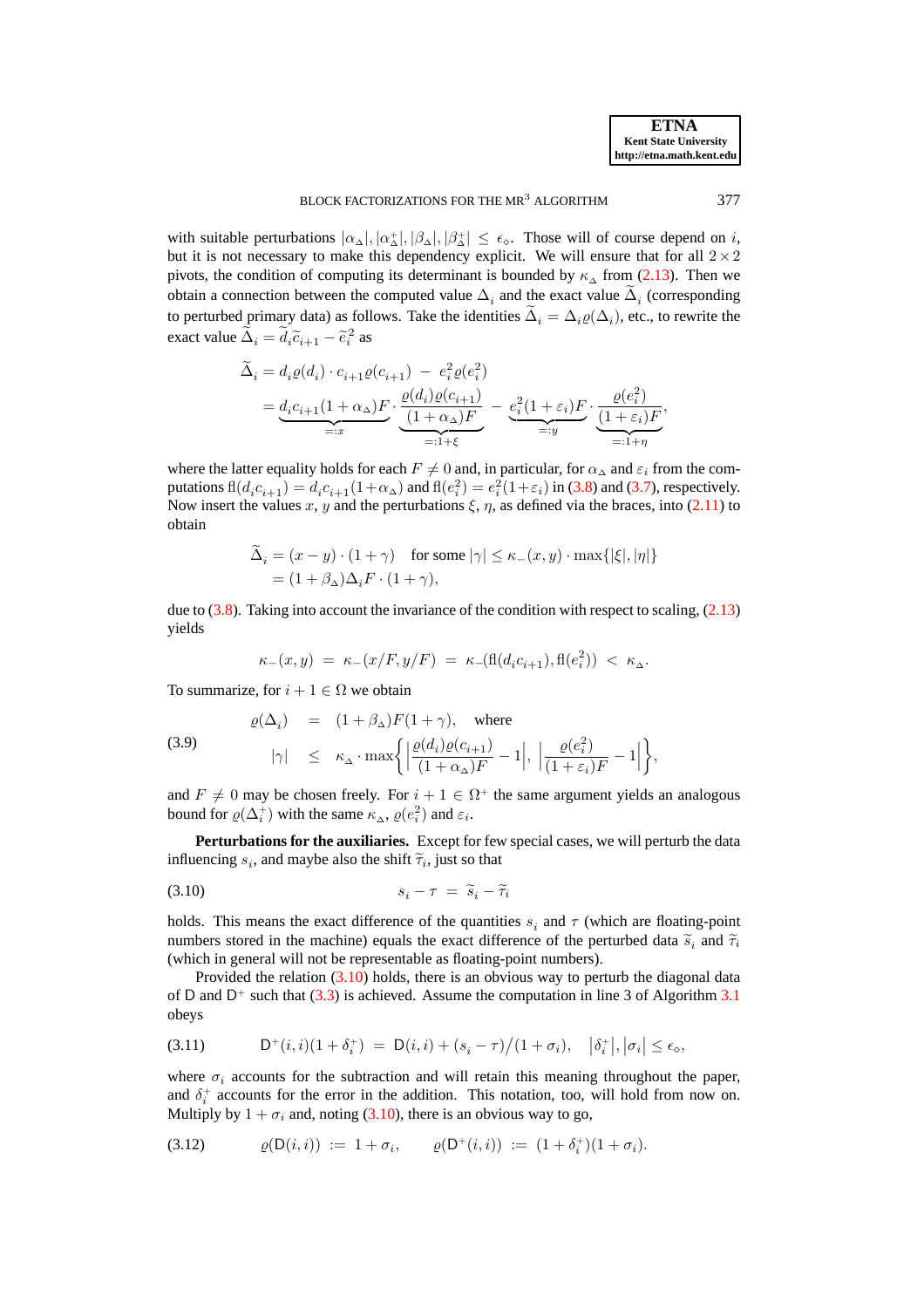with suitable perturbations $|\alpha_\Delta|, |\alpha_\Delta^+|, |\beta_\Delta|, |\beta_\Delta^+| \le \epsilon_\diamond$. Those will of course depend on $i$, but it is not necessary to make this dependency explicit. We will ensure that for all $2\times 2$ pivots, the condition of computing its determinant is bounded by $\kappa_\Delta$ from (2.13). Then we obtain a connection between the computed value $\Delta_i$ and the exact value $\widetilde{\Delta}_i$ (corresponding to perturbed primary data) as follows. Take the identities $\widetilde{\Delta}_i = \Delta_i \varrho(\Delta_i)$, etc., to rewrite the exact value $\widetilde{\Delta}_i = \widetilde{d}_i \widetilde{c}_{i+1} - \widetilde{e}_i^2$ as

$$
\begin{aligned}
\widetilde{\Delta}_i &= d_i \varrho(d_i) \cdot c_{i+1}\varrho(c_{i+1}) \;-\; e_i^2 \varrho(e_i^2) \\
&= \underbrace{d_i c_{i+1}(1+\alpha_\Delta)F}_{=:x} \cdot \underbrace{\frac{\varrho(d_i)\varrho(c_{i+1})}{(1+\alpha_\Delta)F}}_{=:1+\xi} \;-\; \underbrace{e_i^2(1+\varepsilon_i)F}_{=:y} \cdot \underbrace{\frac{\varrho(e_i^2)}{(1+\varepsilon_i)F}}_{=:1+\eta},
\end{aligned}
$$

where the latter equality holds for each $F \neq 0$ and, in particular, for $\alpha_\Delta$ and $\varepsilon_i$ from the computations $\mathrm{fl}(d_i c_{i+1}) = d_i c_{i+1}(1+\alpha_\Delta)$ and $\mathrm{fl}(e_i^2) = e_i^2(1+\varepsilon_i)$ in (3.8) and (3.7), respectively. Now insert the values $x$, $y$ and the perturbations $\xi$, $\eta$, as defined via the braces, into (2.11) to obtain

$$
\begin{aligned}
\widetilde{\Delta}_i &= (x-y)\cdot(1+\gamma) \quad \text{for some } |\gamma| \le \kappa_-(x,y)\cdot \max\{|\xi|,|\eta|\} \\
&= (1+\beta_\Delta)\Delta_i F \cdot (1+\gamma),
\end{aligned}
$$

due to (3.8). Taking into account the invariance of the condition with respect to scaling, (2.13) yields

$$
\kappa_-(x,y) \;=\; \kappa_-(x/F, y/F) \;=\; \kappa_-(\mathrm{fl}(d_i c_{i+1}), \mathrm{fl}(e_i^2)) \;<\; \kappa_\Delta.
$$

To summarize, for $i+1 \in \Omega$ we obtain

$$
\text{(3.9)} \qquad
\begin{aligned}
\varrho(\Delta_i) \quad &= \quad (1+\beta_\Delta)F(1+\gamma), \quad \text{where} \\
|\gamma| \quad &\le \quad \kappa_\Delta \cdot \max\left\{ \left|\frac{\varrho(d_i)\varrho(c_{i+1})}{(1+\alpha_\Delta)F} - 1\right|, \; \left|\frac{\varrho(e_i^2)}{(1+\varepsilon_i)F} - 1\right| \right\},
\end{aligned}
$$

and $F \neq 0$ may be chosen freely. For $i+1 \in \Omega^+$ the same argument yields an analogous bound for $\varrho(\Delta_i^+)$ with the same $\kappa_\Delta$, $\varrho(e_i^2)$ and $\varepsilon_i$.

**Perturbations for the auxiliaries.** Except for few special cases, we will perturb the data influencing $s_i$, and maybe also the shift $\widetilde{\tau}_i$, just so that

$$
\text{(3.10)} \qquad s_i - \tau \;=\; \widetilde{s}_i - \widetilde{\tau}_i
$$

holds. This means the exact difference of the quantities $s_i$ and $\tau$ (which are floating-point numbers stored in the machine) equals the exact difference of the perturbed data $\widetilde{s}_i$ and $\widetilde{\tau}_i$ (which in general will not be representable as floating-point numbers).

Provided the relation (3.10) holds, there is an obvious way to perturb the diagonal data of $\mathsf{D}$ and $\mathsf{D}^+$ such that (3.3) is achieved. Assume the computation in line 3 of Algorithm 3.1 obeys

$$
\text{(3.11)} \qquad \mathsf{D}^+(i,i)(1+\delta_i^+) \;=\; \mathsf{D}(i,i) + (s_i - \tau)\big/(1+\sigma_i), \qquad |\delta_i^+|, |\sigma_i| \le \epsilon_\diamond,
$$

where $\sigma_i$ accounts for the subtraction and will retain this meaning throughout the paper, and $\delta_i^+$ accounts for the error in the addition. This notation, too, will hold from now on. Multiply by $1+\sigma_i$ and, noting (3.10), there is an obvious way to go,

$$
\text{(3.12)} \qquad \varrho(\mathsf{D}(i,i)) \;:=\; 1+\sigma_i, \qquad \varrho(\mathsf{D}^+(i,i)) \;:=\; (1+\delta_i^+)(1+\sigma_i).
$$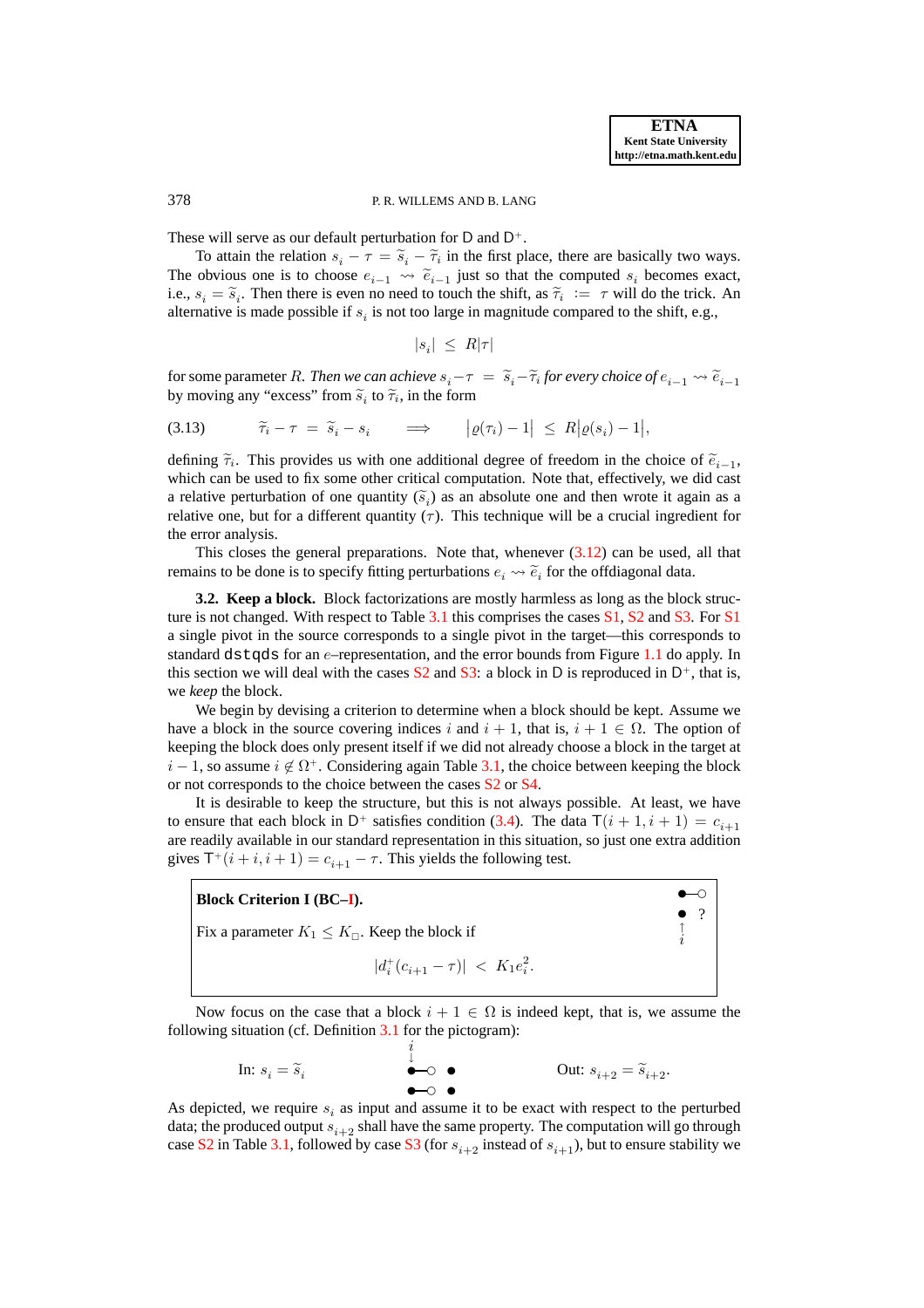These will serve as our default perturbation for D and $\mathrm{D}^+$.

To attain the relation $s_i - \tau = \widetilde{s}_i - \widetilde{\tau}_i$ in the first place, there are basically two ways. The obvious one is to choose $e_{i-1} \rightsquigarrow \widetilde{e}_{i-1}$ just so that the computed $s_i$ becomes exact, i.e., $s_i = \widetilde{s}_i$. Then there is even no need to touch the shift, as $\widetilde{\tau}_i := \tau$ will do the trick. An alternative is made possible if $s_i$ is not too large in magnitude compared to the shift, e.g.,

$$|s_i| \;\le\; R|\tau|$$

for some parameter $R$. *Then we can achieve* $s_i - \tau \;=\; \widetilde{s}_i - \widetilde{\tau}_i$ *for every choice of* $e_{i-1} \rightsquigarrow \widetilde{e}_{i-1}$ by moving any "excess" from $\widetilde{s}_i$ to $\widetilde{\tau}_i$, in the form

$$\widetilde{\tau}_i - \tau \;=\; \widetilde{s}_i - s_i \qquad \Longrightarrow \qquad \big|\varrho(\tau_i) - 1\big| \;\le\; R\big|\varrho(s_i) - 1\big|, \tag{3.13}$$

defining $\widetilde{\tau}_i$. This provides us with one additional degree of freedom in the choice of $\widetilde{e}_{i-1}$, which can be used to fix some other critical computation. Note that, effectively, we did cast a relative perturbation of one quantity ($\widetilde{s}_i$) as an absolute one and then wrote it again as a relative one, but for a different quantity ($\tau$). This technique will be a crucial ingredient for the error analysis.

This closes the general preparations. Note that, whenever (3.12) can be used, all that remains to be done is to specify fitting perturbations $e_i \rightsquigarrow \widetilde{e}_i$ for the offdiagonal data.

**3.2. Keep a block.** Block factorizations are mostly harmless as long as the block structure is not changed. With respect to Table 3.1 this comprises the cases S1, S2 and S3. For S1 a single pivot in the source corresponds to a single pivot in the target—this corresponds to standard `dstqds` for an $e$–representation, and the error bounds from Figure 1.1 do apply. In this section we will deal with the cases S2 and S3: a block in D is reproduced in $\mathrm{D}^+$, that is, we *keep* the block.

We begin by devising a criterion to determine when a block should be kept. Assume we have a block in the source covering indices $i$ and $i+1$, that is, $i+1 \in \Omega$. The option of keeping the block does only present itself if we did not already choose a block in the target at $i-1$, so assume $i \notin \Omega^+$. Considering again Table 3.1, the choice between keeping the block or not corresponds to the choice between the cases S2 or S4.

It is desirable to keep the structure, but this is not always possible. At least, we have to ensure that each block in $\mathrm{D}^+$ satisfies condition (3.4). The data $\mathsf{T}(i+1,i+1) = c_{i+1}$ are readily available in our standard representation in this situation, so just one extra addition gives $\mathsf{T}^+(i+i,i+1) = c_{i+1} - \tau$. This yields the following test.

> **Block Criterion I (BC–I).**
>
> Fix a parameter $K_1 \le K_\square$. Keep the block if
>
> $$|d_i^+(c_{i+1} - \tau)| \;<\; K_1 e_i^2.$$

Now focus on the case that a block $i+1 \in \Omega$ is indeed kept, that is, we assume the following situation (cf. Definition 3.1 for the pictogram):

In: $s_i = \widetilde{s}_i$ $\qquad\qquad$ Out: $s_{i+2} = \widetilde{s}_{i+2}$.

As depicted, we require $s_i$ as input and assume it to be exact with respect to the perturbed data; the produced output $s_{i+2}$ shall have the same property. The computation will go through case S2 in Table 3.1, followed by case S3 (for $s_{i+2}$ instead of $s_{i+1}$), but to ensure stability we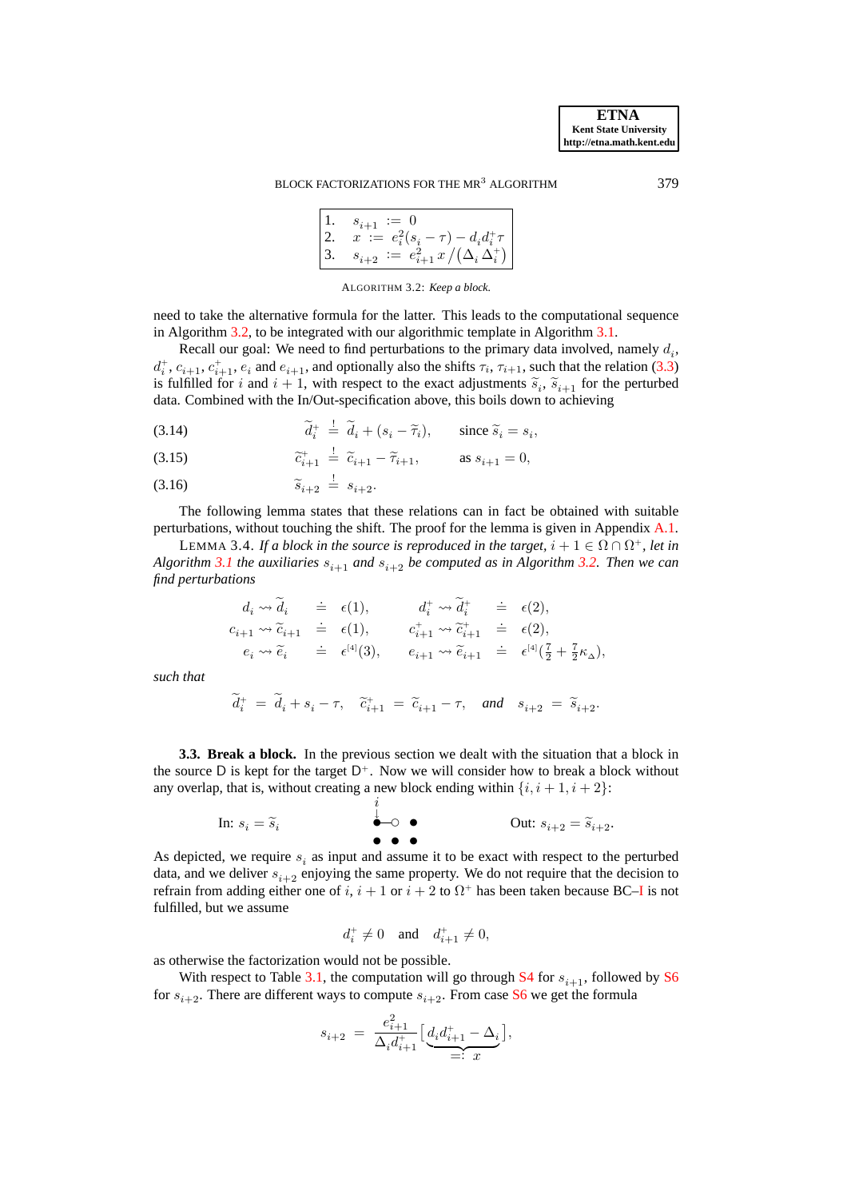$$
\begin{array}{|ll|}
\hline
1. & s_{i+1} := 0 \\
2. & x := e_i^2(s_i - \tau) - d_i d_i^+ \tau \\
3. & s_{i+2} := e_{i+1}^2 \, x \big/ (\Delta_i \, \Delta_i^+) \\
\hline
\end{array}
$$

ALGORITHM 3.2: *Keep a block.*

need to take the alternative formula for the latter. This leads to the computational sequence in Algorithm 3.2, to be integrated with our algorithmic template in Algorithm 3.1.

Recall our goal: We need to find perturbations to the primary data involved, namely $d_i$, $d_i^+$, $c_{i+1}$, $c_{i+1}^+$, $e_i$ and $e_{i+1}$, and optionally also the shifts $\tau_i$, $\tau_{i+1}$, such that the relation (3.3) is fulfilled for $i$ and $i+1$, with respect to the exact adjustments $\widetilde{s}_i$, $\widetilde{s}_{i+1}$ for the perturbed data. Combined with the In/Out-specification above, this boils down to achieving

$$
\widetilde{d}_i^+ \overset{!}{=} \widetilde{d}_i + (s_i - \widetilde{\tau}_i), \qquad \text{since } \widetilde{s}_i = s_i, \tag{3.14}
$$

$$
\widetilde{c}_{i+1}^+ \overset{!}{=} \widetilde{c}_{i+1} - \widetilde{\tau}_{i+1}, \qquad \text{as } s_{i+1} = 0, \tag{3.15}
$$

$$
\widetilde{s}_{i+2} \overset{!}{=} s_{i+2}. \tag{3.16}
$$

The following lemma states that these relations can in fact be obtained with suitable perturbations, without touching the shift. The proof for the lemma is given in Appendix A.1.

LEMMA 3.4. *If a block in the source is reproduced in the target, $i+1 \in \Omega \cap \Omega^+$, let in Algorithm 3.1 the auxiliaries $s_{i+1}$ and $s_{i+2}$ be computed as in Algorithm 3.2. Then we can find perturbations*

$$
\begin{aligned}
d_i \rightsquigarrow \widetilde{d}_i &\doteq \epsilon(1), & d_i^+ \rightsquigarrow \widetilde{d}_i^+ &\doteq \epsilon(2), \\
c_{i+1} \rightsquigarrow \widetilde{c}_{i+1} &\doteq \epsilon(1), & c_{i+1}^+ \rightsquigarrow \widetilde{c}_{i+1}^+ &\doteq \epsilon(2), \\
e_i \rightsquigarrow \widetilde{e}_i &\doteq \epsilon^{[4]}(3), & e_{i+1} \rightsquigarrow \widetilde{e}_{i+1} &\doteq \epsilon^{[4]}(\tfrac{7}{2} + \tfrac{7}{2}\kappa_\Delta),
\end{aligned}
$$

*such that*

$$
\widetilde{d}_i^+ = \widetilde{d}_i + s_i - \tau, \quad \widetilde{c}_{i+1}^+ = \widetilde{c}_{i+1} - \tau, \quad \textit{and} \quad s_{i+2} = \widetilde{s}_{i+2}.
$$

**3.3. Break a block.** In the previous section we dealt with the situation that a block in the source D is kept for the target D$^+$. Now we will consider how to break a block without any overlap, that is, without creating a new block ending within $\{i, i+1, i+2\}$:

In: $s_i = \widetilde{s}_i$ Out: $s_{i+2} = \widetilde{s}_{i+2}$.

As depicted, we require $s_i$ as input and assume it to be exact with respect to the perturbed data, and we deliver $s_{i+2}$ enjoying the same property. We do not require that the decision to refrain from adding either one of $i$, $i+1$ or $i+2$ to $\Omega^+$ has been taken because BC–I is not fulfilled, but we assume

$$
d_i^+ \neq 0 \quad \text{and} \quad d_{i+1}^+ \neq 0,
$$

as otherwise the factorization would not be possible.

With respect to Table 3.1, the computation will go through S4 for $s_{i+1}$, followed by S6 for $s_{i+2}$. There are different ways to compute $s_{i+2}$. From case S6 we get the formula

$$
s_{i+2} = \frac{e_{i+1}^2}{\Delta_i d_{i+1}^+} \big[ \underbrace{d_i d_{i+1}^+ - \Delta_i}_{=: \, x} \big],
$$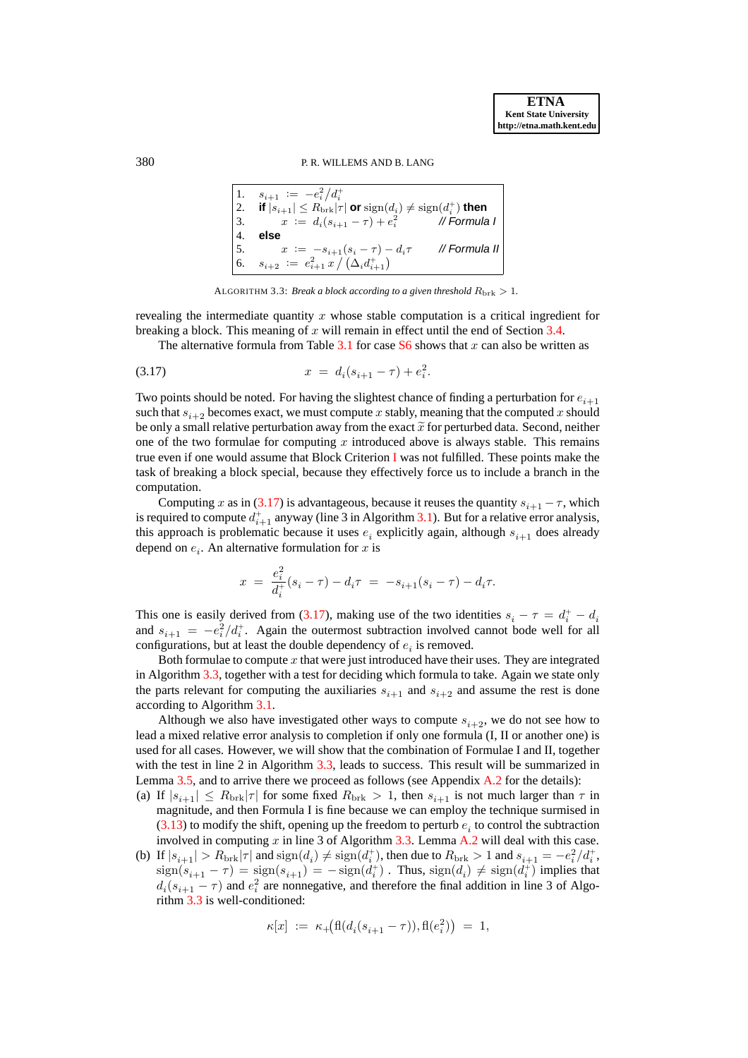```
1.  s_{i+1} := -e_i^2/d_i^+
2.  if |s_{i+1}| ≤ R_brk|τ| or sign(d_i) ≠ sign(d_i^+) then
3.      x := d_i(s_{i+1} - τ) + e_i^2          // Formula I
4.  else
5.      x := -s_{i+1}(s_i - τ) - d_i τ          // Formula II
6.  s_{i+2} := e_{i+1}^2 x / (Δ_i d_{i+1}^+)
```

ALGORITHM 3.3: *Break a block according to a given threshold $R_{\text{brk}} > 1$.*

revealing the intermediate quantity $x$ whose stable computation is a critical ingredient for breaking a block. This meaning of $x$ will remain in effect until the end of Section 3.4.

The alternative formula from Table 3.1 for case S6 shows that $x$ can also be written as

$$x \;=\; d_i(s_{i+1} - \tau) + e_i^2. \tag{3.17}$$

Two points should be noted. For having the slightest chance of finding a perturbation for $e_{i+1}$ such that $s_{i+2}$ becomes exact, we must compute $x$ stably, meaning that the computed $x$ should be only a small relative perturbation away from the exact $\widetilde{x}$ for perturbed data. Second, neither one of the two formulae for computing $x$ introduced above is always stable. This remains true even if one would assume that Block Criterion I was not fulfilled. These points make the task of breaking a block special, because they effectively force us to include a branch in the computation.

Computing $x$ as in (3.17) is advantageous, because it reuses the quantity $s_{i+1} - \tau$, which is required to compute $d_{i+1}^+$ anyway (line 3 in Algorithm 3.1). But for a relative error analysis, this approach is problematic because it uses $e_i$ explicitly again, although $s_{i+1}$ does already depend on $e_i$. An alternative formulation for $x$ is

$$x \;=\; \frac{e_i^2}{d_i^+}(s_i - \tau) - d_i\tau \;=\; -s_{i+1}(s_i - \tau) - d_i\tau.$$

This one is easily derived from (3.17), making use of the two identities $s_i - \tau = d_i^+ - d_i$ and $s_{i+1} = -e_i^2/d_i^+$. Again the outermost subtraction involved cannot bode well for all configurations, but at least the double dependency of $e_i$ is removed.

Both formulae to compute $x$ that were just introduced have their uses. They are integrated in Algorithm 3.3, together with a test for deciding which formula to take. Again we state only the parts relevant for computing the auxiliaries $s_{i+1}$ and $s_{i+2}$ and assume the rest is done according to Algorithm 3.1.

Although we also have investigated other ways to compute $s_{i+2}$, we do not see how to lead a mixed relative error analysis to completion if only one formula (I, II or another one) is used for all cases. However, we will show that the combination of Formulae I and II, together with the test in line 2 in Algorithm 3.3, leads to success. This result will be summarized in Lemma 3.5, and to arrive there we proceed as follows (see Appendix A.2 for the details):

(a) If $|s_{i+1}| \le R_{\text{brk}}|\tau|$ for some fixed $R_{\text{brk}} > 1$, then $s_{i+1}$ is not much larger than $\tau$ in magnitude, and then Formula I is fine because we can employ the technique surmised in (3.13) to modify the shift, opening up the freedom to perturb $e_i$ to control the subtraction involved in computing $x$ in line 3 of Algorithm 3.3. Lemma A.2 will deal with this case.

(b) If $|s_{i+1}| > R_{\text{brk}}|\tau|$ and $\text{sign}(d_i) \ne \text{sign}(d_i^+)$, then due to $R_{\text{brk}} > 1$ and $s_{i+1} = -e_i^2/d_i^+$, $\text{sign}(s_{i+1} - \tau) = \text{sign}(s_{i+1}) = -\text{sign}(d_i^+)$. Thus, $\text{sign}(d_i) \ne \text{sign}(d_i^+)$ implies that $d_i(s_{i+1} - \tau)$ and $e_i^2$ are nonnegative, and therefore the final addition in line 3 of Algorithm 3.3 is well-conditioned:

$$\kappa[x] \;:=\; \kappa_+\big(\text{fl}(d_i(s_{i+1} - \tau)), \text{fl}(e_i^2)\big) \;=\; 1,$$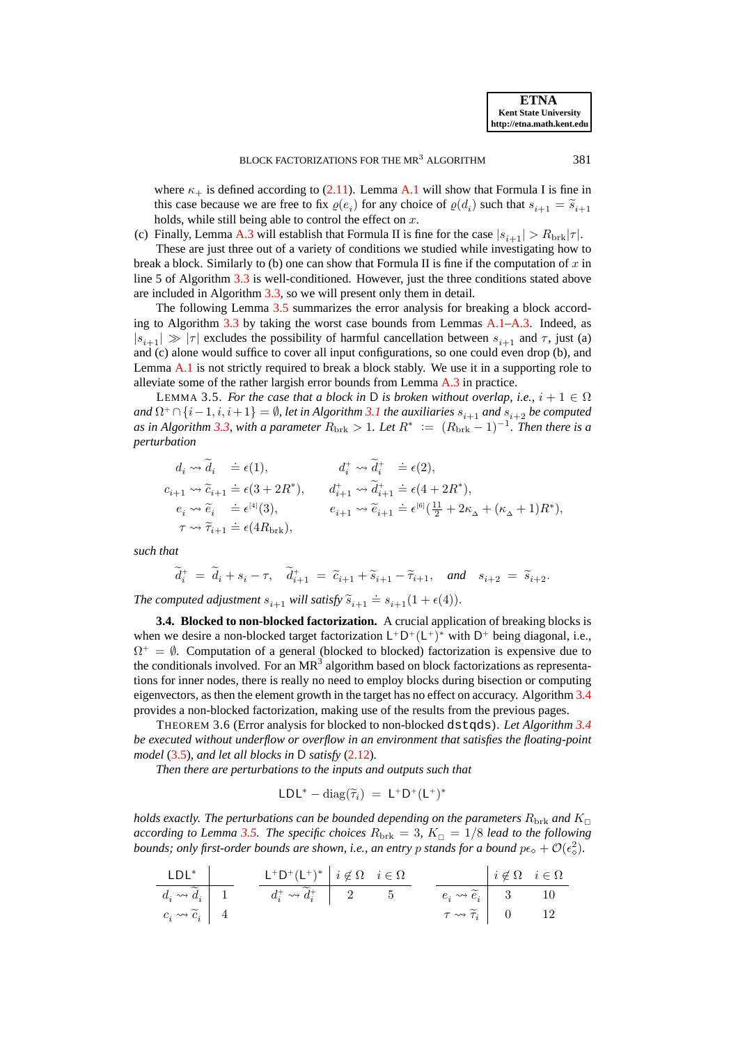where $\kappa_+$ is defined according to (2.11). Lemma A.1 will show that Formula I is fine in this case because we are free to fix $\varrho(e_i)$ for any choice of $\varrho(d_i)$ such that $s_{i+1} = \widetilde{s}_{i+1}$ holds, while still being able to control the effect on $x$.

(c) Finally, Lemma A.3 will establish that Formula II is fine for the case $|s_{i+1}| > R_{\mathrm{brk}}|\tau|$.

These are just three out of a variety of conditions we studied while investigating how to break a block. Similarly to (b) one can show that Formula II is fine if the computation of $x$ in line 5 of Algorithm 3.3 is well-conditioned. However, just the three conditions stated above are included in Algorithm 3.3, so we will present only them in detail.

The following Lemma 3.5 summarizes the error analysis for breaking a block according to Algorithm 3.3 by taking the worst case bounds from Lemmas A.1–A.3. Indeed, as $|s_{i+1}| \gg |\tau|$ excludes the possibility of harmful cancellation between $s_{i+1}$ and $\tau$, just (a) and (c) alone would suffice to cover all input configurations, so one could even drop (b), and Lemma A.1 is not strictly required to break a block stably. We use it in a supporting role to alleviate some of the rather largish error bounds from Lemma A.3 in practice.

LEMMA 3.5. *For the case that a block in* $\mathsf{D}$ *is broken without overlap, i.e.,* $i+1 \in \Omega$ *and* $\Omega^+ \cap \{i-1, i, i+1\} = \emptyset$, *let in Algorithm 3.1 the auxiliaries* $s_{i+1}$ *and* $s_{i+2}$ *be computed as in Algorithm 3.3, with a parameter* $R_{\mathrm{brk}} > 1$. *Let* $R^* := (R_{\mathrm{brk}} - 1)^{-1}$. *Then there is a perturbation*

$$
\begin{aligned}
d_i \rightsquigarrow \widetilde{d}_i &\doteq \epsilon(1), & d_i^+ \rightsquigarrow \widetilde{d}_i^+ &\doteq \epsilon(2),\\
c_{i+1} \rightsquigarrow \widetilde{c}_{i+1} &\doteq \epsilon(3+2R^*), & d_{i+1}^+ \rightsquigarrow \widetilde{d}_{i+1}^+ &\doteq \epsilon(4+2R^*),\\
e_i \rightsquigarrow \widetilde{e}_i &\doteq \epsilon^{[4]}(3), & e_{i+1} \rightsquigarrow \widetilde{e}_{i+1} &\doteq \epsilon^{[6]}(\tfrac{11}{2} + 2\kappa_\Delta + (\kappa_\Delta + 1)R^*),\\
\tau \rightsquigarrow \widetilde{\tau}_{i+1} &\doteq \epsilon(4R_{\mathrm{brk}}),
\end{aligned}
$$

*such that*

$$
\widetilde{d}_i^+ = \widetilde{d}_i + s_i - \tau, \quad \widetilde{d}_{i+1}^+ = \widetilde{c}_{i+1} + \widetilde{s}_{i+1} - \widetilde{\tau}_{i+1}, \quad \textit{and} \quad s_{i+2} = \widetilde{s}_{i+2}.
$$

*The computed adjustment* $s_{i+1}$ *will satisfy* $\widetilde{s}_{i+1} \doteq s_{i+1}(1+\epsilon(4))$.

### 3.4. Blocked to non-blocked factorization.

A crucial application of breaking blocks is when we desire a non-blocked target factorization $\mathsf{L}^+\mathsf{D}^+(\mathsf{L}^+)^*$ with $\mathsf{D}^+$ being diagonal, i.e., $\Omega^+ = \emptyset$. Computation of a general (blocked to blocked) factorization is expensive due to the conditionals involved. For an MR$^3$ algorithm based on block factorizations as representations for inner nodes, there is really no need to employ blocks during bisection or computing eigenvectors, as then the element growth in the target has no effect on accuracy. Algorithm 3.4 provides a non-blocked factorization, making use of the results from the previous pages.

THEOREM 3.6 (Error analysis for blocked to non-blocked dstqds). *Let Algorithm 3.4 be executed without underflow or overflow in an environment that satisfies the floating-point model (3.5), and let all blocks in* $\mathsf{D}$ *satisfy (2.12).*

*Then there are perturbations to the inputs and outputs such that*

$$
\mathsf{LDL}^* - \mathrm{diag}(\widetilde{\tau}_i) = \mathsf{L}^+\mathsf{D}^+(\mathsf{L}^+)^*
$$

*holds exactly. The perturbations can be bounded depending on the parameters* $R_{\mathrm{brk}}$ *and* $K_\square$ *according to Lemma 3.5. The specific choices* $R_{\mathrm{brk}} = 3$, $K_\square = 1/8$ *lead to the following bounds; only first-order bounds are shown, i.e., an entry* $p$ *stands for a bound* $p\epsilon_\diamond + \mathcal{O}(\epsilon_\diamond^2)$.

| $\mathsf{LDL}^*$ | |
|---|---|
| $d_i \rightsquigarrow \widetilde{d}_i$ | 1 |
| $c_i \rightsquigarrow \widetilde{c}_i$ | 4 |

| $\mathsf{L}^+\mathsf{D}^+(\mathsf{L}^+)^*$ | $i \notin \Omega$ | $i \in \Omega$ |
|---|---|---|
| $d_i^+ \rightsquigarrow \widetilde{d}_i^+$ | 2 | 5 |

| | $i \notin \Omega$ | $i \in \Omega$ |
|---|---|---|
| $e_i \rightsquigarrow \widetilde{e}_i$ | 3 | 10 |
| $\tau \rightsquigarrow \widetilde{\tau}_i$ | 0 | 12 |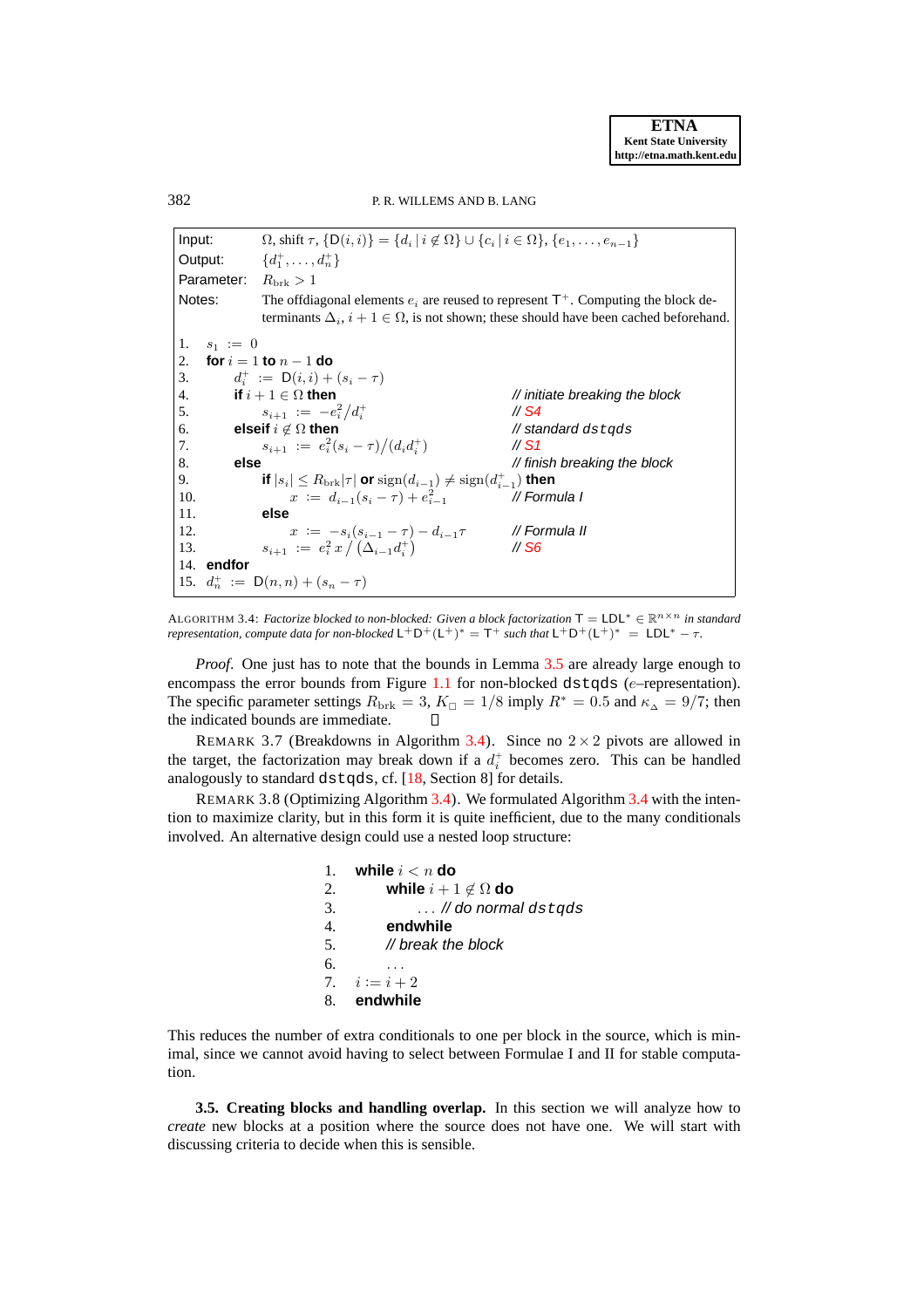```
Input:      Ω, shift τ, {D(i,i)} = {d_i | i ∉ Ω} ∪ {c_i | i ∈ Ω}, {e_1, ..., e_{n-1}}
Output:     {d_1^+, ..., d_n^+}
Parameter:  R_brk > 1
Notes:      The offdiagonal elements e_i are reused to represent T^+. Computing the block de-
            terminants Δ_i, i+1 ∈ Ω, is not shown; these should have been cached beforehand.

1.  s_1 := 0
2.  for i = 1 to n-1 do
3.      d_i^+ := D(i,i) + (s_i - τ)
4.      if i+1 ∈ Ω then                                   // initiate breaking the block
5.          s_{i+1} := -e_i^2 / d_i^+                     // S4
6.      elseif i ∉ Ω then                                 // standard dstqds
7.          s_{i+1} := e_i^2 (s_i - τ) / (d_i d_i^+)      // S1
8.      else                                              // finish breaking the block
9.          if |s_i| ≤ R_brk|τ| or sign(d_{i-1}) ≠ sign(d_{i-1}^+) then
10.             x := d_{i-1}(s_i - τ) + e_{i-1}^2         // Formula I
11.         else
12.             x := -s_i(s_{i-1} - τ) - d_{i-1}τ         // Formula II
13.         s_{i+1} := e_i^2 x / (Δ_{i-1} d_i^+)          // S6
14. endfor
15. d_n^+ := D(n,n) + (s_n - τ)
```

ALGORITHM 3.4: *Factorize blocked to non-blocked: Given a block factorization* $\mathsf{T} = \mathsf{LDL}^* \in \mathbb{R}^{n\times n}$ *in standard representation, compute data for non-blocked* $\mathsf{L}^+\mathsf{D}^+(\mathsf{L}^+)^* = \mathsf{T}^+$ *such that* $\mathsf{L}^+\mathsf{D}^+(\mathsf{L}^+)^* = \mathsf{LDL}^* - \tau$.

*Proof*. One just has to note that the bounds in Lemma 3.5 are already large enough to encompass the error bounds from Figure 1.1 for non-blocked dstqds ($e$–representation). The specific parameter settings $R_{\mathrm{brk}} = 3$, $K_{\square} = 1/8$ imply $R^* = 0.5$ and $\kappa_{\Delta} = 9/7$; then the indicated bounds are immediate. □

REMARK 3.7 (Breakdowns in Algorithm 3.4). Since no $2\times 2$ pivots are allowed in the target, the factorization may break down if a $d_i^+$ becomes zero. This can be handled analogously to standard dstqds, cf. [18, Section 8] for details.

REMARK 3.8 (Optimizing Algorithm 3.4). We formulated Algorithm 3.4 with the intention to maximize clarity, but in this form it is quite inefficient, due to the many conditionals involved. An alternative design could use a nested loop structure:

```
1. while i < n do
2.     while i+1 ∉ Ω do
3.         ... // do normal dstqds
4.     endwhile
5.     // break the block
6.     ...
7. i := i + 2
8. endwhile
```

This reduces the number of extra conditionals to one per block in the source, which is minimal, since we cannot avoid having to select between Formulae I and II for stable computation.

**3.5. Creating blocks and handling overlap.** In this section we will analyze how to *create* new blocks at a position where the source does not have one. We will start with discussing criteria to decide when this is sensible.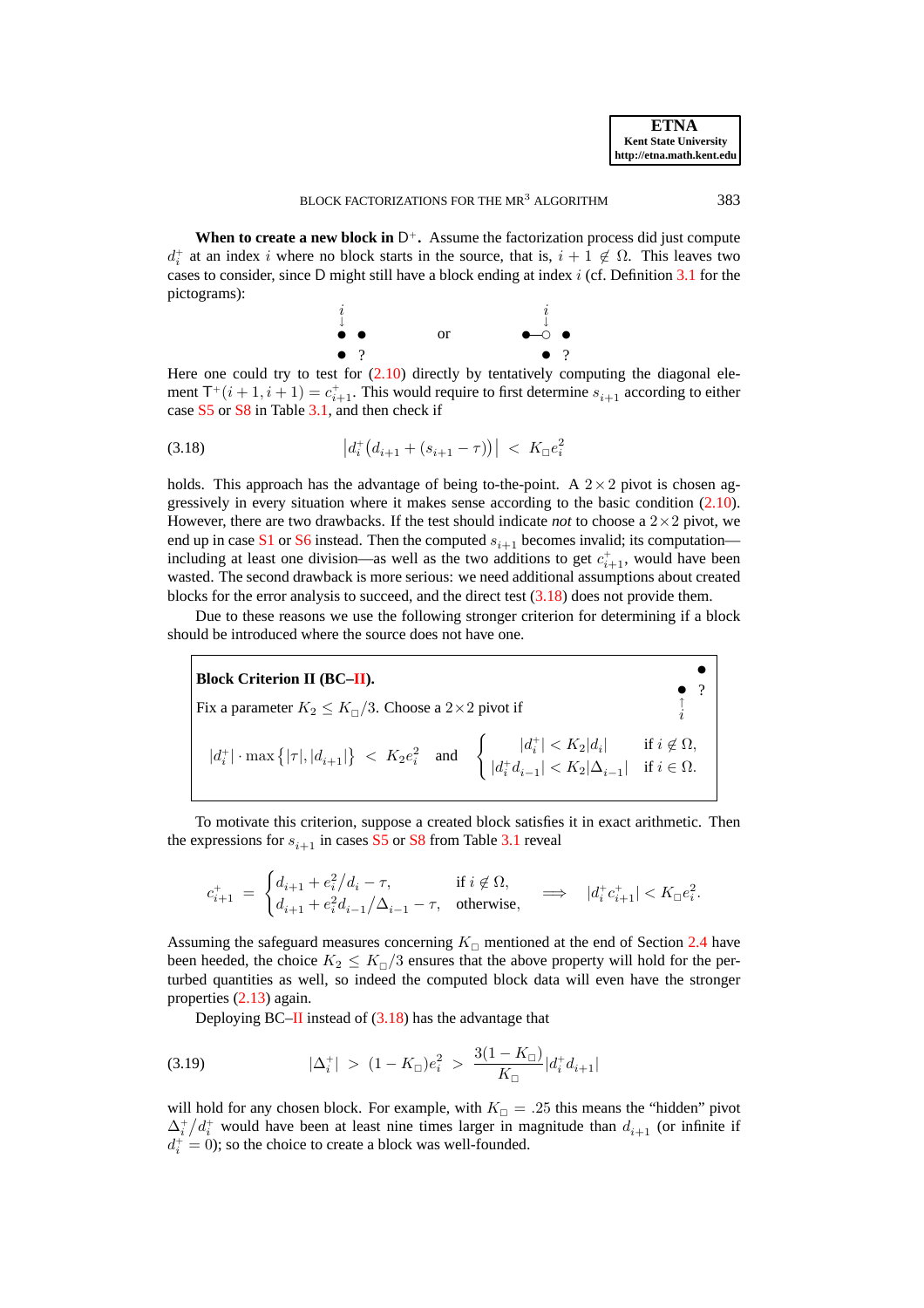**When to create a new block in $\mathsf{D}^+$.** Assume the factorization process did just compute $d_i^+$ at an index $i$ where no block starts in the source, that is, $i+1 \notin \Omega$. This leaves two cases to consider, since D might still have a block ending at index $i$ (cf. Definition 3.1 for the pictograms):

$$\begin{array}{ccc} \overset{i}{\downarrow} & & \overset{i}{\downarrow} \\ \bullet \;\; \bullet & \text{or} & \bullet\!\!-\!\!\circ \;\; \bullet \\ \bullet \;\; ? & & \bullet \;\; ? \end{array}$$

Here one could try to test for (2.10) directly by tentatively computing the diagonal element $\mathsf{T}^+(i+1,i+1) = c_{i+1}^+$. This would require to first determine $s_{i+1}$ according to either case S5 or S8 in Table 3.1, and then check if

$$\left| d_i^+\big(d_{i+1} + (s_{i+1} - \tau)\big)\right| \;<\; K_\square e_i^2 \tag{3.18}$$

holds. This approach has the advantage of being to-the-point. A $2\times 2$ pivot is chosen aggressively in every situation where it makes sense according to the basic condition (2.10). However, there are two drawbacks. If the test should indicate *not* to choose a $2\times 2$ pivot, we end up in case S1 or S6 instead. Then the computed $s_{i+1}$ becomes invalid; its computation—including at least one division—as well as the two additions to get $c_{i+1}^+$, would have been wasted. The second drawback is more serious: we need additional assumptions about created blocks for the error analysis to succeed, and the direct test (3.18) does not provide them.

Due to these reasons we use the following stronger criterion for determining if a block should be introduced where the source does not have one.

> **Block Criterion II (BC–II).**
>
> Fix a parameter $K_2 \le K_\square/3$. Choose a $2\times 2$ pivot if
>
> $$|d_i^+| \cdot \max\big\{|\tau|, |d_{i+1}|\big\} \;<\; K_2 e_i^2 \quad \text{and} \quad \begin{cases} |d_i^+| < K_2 |d_i| & \text{if } i \notin \Omega, \\ |d_i^+ d_{i-1}| < K_2 |\Delta_{i-1}| & \text{if } i \in \Omega. \end{cases}$$

To motivate this criterion, suppose a created block satisfies it in exact arithmetic. Then the expressions for $s_{i+1}$ in cases S5 or S8 from Table 3.1 reveal

$$c_{i+1}^+ \;=\; \begin{cases} d_{i+1} + e_i^2/d_i - \tau, & \text{if } i \notin \Omega, \\ d_{i+1} + e_i^2 d_{i-1}/\Delta_{i-1} - \tau, & \text{otherwise}, \end{cases} \quad \Longrightarrow \quad |d_i^+ c_{i+1}^+| < K_\square e_i^2.$$

Assuming the safeguard measures concerning $K_\square$ mentioned at the end of Section 2.4 have been heeded, the choice $K_2 \le K_\square/3$ ensures that the above property will hold for the perturbed quantities as well, so indeed the computed block data will even have the stronger properties (2.13) again.

Deploying BC–II instead of (3.18) has the advantage that

$$|\Delta_i^+| \;>\; (1-K_\square)e_i^2 \;>\; \frac{3(1-K_\square)}{K_\square}|d_i^+ d_{i+1}| \tag{3.19}$$

will hold for any chosen block. For example, with $K_\square = .25$ this means the "hidden" pivot $\Delta_i^+/d_i^+$ would have been at least nine times larger in magnitude than $d_{i+1}$ (or infinite if $d_i^+ = 0$); so the choice to create a block was well-founded.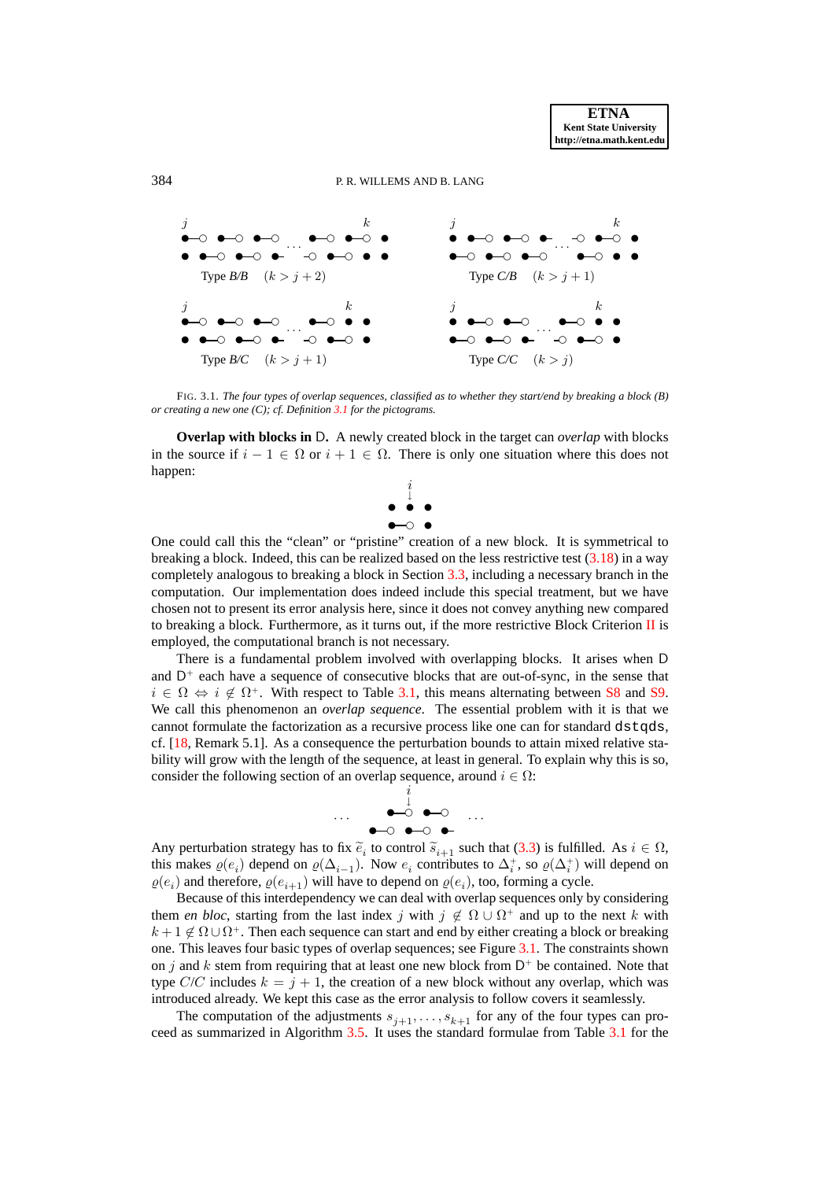Type B/B $(k > j + 2)$ Type C/B $(k > j + 1)$

Type B/C $(k > j + 1)$ Type C/C $(k > j)$

FIG. 3.1. *The four types of overlap sequences, classified as to whether they start/end by breaking a block (B) or creating a new one (C); cf. Definition 3.1 for the pictograms.*

**Overlap with blocks in** $\mathrm{D}$**.** A newly created block in the target can *overlap* with blocks in the source if $i-1 \in \Omega$ or $i+1 \in \Omega$. There is only one situation where this does not happen:

One could call this the "clean" or "pristine" creation of a new block. It is symmetrical to breaking a block. Indeed, this can be realized based on the less restrictive test (3.18) in a way completely analogous to breaking a block in Section 3.3, including a necessary branch in the computation. Our implementation does indeed include this special treatment, but we have chosen not to present its error analysis here, since it does not convey anything new compared to breaking a block. Furthermore, as it turns out, if the more restrictive Block Criterion II is employed, the computational branch is not necessary.

There is a fundamental problem involved with overlapping blocks. It arises when $\mathrm{D}$ and $\mathrm{D}^+$ each have a sequence of consecutive blocks that are out-of-sync, in the sense that $i \in \Omega \Leftrightarrow i \notin \Omega^+$. With respect to Table 3.1, this means alternating between S8 and S9. We call this phenomenon an *overlap sequence*. The essential problem with it is that we cannot formulate the factorization as a recursive process like one can for standard dstqds, cf. [18, Remark 5.1]. As a consequence the perturbation bounds to attain mixed relative stability will grow with the length of the sequence, at least in general. To explain why this is so, consider the following section of an overlap sequence, around $i \in \Omega$:

Any perturbation strategy has to fix $\widetilde{e}_i$ to control $\widetilde{s}_{i+1}$ such that (3.3) is fulfilled. As $i \in \Omega$, this makes $\varrho(e_i)$ depend on $\varrho(\Delta_{i-1})$. Now $e_i$ contributes to $\Delta_i^+$, so $\varrho(\Delta_i^+)$ will depend on $\varrho(e_i)$ and therefore, $\varrho(e_{i+1})$ will have to depend on $\varrho(e_i)$, too, forming a cycle.

Because of this interdependency we can deal with overlap sequences only by considering them *en bloc*, starting from the last index $j$ with $j \notin \Omega \cup \Omega^+$ and up to the next $k$ with $k+1 \notin \Omega \cup \Omega^+$. Then each such sequence can start and end by either creating a block or breaking one. This leaves four basic types of overlap sequences; see Figure 3.1. The constraints shown on $j$ and $k$ stem from requiring that at least one new block from $\mathrm{D}^+$ be contained. Note that type $C/C$ includes $k = j + 1$, the creation of a new block without any overlap, which was introduced already. We kept this case as the error analysis to follow covers it seamlessly.

The computation of the adjustments $s_{j+1}, \ldots, s_{k+1}$ for any of the four types can proceed as summarized in Algorithm 3.5. It uses the standard formulae from Table 3.1 for the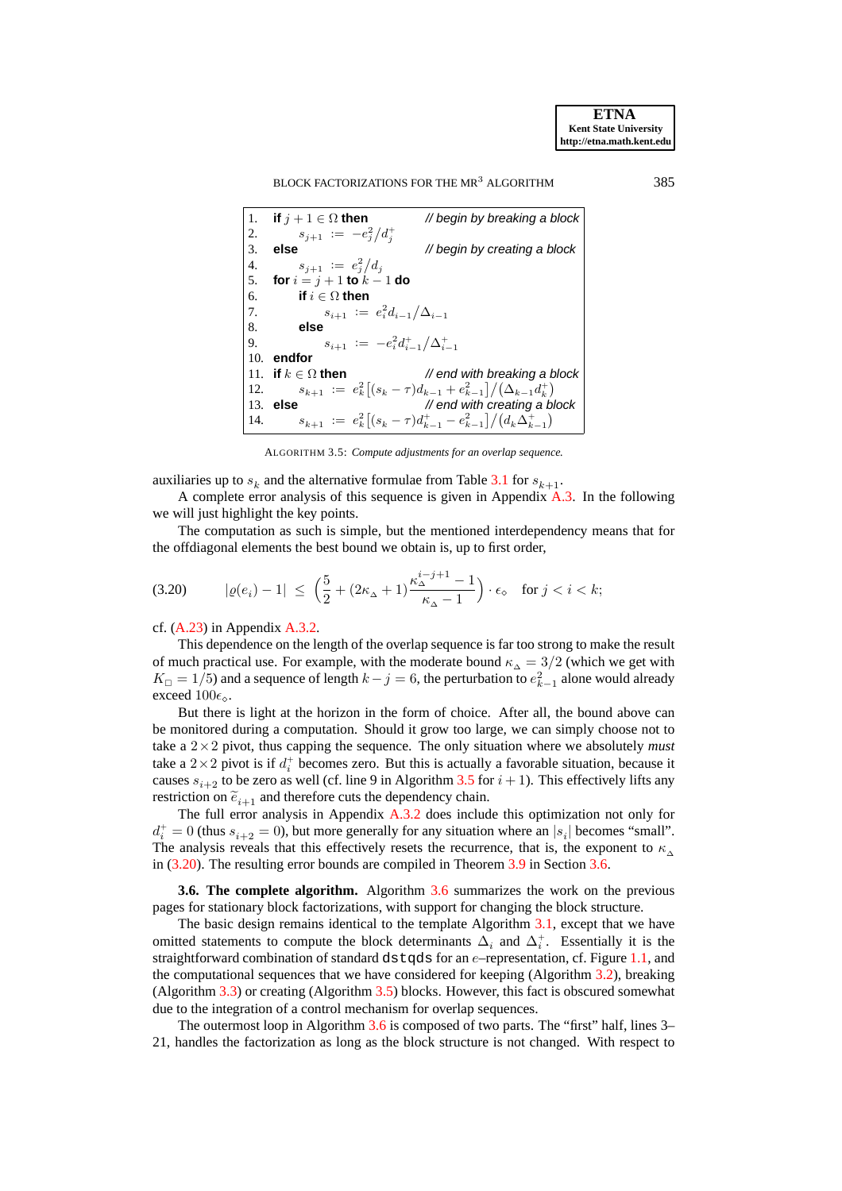```
1.  if j+1 ∈ Ω then                          // begin by breaking a block
2.        s_{j+1} := −e_j^2/d_j^+
3.  else                                      // begin by creating a block
4.        s_{j+1} := e_j^2/d_j
5.  for i = j+1 to k−1 do
6.        if i ∈ Ω then
7.              s_{i+1} := e_i^2 d_{i−1}/Δ_{i−1}
8.        else
9.              s_{i+1} := −e_i^2 d_{i−1}^+/Δ_{i−1}^+
10. endfor
11. if k ∈ Ω then                             // end with breaking a block
12.       s_{k+1} := e_k^2 [(s_k − τ)d_{k−1} + e_{k−1}^2] / (Δ_{k−1} d_k^+)
13. else                                      // end with creating a block
14.       s_{k+1} := e_k^2 [(s_k − τ)d_{k−1}^+ − e_{k−1}^2] / (d_k Δ_{k−1}^+)
```

ALGORITHM 3.5: *Compute adjustments for an overlap sequence.*

auxiliaries up to $s_k$ and the alternative formulae from Table 3.1 for $s_{k+1}$.

A complete error analysis of this sequence is given in Appendix A.3. In the following we will just highlight the key points.

The computation as such is simple, but the mentioned interdependency means that for the offdiagonal elements the best bound we obtain is, up to first order,

$$
(3.20) \qquad |\varrho(e_i) - 1| \;\leq\; \left(\frac{5}{2} + (2\kappa_\Delta + 1)\frac{\kappa_\Delta^{i-j+1} - 1}{\kappa_\Delta - 1}\right) \cdot \epsilon_\diamond \quad \text{for } j < i < k;
$$

cf. (A.23) in Appendix A.3.2.

This dependence on the length of the overlap sequence is far too strong to make the result of much practical use. For example, with the moderate bound $\kappa_\Delta = 3/2$ (which we get with $K_\Box = 1/5$) and a sequence of length $k - j = 6$, the perturbation to $e_{k-1}^2$ alone would already exceed $100\epsilon_\diamond$.

But there is light at the horizon in the form of choice. After all, the bound above can be monitored during a computation. Should it grow too large, we can simply choose not to take a $2\times 2$ pivot, thus capping the sequence. The only situation where we absolutely *must* take a $2\times 2$ pivot is if $d_i^+$ becomes zero. But this is actually a favorable situation, because it causes $s_{i+2}$ to be zero as well (cf. line 9 in Algorithm 3.5 for $i+1$). This effectively lifts any restriction on $\widetilde{e}_{i+1}$ and therefore cuts the dependency chain.

The full error analysis in Appendix A.3.2 does include this optimization not only for $d_i^+ = 0$ (thus $s_{i+2} = 0$), but more generally for any situation where an $|s_i|$ becomes "small". The analysis reveals that this effectively resets the recurrence, that is, the exponent to $\kappa_\Delta$ in (3.20). The resulting error bounds are compiled in Theorem 3.9 in Section 3.6.

**3.6. The complete algorithm.** Algorithm 3.6 summarizes the work on the previous pages for stationary block factorizations, with support for changing the block structure.

The basic design remains identical to the template Algorithm 3.1, except that we have omitted statements to compute the block determinants $\Delta_i$ and $\Delta_i^+$. Essentially it is the straightforward combination of standard dstqds for an $e$–representation, cf. Figure 1.1, and the computational sequences that we have considered for keeping (Algorithm 3.2), breaking (Algorithm 3.3) or creating (Algorithm 3.5) blocks. However, this fact is obscured somewhat due to the integration of a control mechanism for overlap sequences.

The outermost loop in Algorithm 3.6 is composed of two parts. The "first" half, lines 3–21, handles the factorization as long as the block structure is not changed. With respect to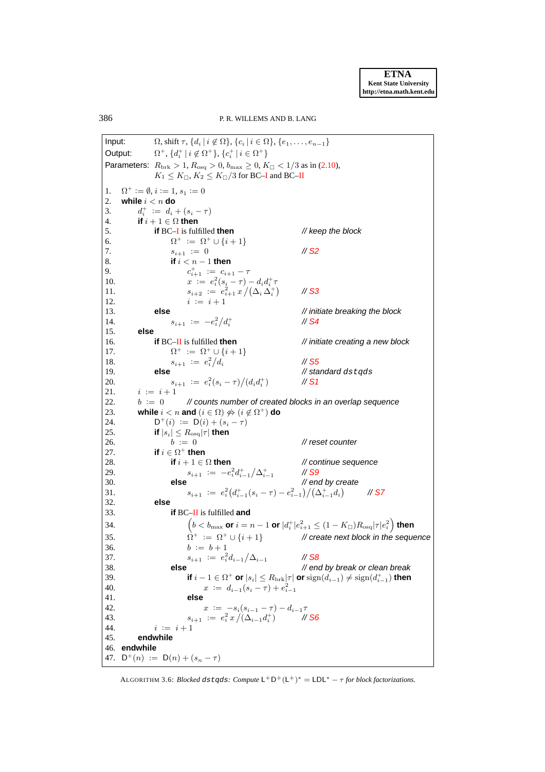Input: $\Omega$, shift $\tau$, $\{d_i \mid i \notin \Omega\}$, $\{c_i \mid i \in \Omega\}$, $\{e_1, \dots, e_{n-1}\}$

Output: $\Omega^+$, $\{d_i^+ \mid i \notin \Omega^+\}$, $\{c_i^+ \mid i \in \Omega^+\}$

Parameters: $R_{\text{brk}} > 1$, $R_{\text{osq}} > 0$, $b_{\max} \geq 0$, $K_\square < 1/3$ as in (2.10), $K_1 \leq K_\square$, $K_2 \leq K_\square/3$ for BC–I and BC–II

```
1.  Ω⁺ := ∅, i := 1, s₁ := 0
2.  while i < n do
3.      d⁺ᵢ := dᵢ + (sᵢ − τ)
4.      if i + 1 ∈ Ω then
5.          if BC–I is fulfilled then                      // keep the block
6.              Ω⁺ := Ω⁺ ∪ {i + 1}
7.              s_{i+1} := 0                               // S2
8.              if i < n − 1 then
9.                  c⁺_{i+1} := c_{i+1} − τ
10.                 x := e²ᵢ(sᵢ − τ) − dᵢd⁺ᵢτ
11.                 s_{i+2} := e²_{i+1} x / (Δᵢ Δ⁺ᵢ)        // S3
12.                 i := i + 1
13.         else                                           // initiate breaking the block
14.             s_{i+1} := −e²ᵢ/d⁺ᵢ                          // S4
15.     else
16.         if BC–II is fulfilled then                     // initiate creating a new block
17.             Ω⁺ := Ω⁺ ∪ {i + 1}
18.             s_{i+1} := e²ᵢ/dᵢ                            // S5
19.         else                                           // standard dstqds
20.             s_{i+1} := e²ᵢ(sᵢ − τ)/(dᵢd⁺ᵢ)                // S1
21.     i := i + 1
22.     b := 0        // counts number of created blocks in an overlap sequence
23.     while i < n and (i ∈ Ω) ⇎ (i ∉ Ω⁺) do
24.         D⁺(i) := D(i) + (sᵢ − τ)
25.         if |sᵢ| ≤ R_osq|τ| then
26.             b := 0                                     // reset counter
27.         if i ∈ Ω⁺ then
28.             if i + 1 ∈ Ω then                          // continue sequence
29.                 s_{i+1} := −e²ᵢd⁺_{i−1}/Δ⁺_{i−1}         // S9
30.             else                                       // end by create
31.                 s_{i+1} := e²ᵢ(d⁺_{i−1}(sᵢ − τ) − e²_{i−1})/(Δ⁺_{i−1}dᵢ)     // S7
32.         else
33.             if BC–II is fulfilled and
34.                (b < b_max or i = n − 1 or |d⁺ᵢ|e²_{i+1} ≤ (1 − K_□)R_osq|τ|e²ᵢ) then
35.                 Ω⁺ := Ω⁺ ∪ {i + 1}                     // create next block in the sequence
36.                 b := b + 1
37.                 s_{i+1} := e²ᵢd_{i−1}/Δ_{i−1}             // S8
38.             else                                       // end by break or clean break
39.                 if i − 1 ∈ Ω⁺ or |sᵢ| ≤ R_brk|τ| or sign(d_{i−1}) ≠ sign(d⁺_{i−1}) then
40.                     x := d_{i−1}(sᵢ − τ) + e²_{i−1}
41.                 else
42.                     x := −sᵢ(s_{i−1} − τ) − d_{i−1}τ
43.                 s_{i+1} := e²ᵢ x / (Δ_{i−1}d⁺ᵢ)          // S6
44.         i := i + 1
45.     endwhile
46. endwhile
47. D⁺(n) := D(n) + (sₙ − τ)
```

ALGORITHM 3.6: *Blocked* `dstqds`*: Compute* $\mathsf{L}^+\mathsf{D}^+(\mathsf{L}^+)^* = \mathsf{LDL}^* - \tau$ *for block factorizations.*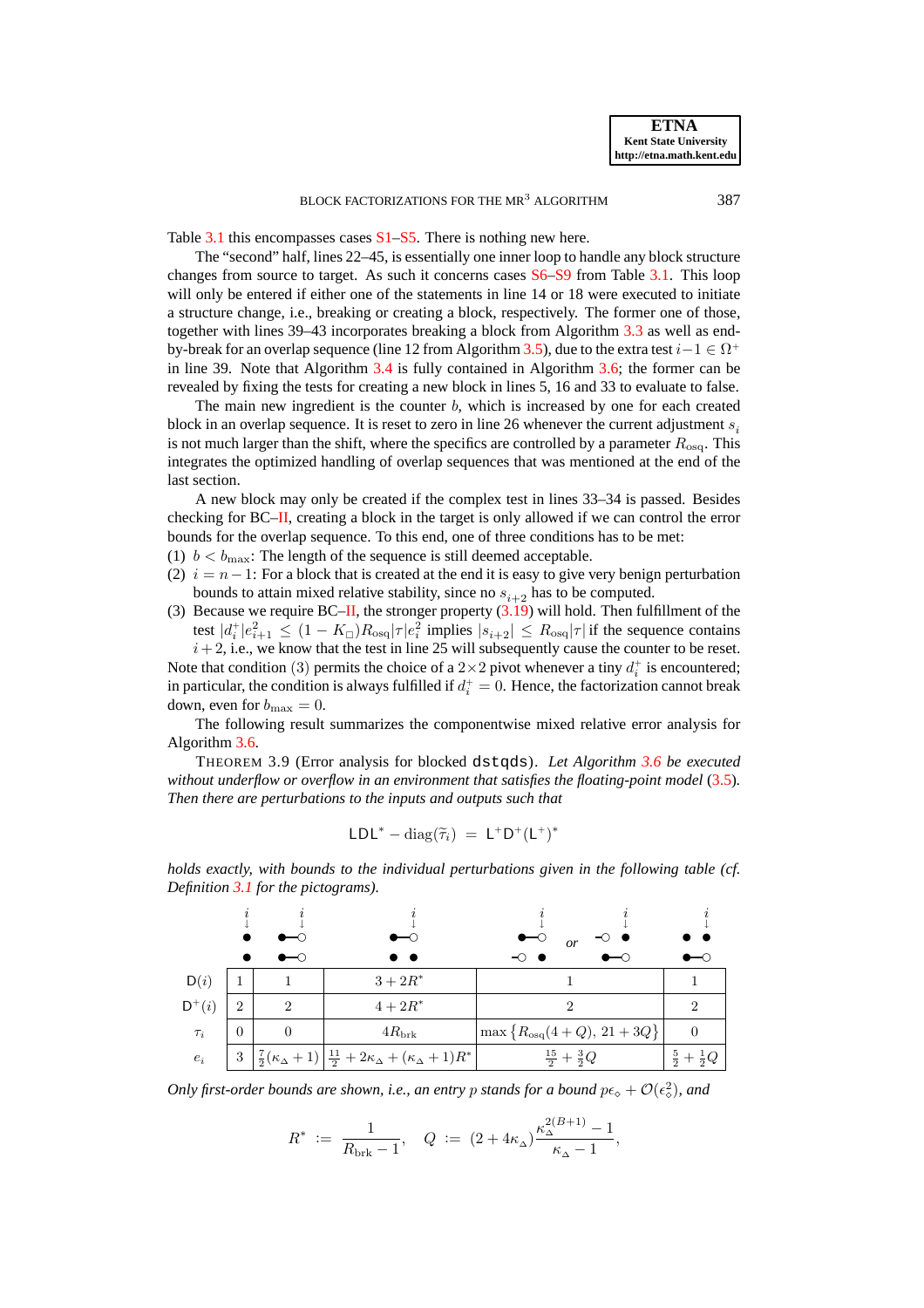Table 3.1 this encompasses cases S1–S5. There is nothing new here.

The "second" half, lines 22–45, is essentially one inner loop to handle any block structure changes from source to target. As such it concerns cases S6–S9 from Table 3.1. This loop will only be entered if either one of the statements in line 14 or 18 were executed to initiate a structure change, i.e., breaking or creating a block, respectively. The former one of those, together with lines 39–43 incorporates breaking a block from Algorithm 3.3 as well as end-by-break for an overlap sequence (line 12 from Algorithm 3.5), due to the extra test $i-1 \in \Omega^+$ in line 39. Note that Algorithm 3.4 is fully contained in Algorithm 3.6; the former can be revealed by fixing the tests for creating a new block in lines 5, 16 and 33 to evaluate to false.

The main new ingredient is the counter $b$, which is increased by one for each created block in an overlap sequence. It is reset to zero in line 26 whenever the current adjustment $s_i$ is not much larger than the shift, where the specifics are controlled by a parameter $R_{\text{osq}}$. This integrates the optimized handling of overlap sequences that was mentioned at the end of the last section.

A new block may only be created if the complex test in lines 33–34 is passed. Besides checking for BC–II, creating a block in the target is only allowed if we can control the error bounds for the overlap sequence. To this end, one of three conditions has to be met:

(1) $b < b_{\max}$: The length of the sequence is still deemed acceptable.

(2) $i = n-1$: For a block that is created at the end it is easy to give very benign perturbation bounds to attain mixed relative stability, since no $s_{i+2}$ has to be computed.

(3) Because we require BC–II, the stronger property (3.19) will hold. Then fulfillment of the test $|d_i^+|e_{i+1}^2 \le (1-K_\square)R_{\text{osq}}|\tau|e_i^2$ implies $|s_{i+2}| \le R_{\text{osq}}|\tau|$ if the sequence contains $i+2$, i.e., we know that the test in line 25 will subsequently cause the counter to be reset.

Note that condition (3) permits the choice of a $2\times 2$ pivot whenever a tiny $d_i^+$ is encountered; in particular, the condition is always fulfilled if $d_i^+ = 0$. Hence, the factorization cannot break down, even for $b_{\max} = 0$.

The following result summarizes the componentwise mixed relative error analysis for Algorithm 3.6.

THEOREM 3.9 (Error analysis for blocked `dstqds`). *Let Algorithm 3.6 be executed without underflow or overflow in an environment that satisfies the floating-point model (3.5). Then there are perturbations to the inputs and outputs such that*

$$\mathsf{LDL}^* - \operatorname{diag}(\widetilde{\tau}_i) \;=\; \mathsf{L}^+\mathsf{D}^+(\mathsf{L}^+)^*$$

*holds exactly, with bounds to the individual perturbations given in the following table (cf. Definition 3.1 for the pictograms).*

| | (pictogram 1) | (pictogram 2) | (pictogram 3) | (pictogram 4 *or* pictogram 5) | (pictogram 6) |
|---|---|---|---|---|---|
| $\mathsf{D}(i)$ | $1$ | $1$ | $3+2R^*$ | $1$ | $1$ |
| $\mathsf{D}^+(i)$ | $2$ | $2$ | $4+2R^*$ | $2$ | $2$ |
| $\tau_i$ | $0$ | $0$ | $4R_{\text{brk}}$ | $\max\{R_{\text{osq}}(4+Q),\ 21+3Q\}$ | $0$ |
| $e_i$ | $3$ | $\frac{7}{2}(\kappa_\Delta+1)$ | $\frac{11}{2}+2\kappa_\Delta+(\kappa_\Delta+1)R^*$ | $\frac{15}{2}+\frac{3}{2}Q$ | $\frac{5}{2}+\frac{1}{2}Q$ |

*Only first-order bounds are shown, i.e., an entry $p$ stands for a bound $p\epsilon_\diamond + \mathcal{O}(\epsilon_\diamond^2)$, and*

$$R^* \;:=\; \frac{1}{R_{\text{brk}}-1}, \quad Q \;:=\; (2+4\kappa_\Delta)\frac{\kappa_\Delta^{2(B+1)}-1}{\kappa_\Delta-1},$$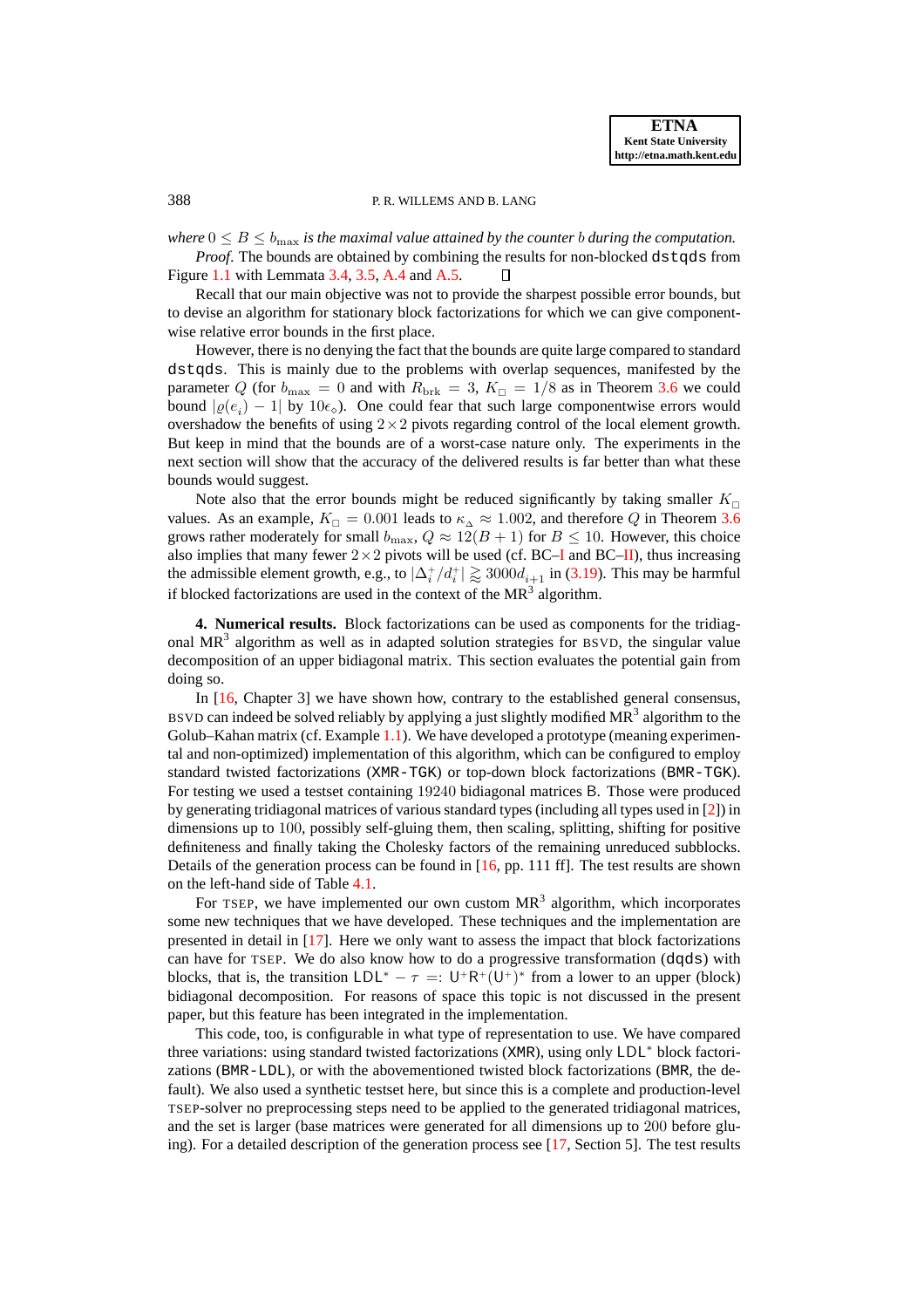*where* $0 \leq B \leq b_{\max}$ *is the maximal value attained by the counter* $b$ *during the computation.*

*Proof.* The bounds are obtained by combining the results for non-blocked `dstqds` from Figure 1.1 with Lemmata 3.4, 3.5, A.4 and A.5. ∎

Recall that our main objective was not to provide the sharpest possible error bounds, but to devise an algorithm for stationary block factorizations for which we can give componentwise relative error bounds in the first place.

However, there is no denying the fact that the bounds are quite large compared to standard `dstqds`. This is mainly due to the problems with overlap sequences, manifested by the parameter $Q$ (for $b_{\max} = 0$ and with $R_{\mathrm{brk}} = 3$, $K_{\square} = 1/8$ as in Theorem 3.6 we could bound $|\varrho(e_i) - 1|$ by $10\epsilon_{\diamond}$). One could fear that such large componentwise errors would overshadow the benefits of using $2 \times 2$ pivots regarding control of the local element growth. But keep in mind that the bounds are of a worst-case nature only. The experiments in the next section will show that the accuracy of the delivered results is far better than what these bounds would suggest.

Note also that the error bounds might be reduced significantly by taking smaller $K_{\square}$ values. As an example, $K_{\square} = 0.001$ leads to $\kappa_{\Delta} \approx 1.002$, and therefore $Q$ in Theorem 3.6 grows rather moderately for small $b_{\max}$, $Q \approx 12(B + 1)$ for $B \leq 10$. However, this choice also implies that many fewer $2 \times 2$ pivots will be used (cf. BC–I and BC–II), thus increasing the admissible element growth, e.g., to $|\Delta_i^{+}/d_i^{+}| \gtrsim 3000 d_{i+1}$ in (3.19). This may be harmful if blocked factorizations are used in the context of the MR$^3$ algorithm.

**4. Numerical results.** Block factorizations can be used as components for the tridiagonal MR$^3$ algorithm as well as in adapted solution strategies for BSVD, the singular value decomposition of an upper bidiagonal matrix. This section evaluates the potential gain from doing so.

In [16, Chapter 3] we have shown how, contrary to the established general consensus, BSVD can indeed be solved reliably by applying a just slightly modified MR$^3$ algorithm to the Golub–Kahan matrix (cf. Example 1.1). We have developed a prototype (meaning experimental and non-optimized) implementation of this algorithm, which can be configured to employ standard twisted factorizations (`XMR-TGK`) or top-down block factorizations (`BMR-TGK`). For testing we used a testset containing 19240 bidiagonal matrices B. Those were produced by generating tridiagonal matrices of various standard types (including all types used in [2]) in dimensions up to 100, possibly self-gluing them, then scaling, splitting, shifting for positive definiteness and finally taking the Cholesky factors of the remaining unreduced subblocks. Details of the generation process can be found in [16, pp. 111 ff]. The test results are shown on the left-hand side of Table 4.1.

For TSEP, we have implemented our own custom MR$^3$ algorithm, which incorporates some new techniques that we have developed. These techniques and the implementation are presented in detail in [17]. Here we only want to assess the impact that block factorizations can have for TSEP. We do also know how to do a progressive transformation (`dqds`) with blocks, that is, the transition $\mathsf{LDL}^* - \tau =: \mathsf{U}^+\mathsf{R}^+(\mathsf{U}^+)^*$ from a lower to an upper (block) bidiagonal decomposition. For reasons of space this topic is not discussed in the present paper, but this feature has been integrated in the implementation.

This code, too, is configurable in what type of representation to use. We have compared three variations: using standard twisted factorizations (`XMR`), using only $\mathsf{LDL}^*$ block factorizations (`BMR-LDL`), or with the abovementioned twisted block factorizations (`BMR`, the default). We also used a synthetic testset here, but since this is a complete and production-level TSEP-solver no preprocessing steps need to be applied to the generated tridiagonal matrices, and the set is larger (base matrices were generated for all dimensions up to 200 before gluing). For a detailed description of the generation process see [17, Section 5]. The test results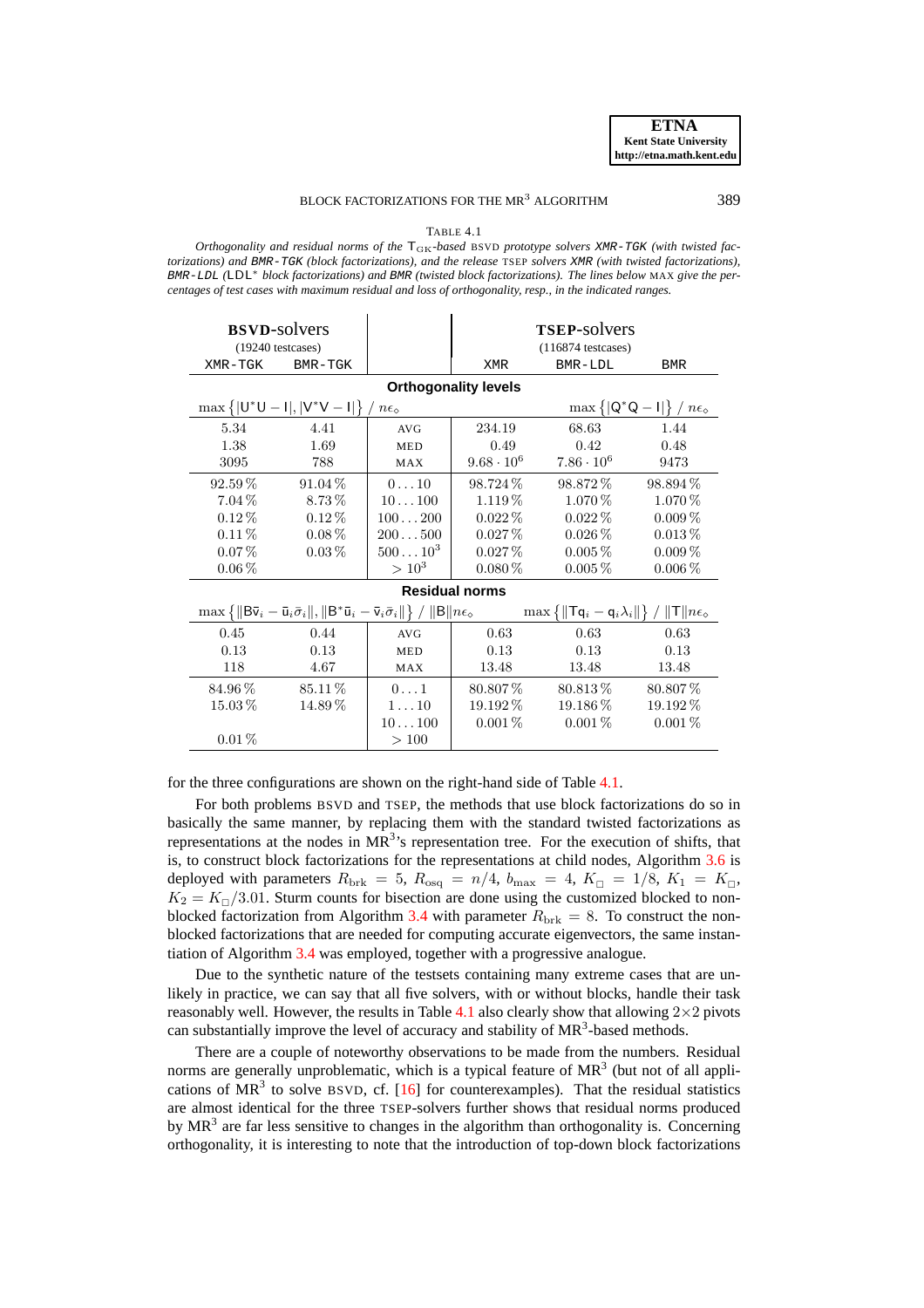TABLE 4.1

*Orthogonality and residual norms of the $T_{GK}$-based BSVD prototype solvers* `XMR-TGK` *(with twisted factorizations) and* `BMR-TGK` *(block factorizations), and the release TSEP solvers* `XMR` *(with twisted factorizations),* `BMR-LDL` *($LDL^*$ block factorizations) and* `BMR` *(twisted block factorizations). The lines below MAX give the percentages of test cases with maximum residual and loss of orthogonality, resp., in the indicated ranges.*

| **BSVD**-solvers (19240 testcases) | | | **TSEP**-solvers (116874 testcases) | | |
|---|---|---|---|---|---|
| `XMR-TGK` | `BMR-TGK` | | `XMR` | `BMR-LDL` | `BMR` |
| **Orthogonality levels** | | | | | |
| $\max\{\lvert U^*U - I\rvert, \lvert V^*V - I\rvert\} \;/\; n\epsilon_\diamond$ | | | $\max\{\lvert Q^*Q - I\rvert\} \;/\; n\epsilon_\diamond$ | | |
| 5.34 | 4.41 | AVG | 234.19 | 68.63 | 1.44 |
| 1.38 | 1.69 | MED | 0.49 | 0.42 | 0.48 |
| 3095 | 788 | MAX | $9.68 \cdot 10^6$ | $7.86 \cdot 10^6$ | 9473 |
| 92.59 % | 91.04 % | $0 \dots 10$ | 98.724 % | 98.872 % | 98.894 % |
| 7.04 % | 8.73 % | $10 \dots 100$ | 1.119 % | 1.070 % | 1.070 % |
| 0.12 % | 0.12 % | $100 \dots 200$ | 0.022 % | 0.022 % | 0.009 % |
| 0.11 % | 0.08 % | $200 \dots 500$ | 0.027 % | 0.026 % | 0.013 % |
| 0.07 % | 0.03 % | $500 \dots 10^3$ | 0.027 % | 0.005 % | 0.009 % |
| 0.06 % | | $> 10^3$ | 0.080 % | 0.005 % | 0.006 % |
| **Residual norms** | | | | | |
| $\max\{\lVert B\bar{v}_i - \bar{u}_i\bar{\sigma}_i\rVert, \lVert B^*\bar{u}_i - \bar{v}_i\bar{\sigma}_i\rVert\} \;/\; \lVert B\rVert n\epsilon_\diamond$ | | | $\max\{\lVert Tq_i - q_i\lambda_i\rVert\} \;/\; \lVert T\rVert n\epsilon_\diamond$ | | |
| 0.45 | 0.44 | AVG | 0.63 | 0.63 | 0.63 |
| 0.13 | 0.13 | MED | 0.13 | 0.13 | 0.13 |
| 118 | 4.67 | MAX | 13.48 | 13.48 | 13.48 |
| 84.96 % | 85.11 % | $0 \dots 1$ | 80.807 % | 80.813 % | 80.807 % |
| 15.03 % | 14.89 % | $1 \dots 10$ | 19.192 % | 19.186 % | 19.192 % |
| | | $10 \dots 100$ | 0.001 % | 0.001 % | 0.001 % |
| 0.01 % | | $> 100$ | | | |

for the three configurations are shown on the right-hand side of Table 4.1.

For both problems BSVD and TSEP, the methods that use block factorizations do so in basically the same manner, by replacing them with the standard twisted factorizations as representations at the nodes in $MR^3$'s representation tree. For the execution of shifts, that is, to construct block factorizations for the representations at child nodes, Algorithm 3.6 is deployed with parameters $R_{\text{brk}} = 5$, $R_{\text{osq}} = n/4$, $b_{\max} = 4$, $K_\square = 1/8$, $K_1 = K_\square$, $K_2 = K_\square/3.01$. Sturm counts for bisection are done using the customized blocked to non-blocked factorization from Algorithm 3.4 with parameter $R_{\text{brk}} = 8$. To construct the non-blocked factorizations that are needed for computing accurate eigenvectors, the same instantiation of Algorithm 3.4 was employed, together with a progressive analogue.

Due to the synthetic nature of the testsets containing many extreme cases that are unlikely in practice, we can say that all five solvers, with or without blocks, handle their task reasonably well. However, the results in Table 4.1 also clearly show that allowing $2\times2$ pivots can substantially improve the level of accuracy and stability of $MR^3$-based methods.

There are a couple of noteworthy observations to be made from the numbers. Residual norms are generally unproblematic, which is a typical feature of $MR^3$ (but not of all applications of $MR^3$ to solve BSVD, cf. [16] for counterexamples). That the residual statistics are almost identical for the three TSEP-solvers further shows that residual norms produced by $MR^3$ are far less sensitive to changes in the algorithm than orthogonality is. Concerning orthogonality, it is interesting to note that the introduction of top-down block factorizations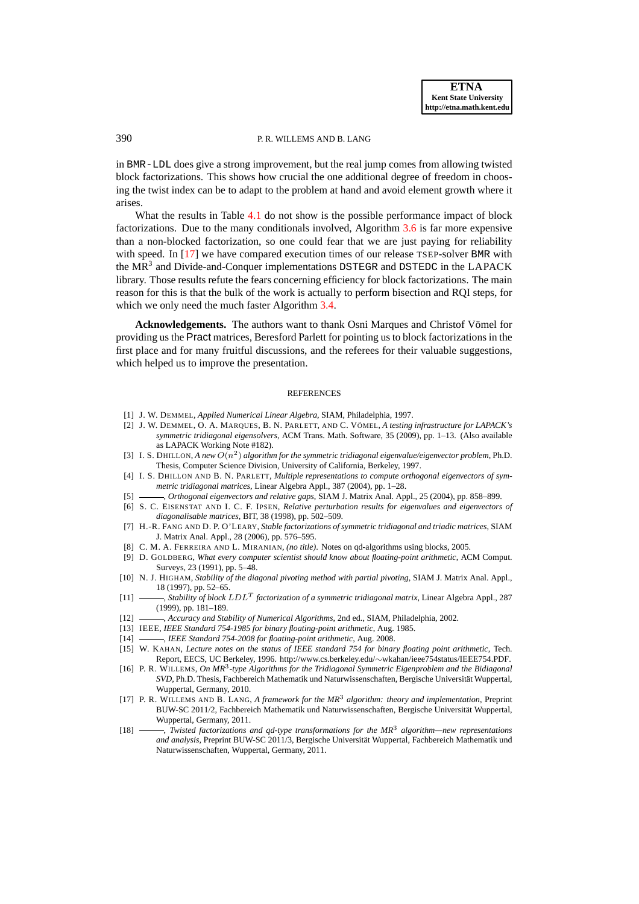in BMR-LDL does give a strong improvement, but the real jump comes from allowing twisted block factorizations. This shows how crucial the one additional degree of freedom in choosing the twist index can be to adapt to the problem at hand and avoid element growth where it arises.

What the results in Table 4.1 do not show is the possible performance impact of block factorizations. Due to the many conditionals involved, Algorithm 3.6 is far more expensive than a non-blocked factorization, so one could fear that we are just paying for reliability with speed. In [17] we have compared execution times of our release TSEP-solver BMR with the MR$^3$ and Divide-and-Conquer implementations DSTEGR and DSTEDC in the LAPACK library. Those results refute the fears concerning efficiency for block factorizations. The main reason for this is that the bulk of the work is actually to perform bisection and RQI steps, for which we only need the much faster Algorithm 3.4.

**Acknowledgements.** The authors want to thank Osni Marques and Christof Vömel for providing us the Pract matrices, Beresford Parlett for pointing us to block factorizations in the first place and for many fruitful discussions, and the referees for their valuable suggestions, which helped us to improve the presentation.

## REFERENCES

[1] J. W. Demmel, *Applied Numerical Linear Algebra*, SIAM, Philadelphia, 1997.

[2] J. W. Demmel, O. A. Marques, B. N. Parlett, and C. Vömel, *A testing infrastructure for LAPACK's symmetric tridiagonal eigensolvers*, ACM Trans. Math. Software, 35 (2009), pp. 1–13. (Also available as LAPACK Working Note #182).

[3] I. S. Dhillon, *A new $O(n^2)$ algorithm for the symmetric tridiagonal eigenvalue/eigenvector problem*, Ph.D. Thesis, Computer Science Division, University of California, Berkeley, 1997.

[4] I. S. Dhillon and B. N. Parlett, *Multiple representations to compute orthogonal eigenvectors of symmetric tridiagonal matrices*, Linear Algebra Appl., 387 (2004), pp. 1–28.

[5] ———, *Orthogonal eigenvectors and relative gaps*, SIAM J. Matrix Anal. Appl., 25 (2004), pp. 858–899.

[6] S. C. Eisenstat and I. C. F. Ipsen, *Relative perturbation results for eigenvalues and eigenvectors of diagonalisable matrices*, BIT, 38 (1998), pp. 502–509.

[7] H.-R. Fang and D. P. O'Leary, *Stable factorizations of symmetric tridiagonal and triadic matrices*, SIAM J. Matrix Anal. Appl., 28 (2006), pp. 576–595.

[8] C. M. A. Ferreira and L. Miranian, *(no title)*. Notes on qd-algorithms using blocks, 2005.

[9] D. Goldberg, *What every computer scientist should know about floating-point arithmetic*, ACM Comput. Surveys, 23 (1991), pp. 5–48.

[10] N. J. Higham, *Stability of the diagonal pivoting method with partial pivoting*, SIAM J. Matrix Anal. Appl., 18 (1997), pp. 52–65.

[11] ———, *Stability of block $LDL^T$ factorization of a symmetric tridiagonal matrix*, Linear Algebra Appl., 287 (1999), pp. 181–189.

[12] ———, *Accuracy and Stability of Numerical Algorithms*, 2nd ed., SIAM, Philadelphia, 2002.

[13] IEEE, *IEEE Standard 754-1985 for binary floating-point arithmetic*, Aug. 1985.

[14] ———, *IEEE Standard 754-2008 for floating-point arithmetic*, Aug. 2008.

[15] W. Kahan, *Lecture notes on the status of IEEE standard 754 for binary floating point arithmetic*, Tech. Report, EECS, UC Berkeley, 1996. http://www.cs.berkeley.edu/~wkahan/ieee754status/IEEE754.PDF.

[16] P. R. Willems, *On MR$^3$-type Algorithms for the Tridiagonal Symmetric Eigenproblem and the Bidiagonal SVD*, Ph.D. Thesis, Fachbereich Mathematik und Naturwissenschaften, Bergische Universität Wuppertal, Wuppertal, Germany, 2010.

[17] P. R. Willems and B. Lang, *A framework for the MR$^3$ algorithm: theory and implementation*, Preprint BUW-SC 2011/2, Fachbereich Mathematik und Naturwissenschaften, Bergische Universität Wuppertal, Wuppertal, Germany, 2011.

[18] ———, *Twisted factorizations and qd-type transformations for the MR$^3$ algorithm—new representations and analysis*, Preprint BUW-SC 2011/3, Bergische Universität Wuppertal, Fachbereich Mathematik und Naturwissenschaften, Wuppertal, Germany, 2011.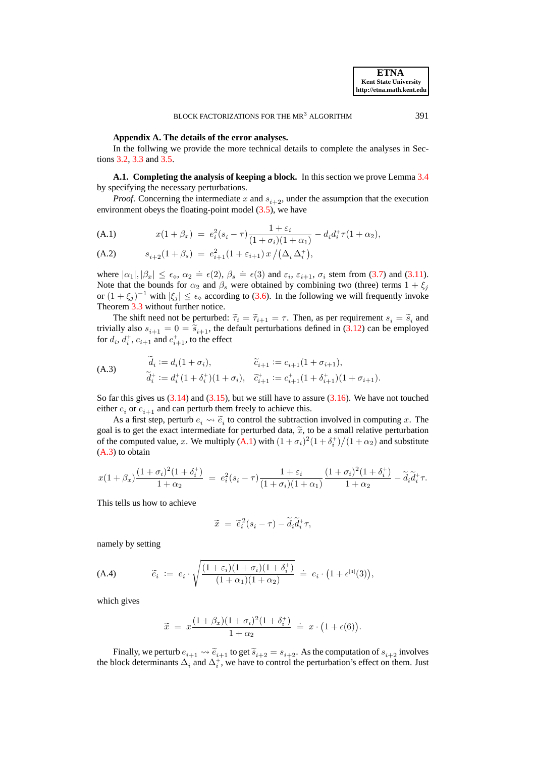## Appendix A. The details of the error analyses.

In the follwing we provide the more technical details to complete the analyses in Sections 3.2, 3.3 and 3.5.

**A.1. Completing the analysis of keeping a block.** In this section we prove Lemma 3.4 by specifying the necessary perturbations.

*Proof.* Concerning the intermediate $x$ and $s_{i+2}$, under the assumption that the execution environment obeys the floating-point model (3.5), we have

$$x(1+\beta_x) \;=\; e_i^2(s_i-\tau)\frac{1+\varepsilon_i}{(1+\sigma_i)(1+\alpha_1)} - d_i d_i^+ \tau(1+\alpha_2), \tag{A.1}$$

$$s_{i+2}(1+\beta_s) \;=\; e_{i+1}^2(1+\varepsilon_{i+1})\, x \big/ \big(\Delta_i\,\Delta_i^+\big), \tag{A.2}$$

where $|\alpha_1|, |\beta_x| \le \epsilon_\diamond$, $\alpha_2 \doteq \epsilon(2)$, $\beta_s \doteq \epsilon(3)$ and $\varepsilon_i$, $\varepsilon_{i+1}$, $\sigma_i$ stem from (3.7) and (3.11). Note that the bounds for $\alpha_2$ and $\beta_s$ were obtained by combining two (three) terms $1+\xi_j$ or $(1+\xi_j)^{-1}$ with $|\xi_j| \le \epsilon_\diamond$ according to (3.6). In the following we will frequently invoke Theorem 3.3 without further notice.

The shift need not be perturbed: $\widetilde{\tau}_i = \widetilde{\tau}_{i+1} = \tau$. Then, as per requirement $s_i = \widetilde{s}_i$ and trivially also $s_{i+1} = 0 = \widetilde{s}_{i+1}$, the default perturbations defined in (3.12) can be employed for $d_i$, $d_i^+$, $c_{i+1}$ and $c_{i+1}^+$, to the effect

$$\begin{aligned} \widetilde{d}_i &:= d_i(1+\sigma_i), & \widetilde{c}_{i+1} &:= c_{i+1}(1+\sigma_{i+1}),\\ \widetilde{d}_i^+ &:= d_i^+(1+\delta_i^+)(1+\sigma_i), & \widetilde{c}_{i+1}^+ &:= c_{i+1}^+(1+\delta_{i+1}^+)(1+\sigma_{i+1}). \end{aligned} \tag{A.3}$$

So far this gives us (3.14) and (3.15), but we still have to assure (3.16). We have not touched either $e_i$ or $e_{i+1}$ and can perturb them freely to achieve this.

As a first step, perturb $e_i \rightsquigarrow \widetilde{e}_i$ to control the subtraction involved in computing $x$. The goal is to get the exact intermediate for perturbed data, $\widetilde{x}$, to be a small relative perturbation of the computed value, $x$. We multiply (A.1) with $(1+\sigma_i)^2(1+\delta_i^+)/(1+\alpha_2)$ and substitute (A.3) to obtain

$$x(1+\beta_x)\frac{(1+\sigma_i)^2(1+\delta_i^+)}{1+\alpha_2} \;=\; e_i^2(s_i-\tau)\frac{1+\varepsilon_i}{(1+\sigma_i)(1+\alpha_1)}\,\frac{(1+\sigma_i)^2(1+\delta_i^+)}{1+\alpha_2} - \widetilde{d}_i\widetilde{d}_i^+\tau.$$

This tells us how to achieve

$$\widetilde{x} \;=\; \widetilde{e}_i^2(s_i-\tau) - \widetilde{d}_i\widetilde{d}_i^+\tau,$$

namely by setting

$$\widetilde{e}_i \;:=\; e_i\cdot\sqrt{\frac{(1+\varepsilon_i)(1+\sigma_i)(1+\delta_i^+)}{(1+\alpha_1)(1+\alpha_2)}} \;\doteq\; e_i\cdot\big(1+\epsilon^{[4]}(3)\big), \tag{A.4}$$

which gives

$$\widetilde{x} \;=\; x\frac{(1+\beta_x)(1+\sigma_i)^2(1+\delta_i^+)}{1+\alpha_2} \;\doteq\; x\cdot\big(1+\epsilon(6)\big).$$

Finally, we perturb $e_{i+1} \rightsquigarrow \widetilde{e}_{i+1}$ to get $\widetilde{s}_{i+2} = s_{i+2}$. As the computation of $s_{i+2}$ involves the block determinants $\Delta_i$ and $\Delta_i^+$, we have to control the perturbation's effect on them. Just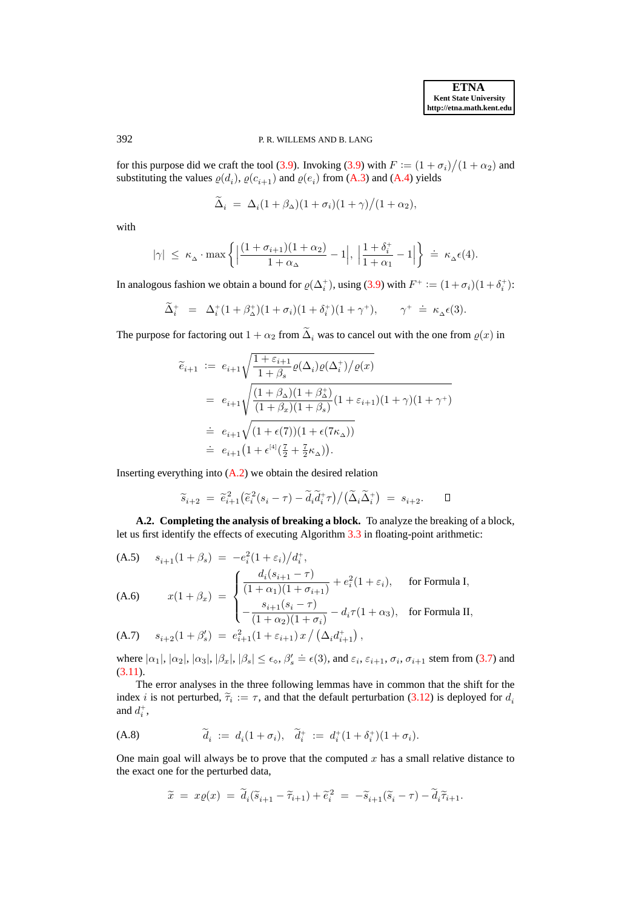for this purpose did we craft the tool (3.9). Invoking (3.9) with $F := (1+\sigma_i)/(1+\alpha_2)$ and substituting the values $\varrho(d_i)$, $\varrho(c_{i+1})$ and $\varrho(e_i)$ from (A.3) and (A.4) yields

$$\widetilde{\Delta}_i \;=\; \Delta_i(1+\beta_\vartriangle)(1+\sigma_i)(1+\gamma)\big/(1+\alpha_2),$$

with

$$|\gamma| \;\le\; \kappa_\vartriangle \cdot \max\left\{ \left|\frac{(1+\sigma_{i+1})(1+\alpha_2)}{1+\alpha_\vartriangle} - 1\right|, \; \left|\frac{1+\delta_i^+}{1+\alpha_1} - 1\right| \right\} \;\doteq\; \kappa_\vartriangle \epsilon(4).$$

In analogous fashion we obtain a bound for $\varrho(\Delta_i^+)$, using (3.9) with $F^+ := (1+\sigma_i)(1+\delta_i^+)$:

$$\widetilde{\Delta}_i^+ \;\;=\;\; \Delta_i^+(1+\beta_\vartriangle^+)(1+\sigma_i)(1+\delta_i^+)(1+\gamma^+), \qquad \gamma^+ \;\doteq\; \kappa_\vartriangle \epsilon(3).$$

The purpose for factoring out $1+\alpha_2$ from $\widetilde{\Delta}_i$ was to cancel out with the one from $\varrho(x)$ in

$$\begin{aligned}
\widetilde{e}_{i+1} \;&:=\; e_{i+1}\sqrt{\frac{1+\varepsilon_{i+1}}{1+\beta_s}\varrho(\Delta_i)\varrho(\Delta_i^+)\big/\varrho(x)} \\
&=\; e_{i+1}\sqrt{\frac{(1+\beta_\vartriangle)(1+\beta_\vartriangle^+)}{(1+\beta_x)(1+\beta_s)}(1+\varepsilon_{i+1})(1+\gamma)(1+\gamma^+)} \\
&\doteq\; e_{i+1}\sqrt{(1+\epsilon(7))(1+\epsilon(7\kappa_\vartriangle))} \\
&\doteq\; e_{i+1}\big(1+\epsilon^{[4]}(\tfrac{7}{2}+\tfrac{7}{2}\kappa_\vartriangle)\big).
\end{aligned}$$

Inserting everything into (A.2) we obtain the desired relation

$$\widetilde{s}_{i+2} \;=\; \widetilde{e}_{i+1}^{\,2}\big(\widetilde{e}_i^{\,2}(s_i-\tau) - \widetilde{d}_i\widetilde{d}_i^+\tau\big)\big/\big(\widetilde{\Delta}_i\widetilde{\Delta}_i^+\big) \;=\; s_{i+2}. \qquad \square$$

**A.2. Completing the analysis of breaking a block.** To analyze the breaking of a block, let us first identify the effects of executing Algorithm 3.3 in floating-point arithmetic:

$$\text{(A.5)} \qquad s_{i+1}(1+\beta_s) \;=\; -e_i^2(1+\varepsilon_i)/d_i^+,$$

$$\text{(A.6)} \qquad x(1+\beta_x) \;=\; \begin{cases} \dfrac{d_i(s_{i+1}-\tau)}{(1+\alpha_1)(1+\sigma_{i+1})} + e_i^2(1+\varepsilon_i), & \text{for Formula I,} \\[2ex] -\dfrac{s_{i+1}(s_i-\tau)}{(1+\alpha_2)(1+\sigma_i)} - d_i\tau(1+\alpha_3), & \text{for Formula II,} \end{cases}$$

$$\text{(A.7)} \qquad s_{i+2}(1+\beta_s') \;=\; e_{i+1}^2(1+\varepsilon_{i+1})\,x\,\big/\,\big(\Delta_i d_{i+1}^+\big)\,,$$

where $|\alpha_1|, |\alpha_2|, |\alpha_3|, |\beta_x|, |\beta_s| \le \epsilon_\diamond$, $\beta_s' \doteq \epsilon(3)$, and $\varepsilon_i, \varepsilon_{i+1}, \sigma_i, \sigma_{i+1}$ stem from (3.7) and (3.11).

The error analyses in the three following lemmas have in common that the shift for the index $i$ is not perturbed, $\widetilde{\tau}_i := \tau$, and that the default perturbation (3.12) is deployed for $d_i$ and $d_i^+$,

$$\text{(A.8)} \qquad \widetilde{d}_i \;:=\; d_i(1+\sigma_i), \quad \widetilde{d}_i^+ \;:=\; d_i^+(1+\delta_i^+)(1+\sigma_i).$$

One main goal will always be to prove that the computed $x$ has a small relative distance to the exact one for the perturbed data,

$$\widetilde{x} \;=\; x\varrho(x) \;=\; \widetilde{d}_i(\widetilde{s}_{i+1}-\widetilde{\tau}_{i+1}) + \widetilde{e}_i^{\,2} \;=\; -\widetilde{s}_{i+1}(\widetilde{s}_i-\tau) - \widetilde{d}_i\widetilde{\tau}_{i+1}.$$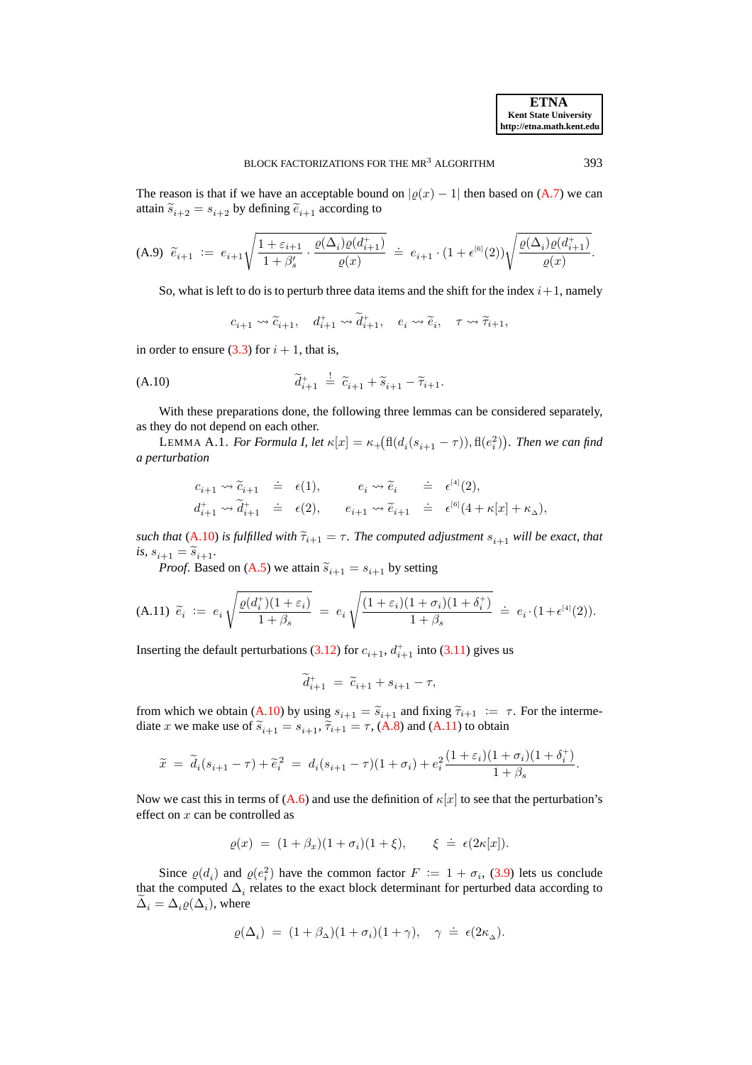The reason is that if we have an acceptable bound on $|\varrho(x) - 1|$ then based on (A.7) we can attain $\widetilde{s}_{i+2} = s_{i+2}$ by defining $\widetilde{e}_{i+1}$ according to

$$\text{(A.9)}\quad \widetilde{e}_{i+1} \;:=\; e_{i+1}\sqrt{\frac{1+\varepsilon_{i+1}}{1+\beta_s'}\cdot\frac{\varrho(\Delta_i)\varrho(d_{i+1}^+)}{\varrho(x)}} \;\doteq\; e_{i+1}\cdot(1+\epsilon^{[6]}(2))\sqrt{\frac{\varrho(\Delta_i)\varrho(d_{i+1}^+)}{\varrho(x)}}.$$

So, what is left to do is to perturb three data items and the shift for the index $i+1$, namely

$$c_{i+1} \rightsquigarrow \widetilde{c}_{i+1}, \quad d_{i+1}^+ \rightsquigarrow \widetilde{d}_{i+1}^+, \quad e_i \rightsquigarrow \widetilde{e}_i, \quad \tau \rightsquigarrow \widetilde{\tau}_{i+1},$$

in order to ensure (3.3) for $i+1$, that is,

$$\text{(A.10)}\qquad \widetilde{d}_{i+1}^+ \;\overset{!}{=}\; \widetilde{c}_{i+1} + \widetilde{s}_{i+1} - \widetilde{\tau}_{i+1}.$$

With these preparations done, the following three lemmas can be considered separately, as they do not depend on each other.

LEMMA A.1. *For Formula I, let* $\kappa[x] = \kappa_+\big(\mathrm{fl}(d_i(s_{i+1}-\tau)), \mathrm{fl}(e_i^2)\big)$. *Then we can find a perturbation*

$$\begin{aligned} c_{i+1} \rightsquigarrow \widetilde{c}_{i+1} \;&\doteq\; \epsilon(1), & e_i \rightsquigarrow \widetilde{e}_i \;&\doteq\; \epsilon^{[4]}(2),\\ d_{i+1}^+ \rightsquigarrow \widetilde{d}_{i+1}^+ \;&\doteq\; \epsilon(2), & e_{i+1} \rightsquigarrow \widetilde{e}_{i+1} \;&\doteq\; \epsilon^{[6]}(4+\kappa[x]+\kappa_\Delta), \end{aligned}$$

*such that* (A.10) *is fulfilled with* $\widetilde{\tau}_{i+1} = \tau$. *The computed adjustment* $s_{i+1}$ *will be exact, that is,* $s_{i+1} = \widetilde{s}_{i+1}$.

*Proof*. Based on (A.5) we attain $\widetilde{s}_{i+1} = s_{i+1}$ by setting

$$\text{(A.11)}\quad \widetilde{e}_i \;:=\; e_i\sqrt{\frac{\varrho(d_i^+)(1+\varepsilon_i)}{1+\beta_s}} \;=\; e_i\sqrt{\frac{(1+\varepsilon_i)(1+\sigma_i)(1+\delta_i^+)}{1+\beta_s}} \;\doteq\; e_i\cdot(1+\epsilon^{[4]}(2)).$$

Inserting the default perturbations (3.12) for $c_{i+1}$, $d_{i+1}^+$ into (3.11) gives us

$$\widetilde{d}_{i+1}^+ \;=\; \widetilde{c}_{i+1} + s_{i+1} - \tau,$$

from which we obtain (A.10) by using $s_{i+1} = \widetilde{s}_{i+1}$ and fixing $\widetilde{\tau}_{i+1} \;:=\; \tau$. For the intermediate $x$ we make use of $\widetilde{s}_{i+1} = s_{i+1}$, $\widetilde{\tau}_{i+1} = \tau$, (A.8) and (A.11) to obtain

$$\widetilde{x} \;=\; \widetilde{d}_i(s_{i+1}-\tau) + \widetilde{e}_i^2 \;=\; d_i(s_{i+1}-\tau)(1+\sigma_i) + e_i^2\frac{(1+\varepsilon_i)(1+\sigma_i)(1+\delta_i^+)}{1+\beta_s}.$$

Now we cast this in terms of (A.6) and use the definition of $\kappa[x]$ to see that the perturbation's effect on $x$ can be controlled as

$$\varrho(x) \;=\; (1+\beta_x)(1+\sigma_i)(1+\xi), \qquad \xi \;\doteq\; \epsilon(2\kappa[x]).$$

Since $\varrho(d_i)$ and $\varrho(e_i^2)$ have the common factor $F \;:=\; 1+\sigma_i$, (3.9) lets us conclude that the computed $\Delta_i$ relates to the exact block determinant for perturbed data according to $\widetilde{\Delta}_i = \Delta_i\varrho(\Delta_i)$, where

$$\varrho(\Delta_i) \;=\; (1+\beta_\Delta)(1+\sigma_i)(1+\gamma), \quad \gamma \;\doteq\; \epsilon(2\kappa_\Delta).$$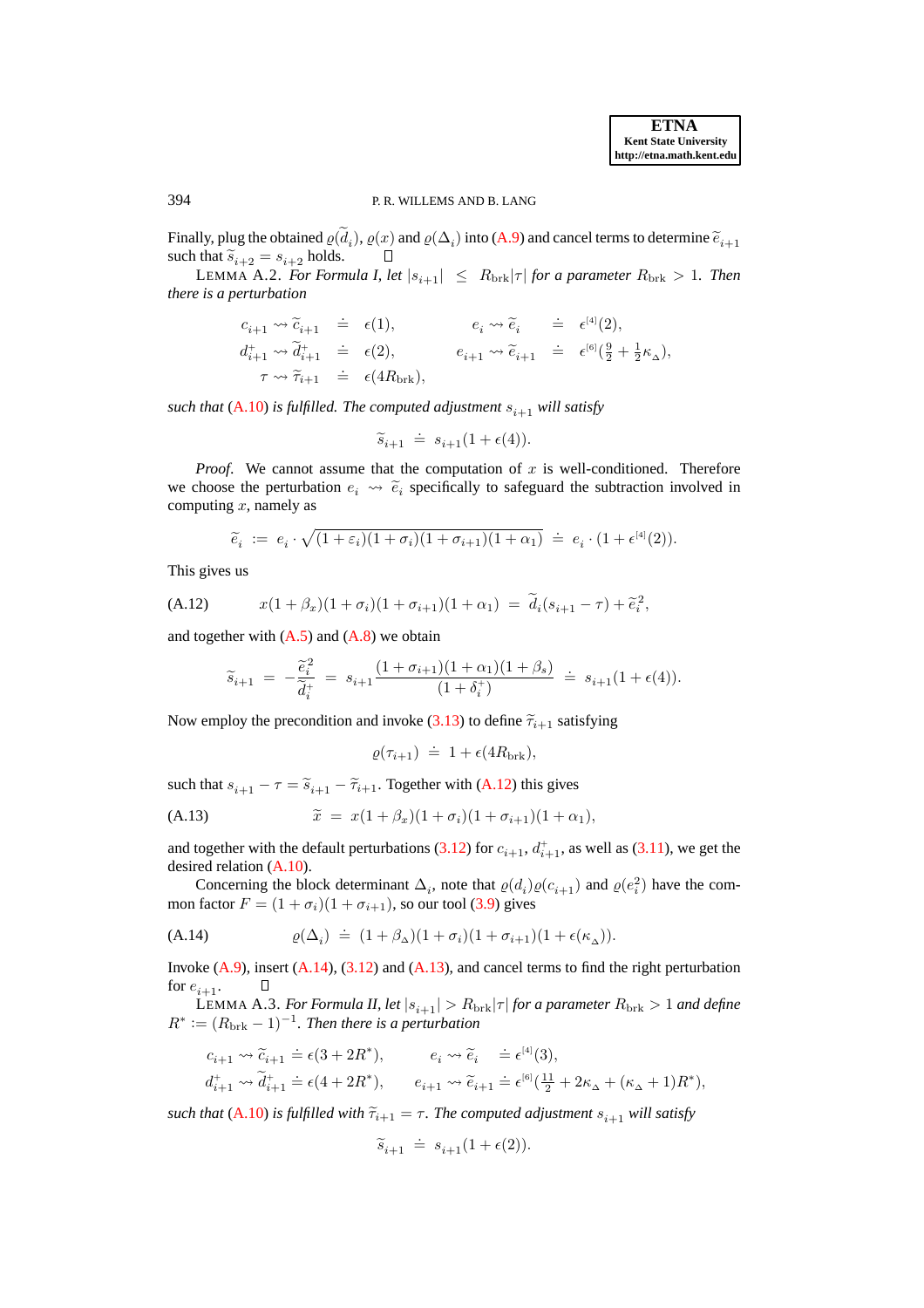Finally, plug the obtained $\varrho(\widetilde{d}_i)$, $\varrho(x)$ and $\varrho(\Delta_i)$ into (A.9) and cancel terms to determine $\widetilde{e}_{i+1}$ such that $\widetilde{s}_{i+2} = s_{i+2}$ holds. $\square$

LEMMA A.2. *For Formula I, let $|s_{i+1}| \le R_{\rm brk}|\tau|$ for a parameter $R_{\rm brk} > 1$. Then there is a perturbation*

$$
\begin{aligned}
c_{i+1} \rightsquigarrow \widetilde{c}_{i+1} &\doteq \epsilon(1), & e_i \rightsquigarrow \widetilde{e}_i &\doteq \epsilon^{[4]}(2),\\
d^+_{i+1} \rightsquigarrow \widetilde{d}^+_{i+1} &\doteq \epsilon(2), & e_{i+1} \rightsquigarrow \widetilde{e}_{i+1} &\doteq \epsilon^{[6]}(\tfrac{9}{2} + \tfrac{1}{2}\kappa_\Delta),\\
\tau \rightsquigarrow \widetilde{\tau}_{i+1} &\doteq \epsilon(4R_{\rm brk}),
\end{aligned}
$$

*such that (A.10) is fulfilled. The computed adjustment $s_{i+1}$ will satisfy*

$$\widetilde{s}_{i+1} \doteq s_{i+1}(1+\epsilon(4)).$$

*Proof*. We cannot assume that the computation of $x$ is well-conditioned. Therefore we choose the perturbation $e_i \rightsquigarrow \widetilde{e}_i$ specifically to safeguard the subtraction involved in computing $x$, namely as

$$\widetilde{e}_i := e_i \cdot \sqrt{(1+\varepsilon_i)(1+\sigma_i)(1+\sigma_{i+1})(1+\alpha_1)} \doteq e_i \cdot (1+\epsilon^{[4]}(2)).$$

This gives us

$$x(1+\beta_x)(1+\sigma_i)(1+\sigma_{i+1})(1+\alpha_1) = \widetilde{d}_i(s_{i+1}-\tau) + \widetilde{e}_i^2, \tag{A.12}$$

and together with (A.5) and (A.8) we obtain

$$\widetilde{s}_{i+1} = -\frac{\widetilde{e}_i^2}{\widetilde{d}^+_i} = s_{i+1}\frac{(1+\sigma_{i+1})(1+\alpha_1)(1+\beta_s)}{(1+\delta^+_i)} \doteq s_{i+1}(1+\epsilon(4)).$$

Now employ the precondition and invoke (3.13) to define $\widetilde{\tau}_{i+1}$ satisfying

$$\varrho(\tau_{i+1}) \doteq 1 + \epsilon(4R_{\rm brk}),$$

such that $s_{i+1} - \tau = \widetilde{s}_{i+1} - \widetilde{\tau}_{i+1}$. Together with (A.12) this gives

$$\widetilde{x} = x(1+\beta_x)(1+\sigma_i)(1+\sigma_{i+1})(1+\alpha_1), \tag{A.13}$$

and together with the default perturbations (3.12) for $c_{i+1}$, $d^+_{i+1}$, as well as (3.11), we get the desired relation (A.10).

Concerning the block determinant $\Delta_i$, note that $\varrho(d_i)\varrho(c_{i+1})$ and $\varrho(e_i^2)$ have the common factor $F = (1+\sigma_i)(1+\sigma_{i+1})$, so our tool (3.9) gives

$$\varrho(\Delta_i) \doteq (1+\beta_\Delta)(1+\sigma_i)(1+\sigma_{i+1})(1+\epsilon(\kappa_\Delta)). \tag{A.14}$$

Invoke (A.9), insert (A.14), (3.12) and (A.13), and cancel terms to find the right perturbation for $e_{i+1}$. $\square$

LEMMA A.3. *For Formula II, let $|s_{i+1}| > R_{\rm brk}|\tau|$ for a parameter $R_{\rm brk} > 1$ and define $R^* := (R_{\rm brk}-1)^{-1}$. Then there is a perturbation*

$$
\begin{aligned}
c_{i+1} \rightsquigarrow \widetilde{c}_{i+1} &\doteq \epsilon(3+2R^*), & e_i \rightsquigarrow \widetilde{e}_i &\doteq \epsilon^{[4]}(3),\\
d^+_{i+1} \rightsquigarrow \widetilde{d}^+_{i+1} &\doteq \epsilon(4+2R^*), & e_{i+1} \rightsquigarrow \widetilde{e}_{i+1} &\doteq \epsilon^{[6]}(\tfrac{11}{2} + 2\kappa_\Delta + (\kappa_\Delta+1)R^*),
\end{aligned}
$$

*such that (A.10) is fulfilled with $\widetilde{\tau}_{i+1} = \tau$. The computed adjustment $s_{i+1}$ will satisfy*

$$\widetilde{s}_{i+1} \doteq s_{i+1}(1+\epsilon(2)).$$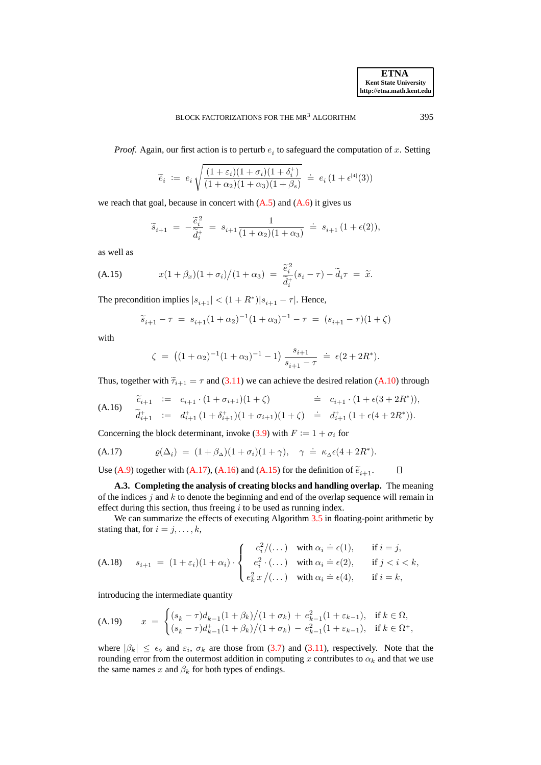*Proof.* Again, our first action is to perturb $e_i$ to safeguard the computation of $x$. Setting

$$\widetilde{e}_i \;:=\; e_i \sqrt{\frac{(1+\varepsilon_i)(1+\sigma_i)(1+\delta_i^+)}{(1+\alpha_2)(1+\alpha_3)(1+\beta_s)}} \;\doteq\; e_i\,(1+\epsilon^{[4]}(3))$$

we reach that goal, because in concert with (A.5) and (A.6) it gives us

$$\widetilde{s}_{i+1} \;=\; -\frac{\widetilde{e}_i^2}{\widetilde{d}_i^+} \;=\; s_{i+1}\frac{1}{(1+\alpha_2)(1+\alpha_3)} \;\doteq\; s_{i+1}\,(1+\epsilon(2)),$$

as well as

$$x(1+\beta_x)(1+\sigma_i)/(1+\alpha_3) \;=\; \frac{\widetilde{e}_i^2}{\widetilde{d}_i^+}(s_i-\tau) - \widetilde{d}_i\tau \;=\; \widetilde{x}. \tag{A.15}$$

The precondition implies $|s_{i+1}| < (1+R^*)|s_{i+1}-\tau|$. Hence,

$$\widetilde{s}_{i+1}-\tau \;=\; s_{i+1}(1+\alpha_2)^{-1}(1+\alpha_3)^{-1}-\tau \;=\; (s_{i+1}-\tau)(1+\zeta)$$

with

$$\zeta \;=\; \left((1+\alpha_2)^{-1}(1+\alpha_3)^{-1}-1\right)\frac{s_{i+1}}{s_{i+1}-\tau} \;\doteq\; \epsilon(2+2R^*).$$

Thus, together with $\widetilde{\tau}_{i+1}=\tau$ and (3.11) we can achieve the desired relation (A.10) through

$$\begin{aligned}
\widetilde{c}_{i+1} &:= c_{i+1}\cdot(1+\sigma_{i+1})(1+\zeta) &&\doteq\; c_{i+1}\cdot(1+\epsilon(3+2R^*)),\\
\widetilde{d}_{i+1}^+ &:= d_{i+1}^+\,(1+\delta_{i+1}^+)(1+\sigma_{i+1})(1+\zeta) &&\doteq\; d_{i+1}^+\,(1+\epsilon(4+2R^*)).
\end{aligned} \tag{A.16}$$

Concerning the block determinant, invoke (3.9) with $F := 1+\sigma_i$ for

$$\varrho(\Delta_i) \;=\; (1+\beta_\vartriangle)(1+\sigma_i)(1+\gamma), \quad \gamma \;\doteq\; \kappa_\vartriangle\epsilon(4+2R^*). \tag{A.17}$$

Use (A.9) together with (A.17), (A.16) and (A.15) for the definition of $\widetilde{e}_{i+1}$. $\square$

**A.3. Completing the analysis of creating blocks and handling overlap.** The meaning of the indices $j$ and $k$ to denote the beginning and end of the overlap sequence will remain in effect during this section, thus freeing $i$ to be used as running index.

We can summarize the effects of executing Algorithm 3.5 in floating-point arithmetic by stating that, for $i=j,\dots,k$,

$$s_{i+1} \;=\; (1+\varepsilon_i)(1+\alpha_i)\cdot\begin{cases} e_i^2/(\dots) & \text{with } \alpha_i \doteq \epsilon(1), & \text{if } i=j,\\ e_i^2\cdot(\dots) & \text{with } \alpha_i \doteq \epsilon(2), & \text{if } j<i<k,\\ e_k^2\,x\,/(\dots) & \text{with } \alpha_i \doteq \epsilon(4), & \text{if } i=k, \end{cases} \tag{A.18}$$

introducing the intermediate quantity

$$x \;=\; \begin{cases} (s_k-\tau)d_{k-1}(1+\beta_k)/(1+\sigma_k) \;+\; e_{k-1}^2(1+\varepsilon_{k-1}), & \text{if } k\in\Omega,\\ (s_k-\tau)d_{k-1}^+(1+\beta_k)/(1+\sigma_k) \;-\; e_{k-1}^2(1+\varepsilon_{k-1}), & \text{if } k\in\Omega^+, \end{cases} \tag{A.19}$$

where $|\beta_k| \le \epsilon_\diamond$ and $\varepsilon_i$, $\sigma_k$ are those from (3.7) and (3.11), respectively. Note that the rounding error from the outermost addition in computing $x$ contributes to $\alpha_k$ and that we use the same names $x$ and $\beta_k$ for both types of endings.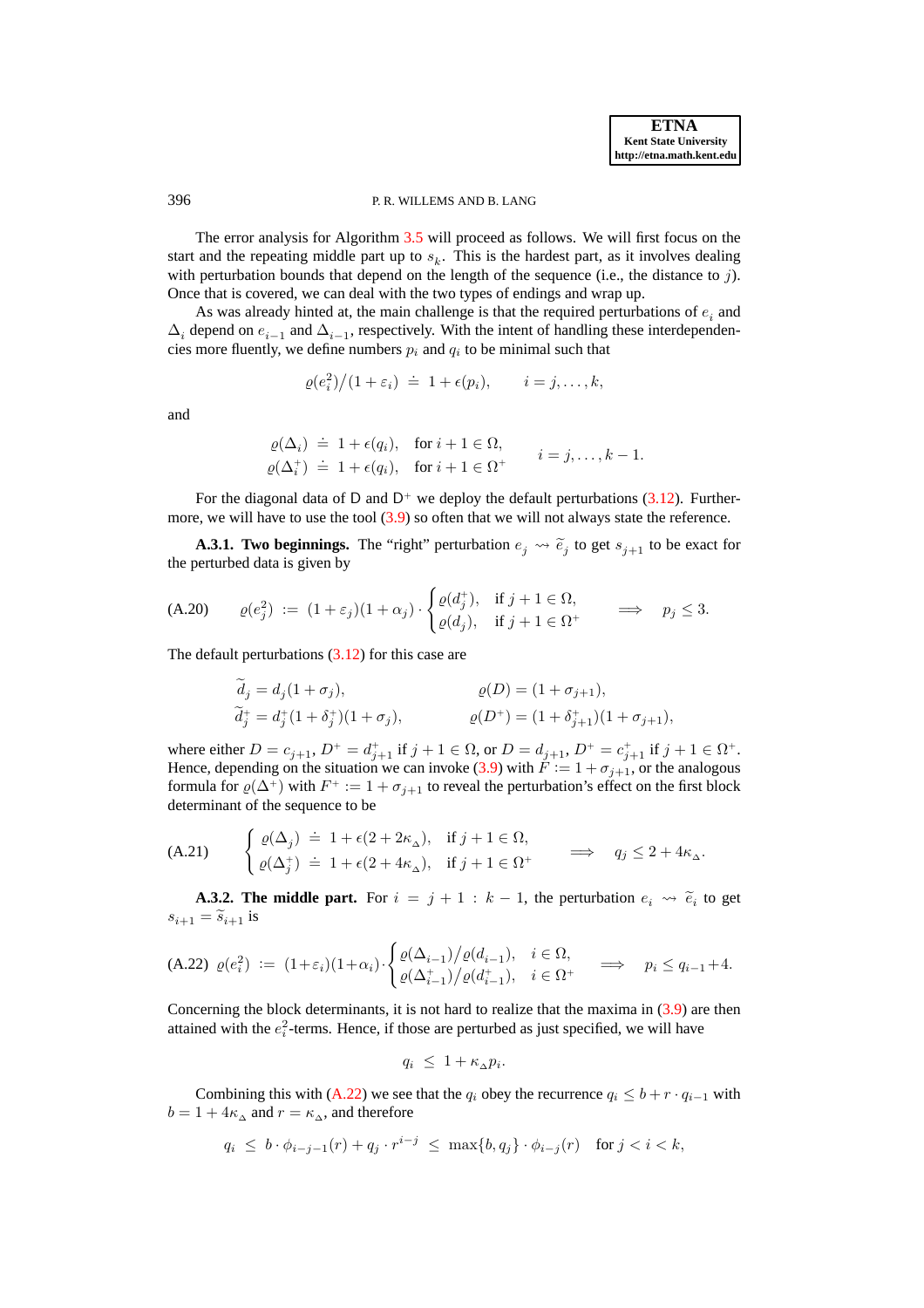The error analysis for Algorithm 3.5 will proceed as follows. We will first focus on the start and the repeating middle part up to $s_k$. This is the hardest part, as it involves dealing with perturbation bounds that depend on the length of the sequence (i.e., the distance to $j$). Once that is covered, we can deal with the two types of endings and wrap up.

As was already hinted at, the main challenge is that the required perturbations of $e_i$ and $\Delta_i$ depend on $e_{i-1}$ and $\Delta_{i-1}$, respectively. With the intent of handling these interdependencies more fluently, we define numbers $p_i$ and $q_i$ to be minimal such that

$$\varrho(e_i^2)/(1+\varepsilon_i) \doteq 1+\epsilon(p_i), \qquad i = j,\ldots,k,$$

and

$$\begin{aligned} \varrho(\Delta_i) &\doteq 1+\epsilon(q_i), \quad \text{for } i+1 \in \Omega, \\ \varrho(\Delta_i^+) &\doteq 1+\epsilon(q_i), \quad \text{for } i+1 \in \Omega^+ \end{aligned} \qquad i = j,\ldots,k-1.$$

For the diagonal data of D and D$^+$ we deploy the default perturbations (3.12). Furthermore, we will have to use the tool (3.9) so often that we will not always state the reference.

**A.3.1. Two beginnings.** The "right" perturbation $e_j \rightsquigarrow \widetilde{e}_j$ to get $s_{j+1}$ to be exact for the perturbed data is given by

$$\text{(A.20)} \qquad \varrho(e_j^2) := (1+\varepsilon_j)(1+\alpha_j)\cdot \begin{cases} \varrho(d_j^+), & \text{if } j+1 \in \Omega, \\ \varrho(d_j), & \text{if } j+1 \in \Omega^+ \end{cases} \qquad \Longrightarrow \quad p_j \le 3.$$

The default perturbations (3.12) for this case are

$$\begin{aligned} \widetilde{d}_j &= d_j(1+\sigma_j), & \varrho(D) &= (1+\sigma_{j+1}), \\ \widetilde{d}_j^+ &= d_j^+(1+\delta_j^+)(1+\sigma_j), & \varrho(D^+) &= (1+\delta_{j+1}^+)(1+\sigma_{j+1}), \end{aligned}$$

where either $D = c_{j+1}$, $D^+ = d_{j+1}^+$ if $j+1 \in \Omega$, or $D = d_{j+1}$, $D^+ = c_{j+1}^+$ if $j+1 \in \Omega^+$. Hence, depending on the situation we can invoke (3.9) with $F := 1+\sigma_{j+1}$, or the analogous formula for $\varrho(\Delta^+)$ with $F^+ := 1+\sigma_{j+1}$ to reveal the perturbation's effect on the first block determinant of the sequence to be

$$\text{(A.21)} \qquad \begin{cases} \varrho(\Delta_j) \doteq 1+\epsilon(2+2\kappa_\Delta), & \text{if } j+1 \in \Omega, \\ \varrho(\Delta_j^+) \doteq 1+\epsilon(2+4\kappa_\Delta), & \text{if } j+1 \in \Omega^+ \end{cases} \qquad \Longrightarrow \quad q_j \le 2+4\kappa_\Delta.$$

**A.3.2. The middle part.** For $i = j+1 : k-1$, the perturbation $e_i \rightsquigarrow \widetilde{e}_i$ to get $s_{i+1} = \widetilde{s}_{i+1}$ is

$$\text{(A.22)} \quad \varrho(e_i^2) := (1+\varepsilon_i)(1+\alpha_i)\cdot \begin{cases} \varrho(\Delta_{i-1})/\varrho(d_{i-1}), & i \in \Omega, \\ \varrho(\Delta_{i-1}^+)/\varrho(d_{i-1}^+), & i \in \Omega^+ \end{cases} \qquad \Longrightarrow \quad p_i \le q_{i-1}+4.$$

Concerning the block determinants, it is not hard to realize that the maxima in (3.9) are then attained with the $e_i^2$-terms. Hence, if those are perturbed as just specified, we will have

$$q_i \le 1+\kappa_\Delta p_i.$$

Combining this with (A.22) we see that the $q_i$ obey the recurrence $q_i \le b + r\cdot q_{i-1}$ with $b = 1+4\kappa_\Delta$ and $r = \kappa_\Delta$, and therefore

$$q_i \le b\cdot\phi_{i-j-1}(r) + q_j\cdot r^{i-j} \le \max\{b, q_j\}\cdot \phi_{i-j}(r) \quad \text{for } j < i < k,$$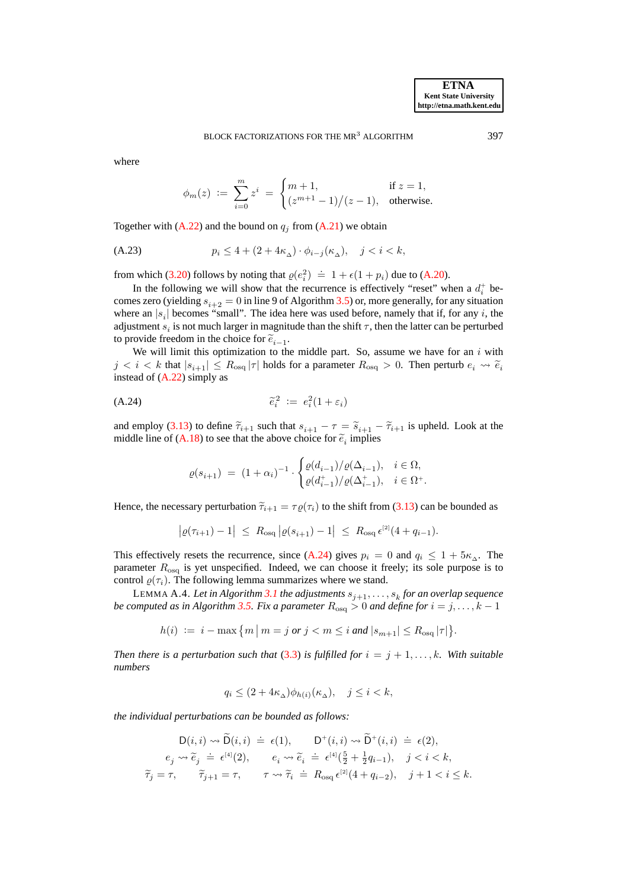where

$$\phi_m(z) \;:=\; \sum_{i=0}^{m} z^i \;=\; \begin{cases} m+1, & \text{if } z=1,\\ (z^{m+1}-1)/(z-1), & \text{otherwise.}\end{cases}$$

Together with (A.22) and the bound on $q_j$ from (A.21) we obtain

$$p_i \le 4 + (2+4\kappa_\Delta)\cdot \phi_{i-j}(\kappa_\Delta), \quad j<i<k, \tag{A.23}$$

from which (3.20) follows by noting that $\varrho(e_i^2) \doteq 1+\epsilon(1+p_i)$ due to (A.20).

In the following we will show that the recurrence is effectively "reset" when a $d_i^+$ becomes zero (yielding $s_{i+2}=0$ in line 9 of Algorithm 3.5) or, more generally, for any situation where an $|s_i|$ becomes "small". The idea here was used before, namely that if, for any $i$, the adjustment $s_i$ is not much larger in magnitude than the shift $\tau$, then the latter can be perturbed to provide freedom in the choice for $\widetilde{e}_{i-1}$.

We will limit this optimization to the middle part. So, assume we have for an $i$ with $j<i<k$ that $|s_{i+1}| \le R_{\text{osq}}\,|\tau|$ holds for a parameter $R_{\text{osq}}>0$. Then perturb $e_i \rightsquigarrow \widetilde{e}_i$ instead of (A.22) simply as

$$\widetilde{e}_i^2 \;:=\; e_i^2(1+\varepsilon_i) \tag{A.24}$$

and employ (3.13) to define $\widetilde{\tau}_{i+1}$ such that $s_{i+1}-\tau = \widetilde{s}_{i+1}-\widetilde{\tau}_{i+1}$ is upheld. Look at the middle line of (A.18) to see that the above choice for $\widetilde{e}_i$ implies

$$\varrho(s_{i+1}) \;=\; (1+\alpha_i)^{-1}\cdot \begin{cases} \varrho(d_{i-1})/\varrho(\Delta_{i-1}), & i\in\Omega,\\ \varrho(d_{i-1}^+)/\varrho(\Delta_{i-1}^+), & i\in\Omega^+.\end{cases}$$

Hence, the necessary perturbation $\widetilde{\tau}_{i+1}=\tau\,\varrho(\tau_i)$ to the shift from (3.13) can be bounded as

$$\big|\varrho(\tau_{i+1})-1\big| \;\le\; R_{\text{osq}}\,\big|\varrho(s_{i+1})-1\big| \;\le\; R_{\text{osq}}\,\epsilon^{[2]}(4+q_{i-1}).$$

This effectively resets the recurrence, since (A.24) gives $p_i=0$ and $q_i \le 1+5\kappa_\Delta$. The parameter $R_{\text{osq}}$ is yet unspecified. Indeed, we can choose it freely; its sole purpose is to control $\varrho(\tau_i)$. The following lemma summarizes where we stand.

LEMMA A.4. *Let in Algorithm 3.1 the adjustments $s_{j+1},\ldots,s_k$ for an overlap sequence be computed as in Algorithm 3.5. Fix a parameter $R_{\text{osq}}>0$ and define for $i=j,\ldots,k-1$*

$$h(i) \;:=\; i - \max\big\{m \,\big|\, m=j \text{ or } j<m\le i \text{ and } |s_{m+1}|\le R_{\text{osq}}\,|\tau|\big\}.$$

*Then there is a perturbation such that (3.3) is fulfilled for $i=j+1,\ldots,k$. With suitable numbers*

$$q_i \le (2+4\kappa_\Delta)\phi_{h(i)}(\kappa_\Delta), \quad j\le i<k,$$

*the individual perturbations can be bounded as follows:*

$$\begin{gathered}
\mathsf{D}(i,i)\rightsquigarrow\widetilde{\mathsf{D}}(i,i) \;\doteq\; \epsilon(1), \qquad \mathsf{D}^+(i,i)\rightsquigarrow\widetilde{\mathsf{D}}^+(i,i) \;\doteq\; \epsilon(2),\\
e_j\rightsquigarrow\widetilde{e}_j \;\doteq\; \epsilon^{[4]}(2), \qquad e_i\rightsquigarrow\widetilde{e}_i \;\doteq\; \epsilon^{[4]}(\tfrac52+\tfrac12 q_{i-1}), \quad j<i<k,\\
\widetilde{\tau}_j=\tau, \qquad \widetilde{\tau}_{j+1}=\tau, \qquad \tau\rightsquigarrow\widetilde{\tau}_i \;\doteq\; R_{\text{osq}}\,\epsilon^{[2]}(4+q_{i-2}), \quad j+1<i\le k.
\end{gathered}$$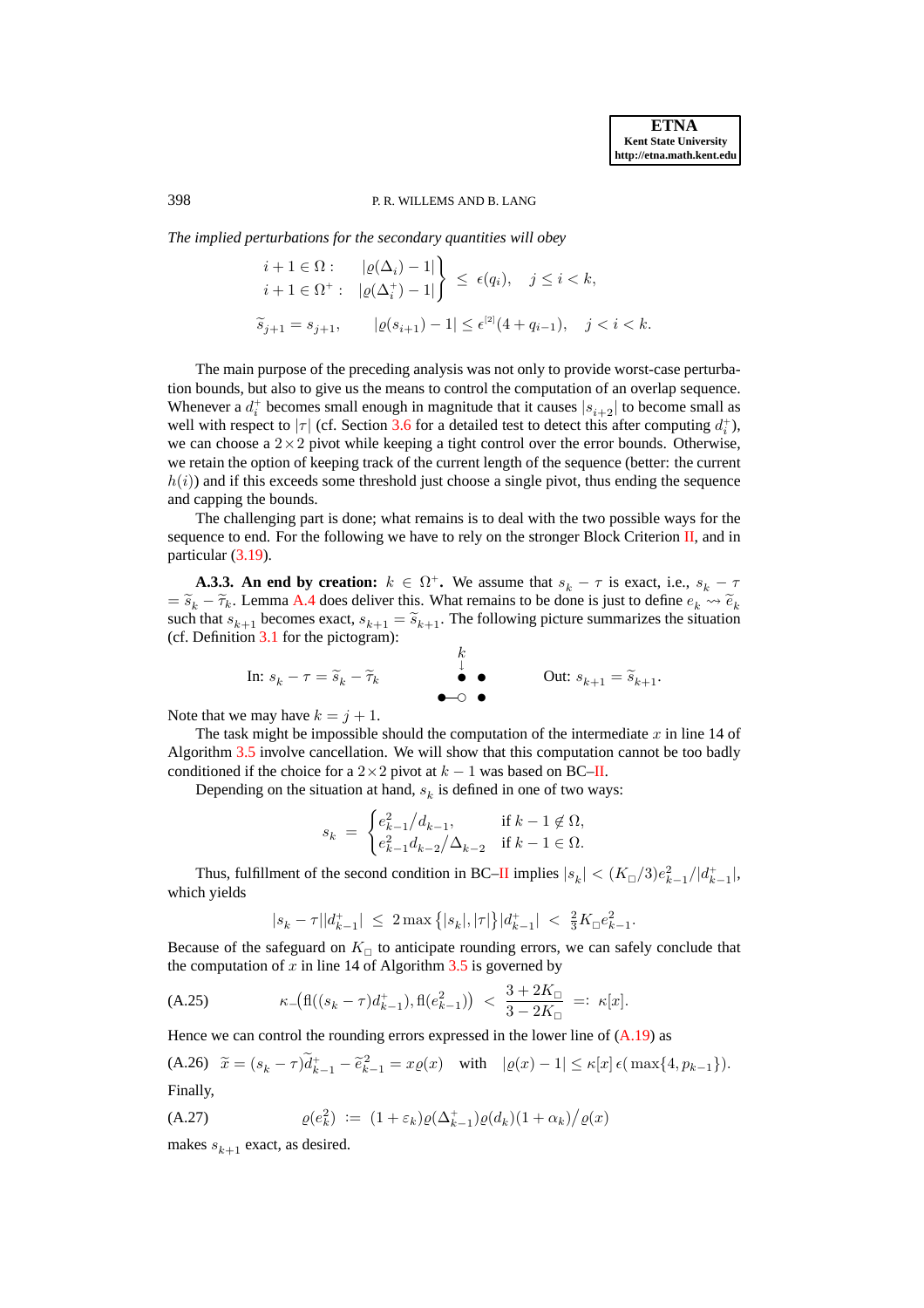*The implied perturbations for the secondary quantities will obey*

$$\left.\begin{array}{ll} i+1\in\Omega: & |\varrho(\Delta_i)-1| \\ i+1\in\Omega^+: & |\varrho(\Delta_i^+)-1| \end{array}\right\} \le \epsilon(q_i), \quad j\le i<k,$$

$$\widetilde{s}_{j+1}=s_{j+1}, \qquad |\varrho(s_{i+1})-1|\le \epsilon^{[2]}(4+q_{i-1}), \quad j<i<k.$$

The main purpose of the preceding analysis was not only to provide worst-case perturbation bounds, but also to give us the means to control the computation of an overlap sequence. Whenever a $d_i^+$ becomes small enough in magnitude that it causes $|s_{i+2}|$ to become small as well with respect to $|\tau|$ (cf. Section 3.6 for a detailed test to detect this after computing $d_i^+$), we can choose a $2\times 2$ pivot while keeping a tight control over the error bounds. Otherwise, we retain the option of keeping track of the current length of the sequence (better: the current $h(i)$) and if this exceeds some threshold just choose a single pivot, thus ending the sequence and capping the bounds.

The challenging part is done; what remains is to deal with the two possible ways for the sequence to end. For the following we have to rely on the stronger Block Criterion II, and in particular (3.19).

**A.3.3. An end by creation:** $k\in\Omega^+$**.** We assume that $s_k-\tau$ is exact, i.e., $s_k-\tau = \widetilde{s}_k-\widetilde{\tau}_k$. Lemma A.4 does deliver this. What remains to be done is just to define $e_k \rightsquigarrow \widetilde{e}_k$ such that $s_{k+1}$ becomes exact, $s_{k+1}=\widetilde{s}_{k+1}$. The following picture summarizes the situation (cf. Definition 3.1 for the pictogram):

In: $s_k-\tau=\widetilde{s}_k-\widetilde{\tau}_k$ (pictogram) Out: $s_{k+1}=\widetilde{s}_{k+1}$.

Note that we may have $k=j+1$.

The task might be impossible should the computation of the intermediate $x$ in line 14 of Algorithm 3.5 involve cancellation. We will show that this computation cannot be too badly conditioned if the choice for a $2\times 2$ pivot at $k-1$ was based on BC–II.

Depending on the situation at hand, $s_k$ is defined in one of two ways:

$$s_k \;=\; \begin{cases} e_{k-1}^2/d_{k-1}, & \text{if } k-1\notin\Omega,\\ e_{k-1}^2 d_{k-2}/\Delta_{k-2} & \text{if } k-1\in\Omega. \end{cases}$$

Thus, fulfillment of the second condition in BC–II implies $|s_k|<(K_\square/3)e_{k-1}^2/|d_{k-1}^+|$, which yields

$$|s_k-\tau||d_{k-1}^+| \;\le\; 2\max\{|s_k|,|\tau|\}|d_{k-1}^+| \;<\; \tfrac{2}{3}K_\square e_{k-1}^2.$$

Because of the safeguard on $K_\square$ to anticipate rounding errors, we can safely conclude that the computation of $x$ in line 14 of Algorithm 3.5 is governed by

$$\kappa_-\big(\mathrm{fl}((s_k-\tau)d_{k-1}^+),\mathrm{fl}(e_{k-1}^2)\big) \;<\; \frac{3+2K_\square}{3-2K_\square} \;=:\; \kappa[x]. \tag{A.25}$$

Hence we can control the rounding errors expressed in the lower line of (A.19) as

$$\widetilde{x}=(s_k-\tau)\widetilde{d}_{k-1}^+-\widetilde{e}_{k-1}^2 = x\varrho(x) \quad \text{with} \quad |\varrho(x)-1|\le\kappa[x]\,\epsilon(\max\{4,p_{k-1}\}). \tag{A.26}$$

Finally,

$$\varrho(e_k^2) \;:=\; (1+\varepsilon_k)\varrho(\Delta_{k-1}^+)\varrho(d_k)(1+\alpha_k)\big/\varrho(x) \tag{A.27}$$

makes $s_{k+1}$ exact, as desired.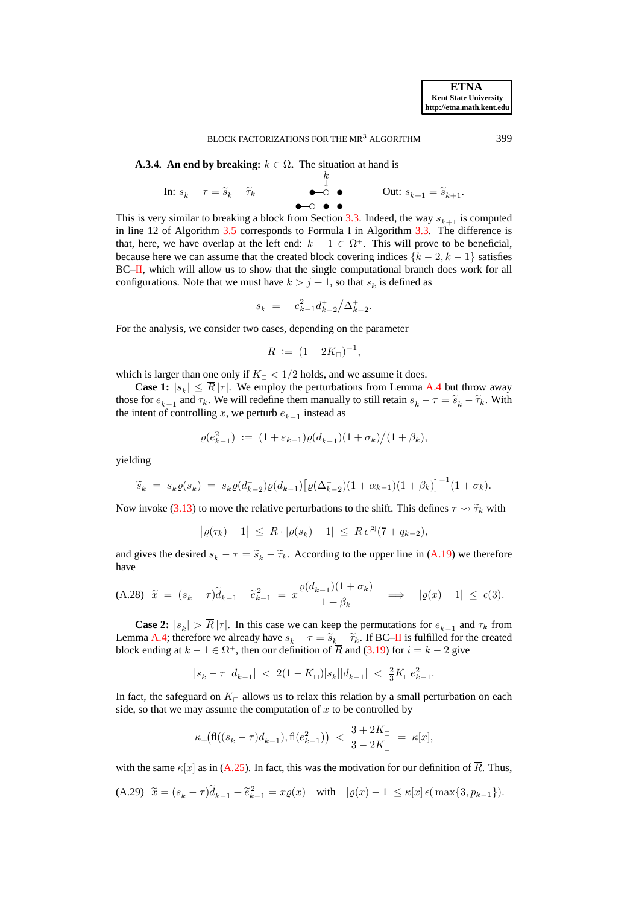**A.3.4. An end by breaking:** $k \in \Omega$. The situation at hand is

In: $s_k - \tau = \widetilde{s}_k - \widetilde{\tau}_k$ Out: $s_{k+1} = \widetilde{s}_{k+1}$.

This is very similar to breaking a block from Section 3.3. Indeed, the way $s_{k+1}$ is computed in line 12 of Algorithm 3.5 corresponds to Formula I in Algorithm 3.3. The difference is that, here, we have overlap at the left end: $k-1 \in \Omega^+$. This will prove to be beneficial, because here we can assume that the created block covering indices $\{k-2, k-1\}$ satisfies BC–II, which will allow us to show that the single computational branch does work for all configurations. Note that we must have $k > j+1$, so that $s_k$ is defined as

$$s_k \;=\; -e_{k-1}^2 d_{k-2}^+ / \Delta_{k-2}^+.$$

For the analysis, we consider two cases, depending on the parameter

$$\overline{R} \;:=\; (1 - 2K_\square)^{-1},$$

which is larger than one only if $K_\square < 1/2$ holds, and we assume it does.

**Case 1:** $|s_k| \le \overline{R}\,|\tau|$. We employ the perturbations from Lemma A.4 but throw away those for $e_{k-1}$ and $\tau_k$. We will redefine them manually to still retain $s_k - \tau = \widetilde{s}_k - \widetilde{\tau}_k$. With the intent of controlling $x$, we perturb $e_{k-1}$ instead as

$$\varrho(e_{k-1}^2) \;:=\; (1+\varepsilon_{k-1})\varrho(d_{k-1})(1+\sigma_k)\big/(1+\beta_k),$$

yielding

$$\widetilde{s}_k \;=\; s_k \varrho(s_k) \;=\; s_k \varrho(d_{k-2}^+)\varrho(d_{k-1})\big[\varrho(\Delta_{k-2}^+)(1+\alpha_{k-1})(1+\beta_k)\big]^{-1}(1+\sigma_k).$$

Now invoke (3.13) to move the relative perturbations to the shift. This defines $\tau \rightsquigarrow \widetilde{\tau}_k$ with

$$\big|\varrho(\tau_k) - 1\big| \;\le\; \overline{R}\cdot|\varrho(s_k) - 1| \;\le\; \overline{R}\,\epsilon^{[2]}(7 + q_{k-2}),$$

and gives the desired $s_k - \tau = \widetilde{s}_k - \widetilde{\tau}_k$. According to the upper line in (A.19) we therefore have

$$\text{(A.28)}\quad \widetilde{x} \;=\; (s_k - \tau)\widetilde{d}_{k-1} + \widetilde{e}_{k-1}^2 \;=\; x\frac{\varrho(d_{k-1})(1+\sigma_k)}{1+\beta_k} \quad\Longrightarrow\quad |\varrho(x) - 1| \;\le\; \epsilon(3).$$

**Case 2:** $|s_k| > \overline{R}\,|\tau|$. In this case we can keep the permutations for $e_{k-1}$ and $\tau_k$ from Lemma A.4; therefore we already have $s_k - \tau = \widetilde{s}_k - \widetilde{\tau}_k$. If BC–II is fulfilled for the created block ending at $k-1 \in \Omega^+$, then our definition of $\overline{R}$ and (3.19) for $i = k-2$ give

$$|s_k - \tau||d_{k-1}| \;<\; 2(1 - K_\square)|s_k||d_{k-1}| \;<\; \tfrac{2}{3}K_\square e_{k-1}^2.$$

In fact, the safeguard on $K_\square$ allows us to relax this relation by a small perturbation on each side, so that we may assume the computation of $x$ to be controlled by

$$\kappa_+\big(\mathrm{fl}((s_k - \tau)d_{k-1}), \mathrm{fl}(e_{k-1}^2)\big) \;<\; \frac{3 + 2K_\square}{3 - 2K_\square} \;=\; \kappa[x],$$

with the same $\kappa[x]$ as in (A.25). In fact, this was the motivation for our definition of $\overline{R}$. Thus,

$$\text{(A.29)}\quad \widetilde{x} = (s_k - \tau)\widetilde{d}_{k-1} + \widetilde{e}_{k-1}^2 = x\varrho(x) \quad\text{with}\quad |\varrho(x) - 1| \le \kappa[x]\,\epsilon(\max\{3, p_{k-1}\}).$$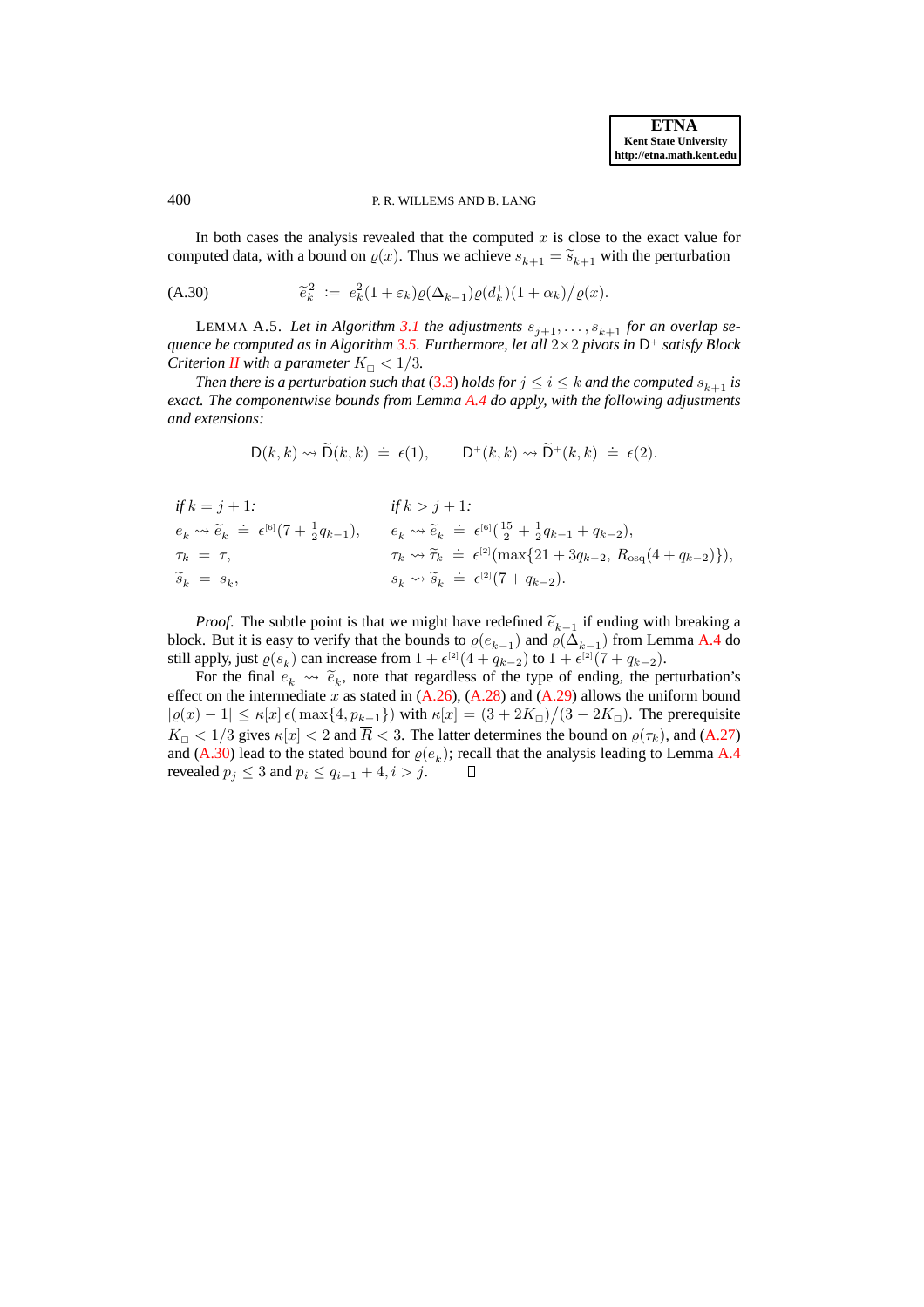In both cases the analysis revealed that the computed $x$ is close to the exact value for computed data, with a bound on $\varrho(x)$. Thus we achieve $s_{k+1} = \widetilde{s}_{k+1}$ with the perturbation

$$\widetilde{e}_k^2 := e_k^2(1+\varepsilon_k)\varrho(\Delta_{k-1})\varrho(d_k^+)(1+\alpha_k)\big/\varrho(x). \tag{A.30}$$

LEMMA A.5. *Let in Algorithm 3.1 the adjustments $s_{j+1}, \ldots, s_{k+1}$ for an overlap sequence be computed as in Algorithm 3.5. Furthermore, let all $2\times 2$ pivots in $\mathsf{D}^+$ satisfy Block Criterion II with a parameter $K_\square < 1/3$.*

*Then there is a perturbation such that (3.3) holds for $j \le i \le k$ and the computed $s_{k+1}$ is exact. The componentwise bounds from Lemma A.4 do apply, with the following adjustments and extensions:*

$$\mathsf{D}(k,k) \rightsquigarrow \widetilde{\mathsf{D}}(k,k) \;\doteq\; \epsilon(1), \qquad \mathsf{D}^+(k,k) \rightsquigarrow \widetilde{\mathsf{D}}^+(k,k) \;\doteq\; \epsilon(2).$$

| | |
|---|---|
| *if* $k = j+1$: | *if* $k > j+1$: |
| $e_k \rightsquigarrow \widetilde{e}_k \;\doteq\; \epsilon^{[6]}(7 + \frac{1}{2}q_{k-1})$, | $e_k \rightsquigarrow \widetilde{e}_k \;\doteq\; \epsilon^{[6]}(\frac{15}{2} + \frac{1}{2}q_{k-1} + q_{k-2})$, |
| $\tau_k \;=\; \tau$, | $\tau_k \rightsquigarrow \widetilde{\tau}_k \;\doteq\; \epsilon^{[2]}(\max\{21 + 3q_{k-2},\, R_{\mathrm{osq}}(4 + q_{k-2})\})$, |
| $\widetilde{s}_k \;=\; s_k$, | $s_k \rightsquigarrow \widetilde{s}_k \;\doteq\; \epsilon^{[2]}(7 + q_{k-2})$. |

*Proof.* The subtle point is that we might have redefined $\widetilde{e}_{k-1}$ if ending with breaking a block. But it is easy to verify that the bounds to $\varrho(e_{k-1})$ and $\varrho(\Delta_{k-1})$ from Lemma A.4 do still apply, just $\varrho(s_k)$ can increase from $1 + \epsilon^{[2]}(4 + q_{k-2})$ to $1 + \epsilon^{[2]}(7 + q_{k-2})$.

For the final $e_k \rightsquigarrow \widetilde{e}_k$, note that regardless of the type of ending, the perturbation's effect on the intermediate $x$ as stated in (A.26), (A.28) and (A.29) allows the uniform bound $|\varrho(x) - 1| \le \kappa[x]\,\epsilon(\max\{4, p_{k-1}\})$ with $\kappa[x] = (3 + 2K_\square)/(3 - 2K_\square)$. The prerequisite $K_\square < 1/3$ gives $\kappa[x] < 2$ and $\overline{R} < 3$. The latter determines the bound on $\varrho(\tau_k)$, and (A.27) and (A.30) lead to the stated bound for $\varrho(e_k)$; recall that the analysis leading to Lemma A.4 revealed $p_j \le 3$ and $p_i \le q_{i-1} + 4$, $i > j$. $\square$